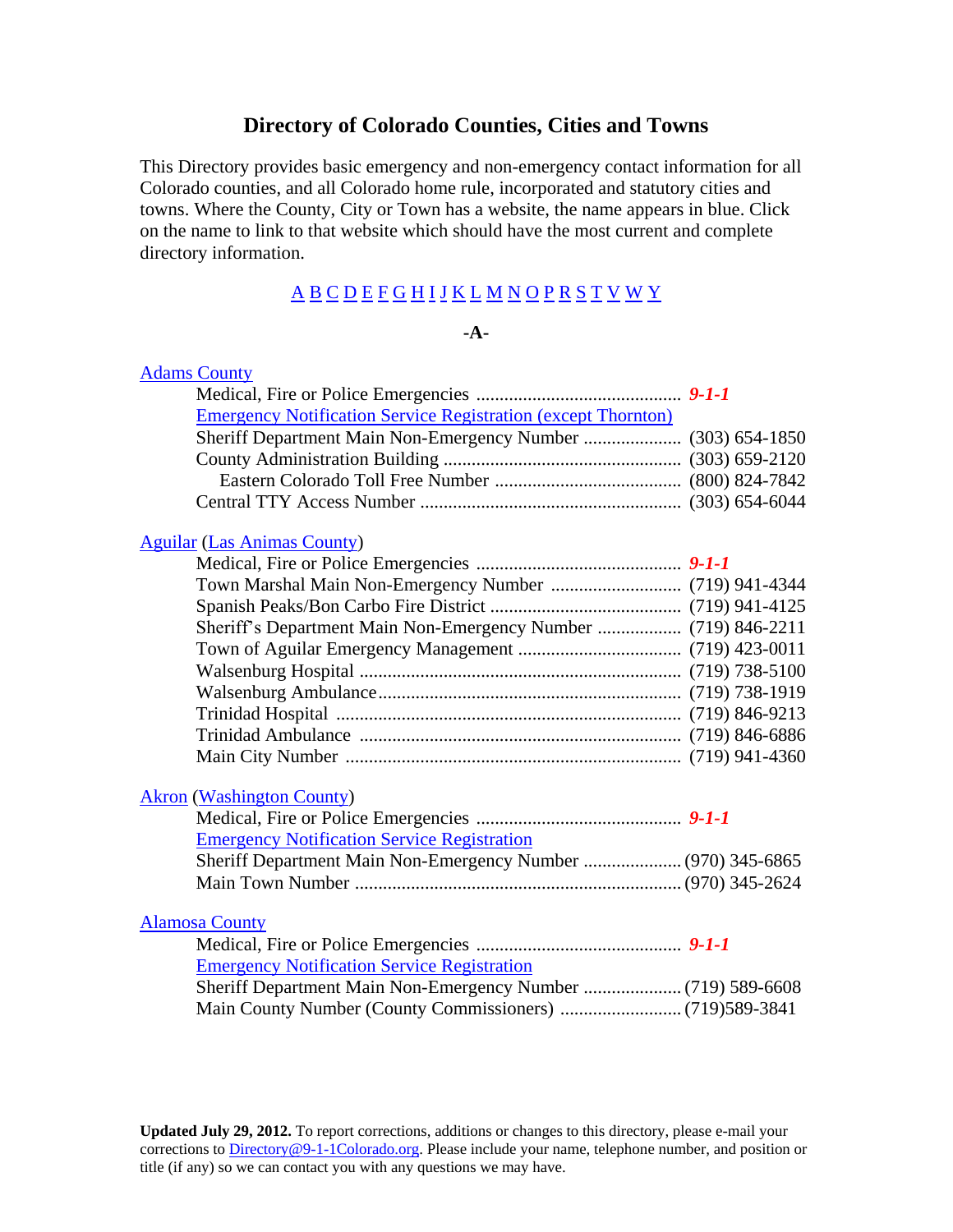# Directory of Colorado Counties, Cities and Towns

This Directory provides basic emergency and non-emergency contact information for all Colorado counties, and all Colorado home rule, incorporated and statutory cities and towns. Where the County, City or Town has a website, the name appears in blue. Click on the name to link to that website which should have the most current and complete directory information.

A B C D E F G H I J K L M N O P R S T V W Y

## -A-

### Adams County

- Medical, Fire or Police Emergencies ............................................ ***9-1-1***
- Emergency Notification Service Registration (except Thornton)
- Sheriff Department Main Non-Emergency Number ..................... (303) 654-1850
- County Administration Building .................................................. (303) 659-2120
  - Eastern Colorado Toll Free Number ........................................ (800) 824-7842
- Central TTY Access Number ........................................................ (303) 654-6044

### Aguilar (Las Animas County)

- Medical, Fire or Police Emergencies ............................................ ***9-1-1***
- Town Marshal Main Non-Emergency Number ............................ (719) 941-4344
- Spanish Peaks/Bon Carbo Fire District ......................................... (719) 941-4125
- Sheriff's Department Main Non-Emergency Number .................. (719) 846-2211
- Town of Aguilar Emergency Management .................................. (719) 423-0011
- Walsenburg Hospital .................................................................... (719) 738-5100
- Walsenburg Ambulance................................................................ (719) 738-1919
- Trinidad Hospital ......................................................................... (719) 846-9213
- Trinidad Ambulance .................................................................... (719) 846-6886
- Main City Number ....................................................................... (719) 941-4360

### Akron (Washington County)

- Medical, Fire or Police Emergencies ............................................ ***9-1-1***
- Emergency Notification Service Registration
- Sheriff Department Main Non-Emergency Number ..................... (970) 345-6865
- Main Town Number ..................................................................... (970) 345-2624

### Alamosa County

- Medical, Fire or Police Emergencies ............................................ ***9-1-1***
- Emergency Notification Service Registration
- Sheriff Department Main Non-Emergency Number ..................... (719) 589-6608
- Main County Number (County Commissioners) .......................... (719)589-3841

**Updated July 29, 2012.** To report corrections, additions or changes to this directory, please e-mail your corrections to Directory@9-1-1Colorado.org. Please include your name, telephone number, and position or title (if any) so we can contact you with any questions we may have.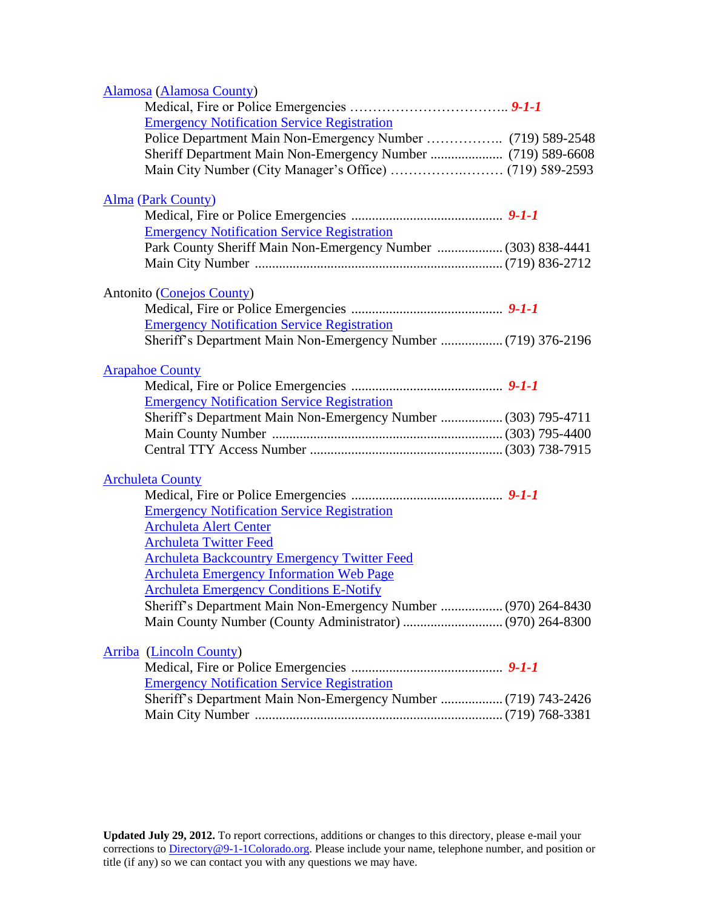Alamosa (Alamosa County)

Medical, Fire or Police Emergencies .................................. ***9-1-1***

Emergency Notification Service Registration

Police Department Main Non-Emergency Number ................ (719) 589-2548

Sheriff Department Main Non-Emergency Number ..................... (719) 589-6608

Main City Number (City Manager's Office) ........................ (719) 589-2593

Alma (Park County)

Medical, Fire or Police Emergencies ........................................... ***9-1-1***

Emergency Notification Service Registration

Park County Sheriff Main Non-Emergency Number ................... (303) 838-4441

Main City Number ....................................................................... (719) 836-2712

Antonito (Conejos County)

Medical, Fire or Police Emergencies ........................................... ***9-1-1***

Emergency Notification Service Registration

Sheriff's Department Main Non-Emergency Number .................. (719) 376-2196

Arapahoe County

Medical, Fire or Police Emergencies ........................................... ***9-1-1***

Emergency Notification Service Registration

Sheriff's Department Main Non-Emergency Number .................. (303) 795-4711

Main County Number .................................................................. (303) 795-4400

Central TTY Access Number ....................................................... (303) 738-7915

Archuleta County

Medical, Fire or Police Emergencies ........................................... ***9-1-1***

Emergency Notification Service Registration

Archuleta Alert Center

Archuleta Twitter Feed

Archuleta Backcountry Emergency Twitter Feed

Archuleta Emergency Information Web Page

Archuleta Emergency Conditions E-Notify

Sheriff's Department Main Non-Emergency Number .................. (970) 264-8430

Main County Number (County Administrator) ............................. (970) 264-8300

Arriba (Lincoln County)

Medical, Fire or Police Emergencies ........................................... ***9-1-1***

Emergency Notification Service Registration

Sheriff's Department Main Non-Emergency Number .................. (719) 743-2426

Main City Number ....................................................................... (719) 768-3381

**Updated July 29, 2012.** To report corrections, additions or changes to this directory, please e-mail your corrections to Directory@9-1-1Colorado.org. Please include your name, telephone number, and position or title (if any) so we can contact you with any questions we may have.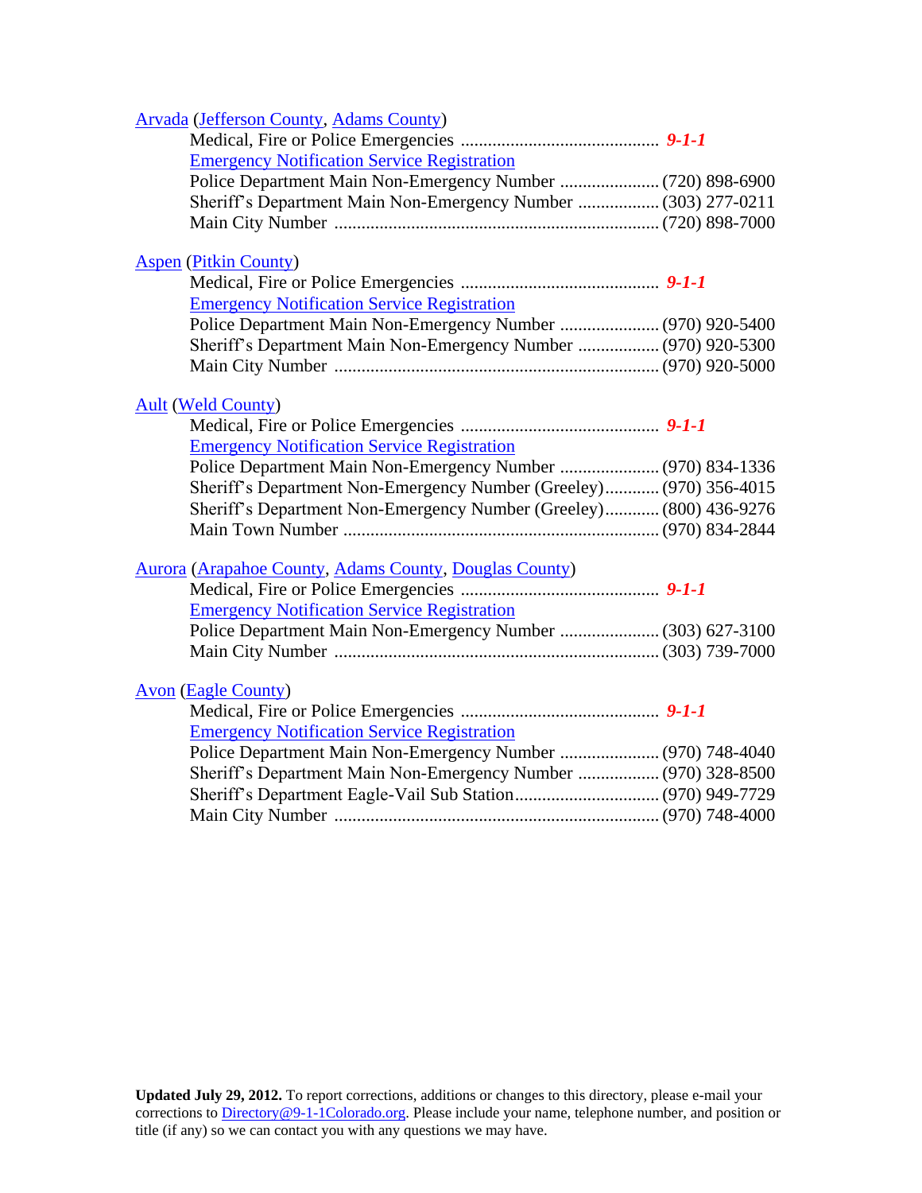Arvada (Jefferson County, Adams County)

Medical, Fire or Police Emergencies ............................................ ***9-1-1***

Emergency Notification Service Registration

Police Department Main Non-Emergency Number ...................... (720) 898-6900

Sheriff's Department Main Non-Emergency Number .................. (303) 277-0211

Main City Number ....................................................................... (720) 898-7000

Aspen (Pitkin County)

Medical, Fire or Police Emergencies ............................................ ***9-1-1***

Emergency Notification Service Registration

Police Department Main Non-Emergency Number ...................... (970) 920-5400

Sheriff's Department Main Non-Emergency Number .................. (970) 920-5300

Main City Number ....................................................................... (970) 920-5000

Ault (Weld County)

Medical, Fire or Police Emergencies ............................................ ***9-1-1***

Emergency Notification Service Registration

Police Department Main Non-Emergency Number ...................... (970) 834-1336

Sheriff's Department Non-Emergency Number (Greeley)............ (970) 356-4015

Sheriff's Department Non-Emergency Number (Greeley)............ (800) 436-9276

Main Town Number ...................................................................... (970) 834-2844

Aurora (Arapahoe County, Adams County, Douglas County)

Medical, Fire or Police Emergencies ............................................ ***9-1-1***

Emergency Notification Service Registration

Police Department Main Non-Emergency Number ...................... (303) 627-3100

Main City Number ....................................................................... (303) 739-7000

Avon (Eagle County)

Medical, Fire or Police Emergencies ............................................ ***9-1-1***

Emergency Notification Service Registration

Police Department Main Non-Emergency Number ...................... (970) 748-4040

Sheriff's Department Main Non-Emergency Number .................. (970) 328-8500

Sheriff's Department Eagle-Vail Sub Station................................ (970) 949-7729

Main City Number ....................................................................... (970) 748-4000

**Updated July 29, 2012.** To report corrections, additions or changes to this directory, please e-mail your corrections to Directory@9-1-1Colorado.org. Please include your name, telephone number, and position or title (if any) so we can contact you with any questions we may have.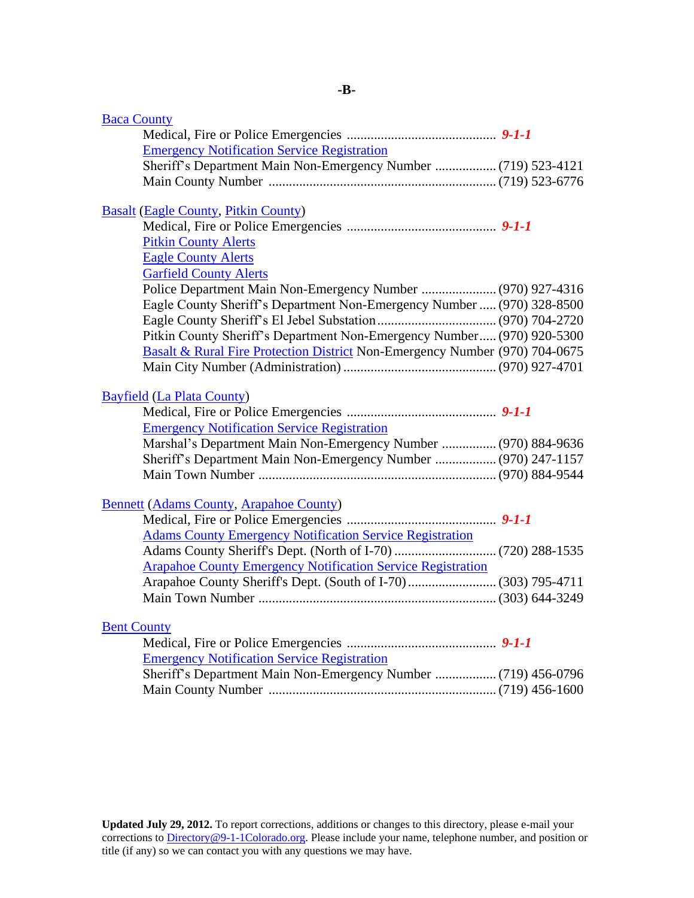# -B-

## Baca County

- Medical, Fire or Police Emergencies ............................................ ***9-1-1***
- Emergency Notification Service Registration
- Sheriff's Department Main Non-Emergency Number .................. (719) 523-4121
- Main County Number .................................................................. (719) 523-6776

## Basalt (Eagle County, Pitkin County)

- Medical, Fire or Police Emergencies ............................................ ***9-1-1***
- Pitkin County Alerts
- Eagle County Alerts
- Garfield County Alerts
- Police Department Main Non-Emergency Number ...................... (970) 927-4316
- Eagle County Sheriff's Department Non-Emergency Number ..... (970) 328-8500
- Eagle County Sheriff's El Jebel Substation .................................. (970) 704-2720
- Pitkin County Sheriff's Department Non-Emergency Number..... (970) 920-5300
- Basalt & Rural Fire Protection District Non-Emergency Number (970) 704-0675
- Main City Number (Administration) ............................................ (970) 927-4701

## Bayfield (La Plata County)

- Medical, Fire or Police Emergencies ............................................ ***9-1-1***
- Emergency Notification Service Registration
- Marshal's Department Main Non-Emergency Number ................ (970) 884-9636
- Sheriff's Department Main Non-Emergency Number .................. (970) 247-1157
- Main Town Number ..................................................................... (970) 884-9544

## Bennett (Adams County, Arapahoe County)

- Medical, Fire or Police Emergencies ............................................ ***9-1-1***
- Adams County Emergency Notification Service Registration
- Adams County Sheriff's Dept. (North of I-70) ............................. (720) 288-1535
- Arapahoe County Emergency Notification Service Registration
- Arapahoe County Sheriff's Dept. (South of I-70) .......................... (303) 795-4711
- Main Town Number ..................................................................... (303) 644-3249

## Bent County

- Medical, Fire or Police Emergencies ............................................ ***9-1-1***
- Emergency Notification Service Registration
- Sheriff's Department Main Non-Emergency Number .................. (719) 456-0796
- Main County Number .................................................................. (719) 456-1600

**Updated July 29, 2012.** To report corrections, additions or changes to this directory, please e-mail your corrections to Directory@9-1-1Colorado.org. Please include your name, telephone number, and position or title (if any) so we can contact you with any questions we may have.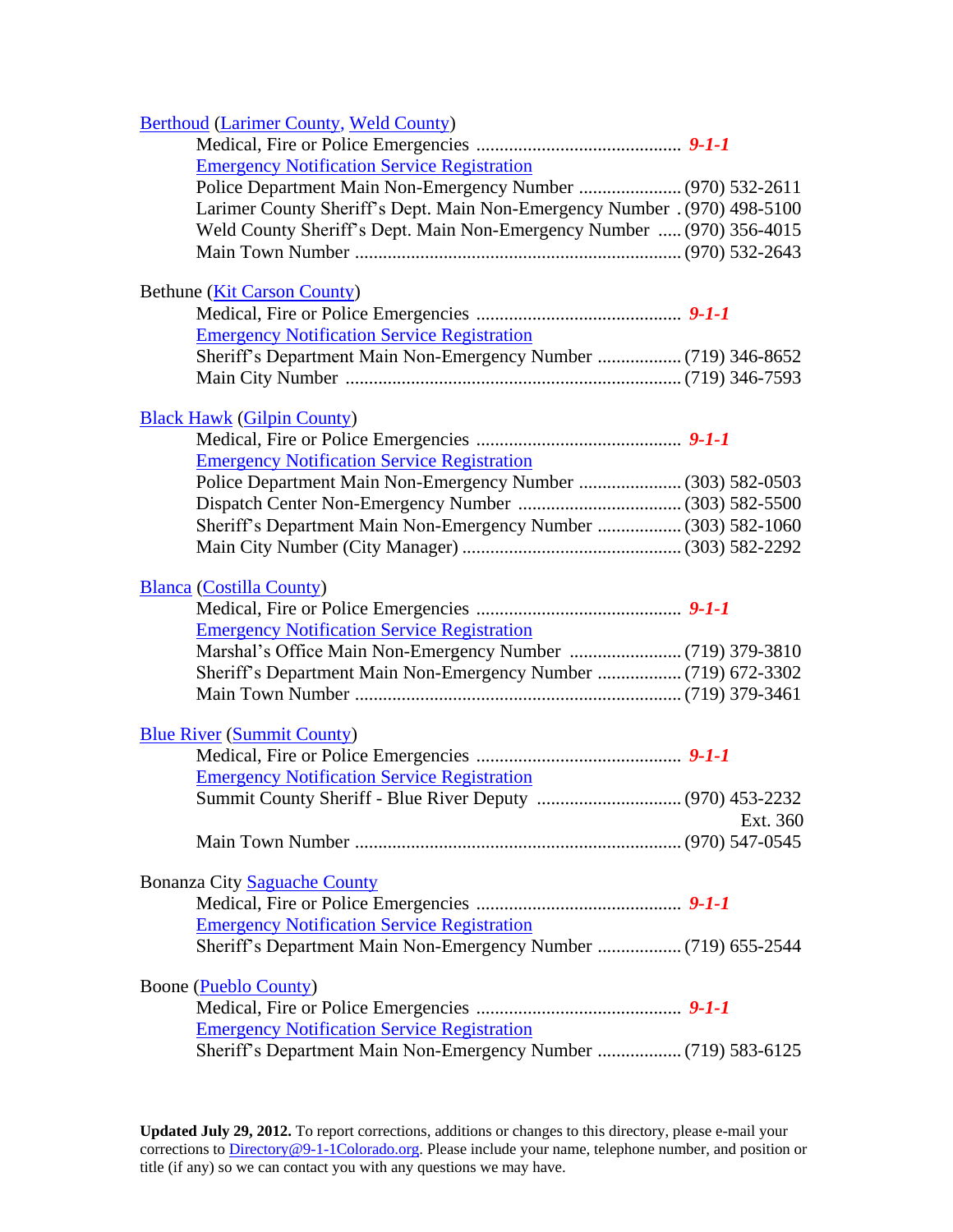Berthoud (Larimer County, Weld County)

- Medical, Fire or Police Emergencies ............................................ ***9-1-1***
- Emergency Notification Service Registration
- Police Department Main Non-Emergency Number ...................... (970) 532-2611
- Larimer County Sheriff's Dept. Main Non-Emergency Number . (970) 498-5100
- Weld County Sheriff's Dept. Main Non-Emergency Number ..... (970) 356-4015
- Main Town Number ...................................................................... (970) 532-2643

Bethune (Kit Carson County)

- Medical, Fire or Police Emergencies ............................................ ***9-1-1***
- Emergency Notification Service Registration
- Sheriff's Department Main Non-Emergency Number .................. (719) 346-8652
- Main City Number ........................................................................ (719) 346-7593

Black Hawk (Gilpin County)

- Medical, Fire or Police Emergencies ............................................ ***9-1-1***
- Emergency Notification Service Registration
- Police Department Main Non-Emergency Number ...................... (303) 582-0503
- Dispatch Center Non-Emergency Number ................................... (303) 582-5500
- Sheriff's Department Main Non-Emergency Number .................. (303) 582-1060
- Main City Number (City Manager) ............................................... (303) 582-2292

Blanca (Costilla County)

- Medical, Fire or Police Emergencies ............................................ ***9-1-1***
- Emergency Notification Service Registration
- Marshal's Office Main Non-Emergency Number ........................ (719) 379-3810
- Sheriff's Department Main Non-Emergency Number .................. (719) 672-3302
- Main Town Number ...................................................................... (719) 379-3461

Blue River (Summit County)

- Medical, Fire or Police Emergencies ............................................ ***9-1-1***
- Emergency Notification Service Registration
- Summit County Sheriff - Blue River Deputy ............................... (970) 453-2232 Ext. 360
- Main Town Number ...................................................................... (970) 547-0545

Bonanza City Saguache County

- Medical, Fire or Police Emergencies ............................................ ***9-1-1***
- Emergency Notification Service Registration
- Sheriff's Department Main Non-Emergency Number .................. (719) 655-2544

Boone (Pueblo County)

- Medical, Fire or Police Emergencies ............................................ ***9-1-1***
- Emergency Notification Service Registration
- Sheriff's Department Main Non-Emergency Number .................. (719) 583-6125

**Updated July 29, 2012.** To report corrections, additions or changes to this directory, please e-mail your corrections to Directory@9-1-1Colorado.org. Please include your name, telephone number, and position or title (if any) so we can contact you with any questions we may have.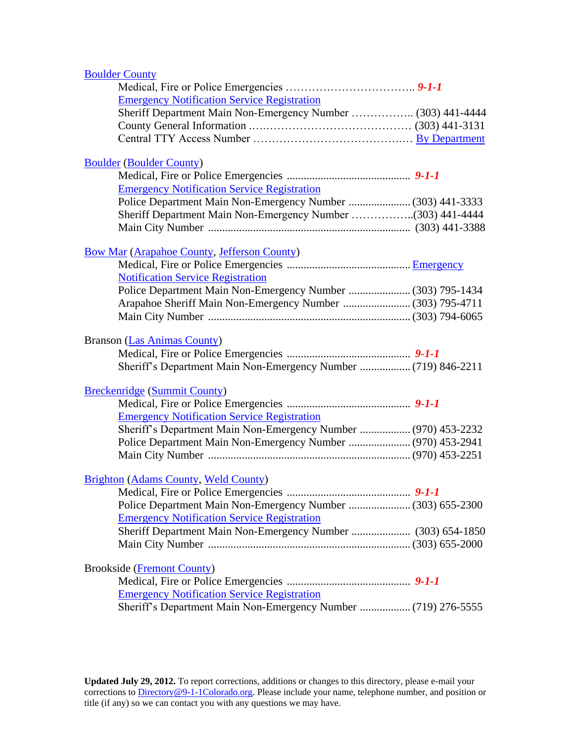Boulder County

- Medical, Fire or Police Emergencies ………………………………. ***9-1-1***
- Emergency Notification Service Registration
- Sheriff Department Main Non-Emergency Number …………….. (303) 441-4444
- County General Information ……………………………………… (303) 441-3131
- Central TTY Access Number ……………………………………. By Department

Boulder (Boulder County)

- Medical, Fire or Police Emergencies ........................................... ***9-1-1***
- Emergency Notification Service Registration
- Police Department Main Non-Emergency Number ...................... (303) 441-3333
- Sheriff Department Main Non-Emergency Number ……………..(303) 441-4444
- Main City Number ....................................................................... (303) 441-3388

Bow Mar (Arapahoe County, Jefferson County)

- Medical, Fire or Police Emergencies ........................................... Emergency Notification Service Registration
- Police Department Main Non-Emergency Number ...................... (303) 795-1434
- Arapahoe Sheriff Main Non-Emergency Number ........................ (303) 795-4711
- Main City Number ....................................................................... (303) 794-6065

Branson (Las Animas County)

- Medical, Fire or Police Emergencies ........................................... ***9-1-1***
- Sheriff's Department Main Non-Emergency Number .................. (719) 846-2211

Breckenridge (Summit County)

- Medical, Fire or Police Emergencies ........................................... ***9-1-1***
- Emergency Notification Service Registration
- Sheriff's Department Main Non-Emergency Number .................. (970) 453-2232
- Police Department Main Non-Emergency Number ...................... (970) 453-2941
- Main City Number ....................................................................... (970) 453-2251

Brighton (Adams County, Weld County)

- Medical, Fire or Police Emergencies ........................................... ***9-1-1***
- Police Department Main Non-Emergency Number ...................... (303) 655-2300
- Emergency Notification Service Registration
- Sheriff Department Main Non-Emergency Number ..................... (303) 654-1850
- Main City Number ....................................................................... (303) 655-2000

Brookside (Fremont County)

- Medical, Fire or Police Emergencies ........................................... ***9-1-1***
- Emergency Notification Service Registration
- Sheriff's Department Main Non-Emergency Number .................. (719) 276-5555

**Updated July 29, 2012.** To report corrections, additions or changes to this directory, please e-mail your corrections to Directory@9-1-1Colorado.org. Please include your name, telephone number, and position or title (if any) so we can contact you with any questions we may have.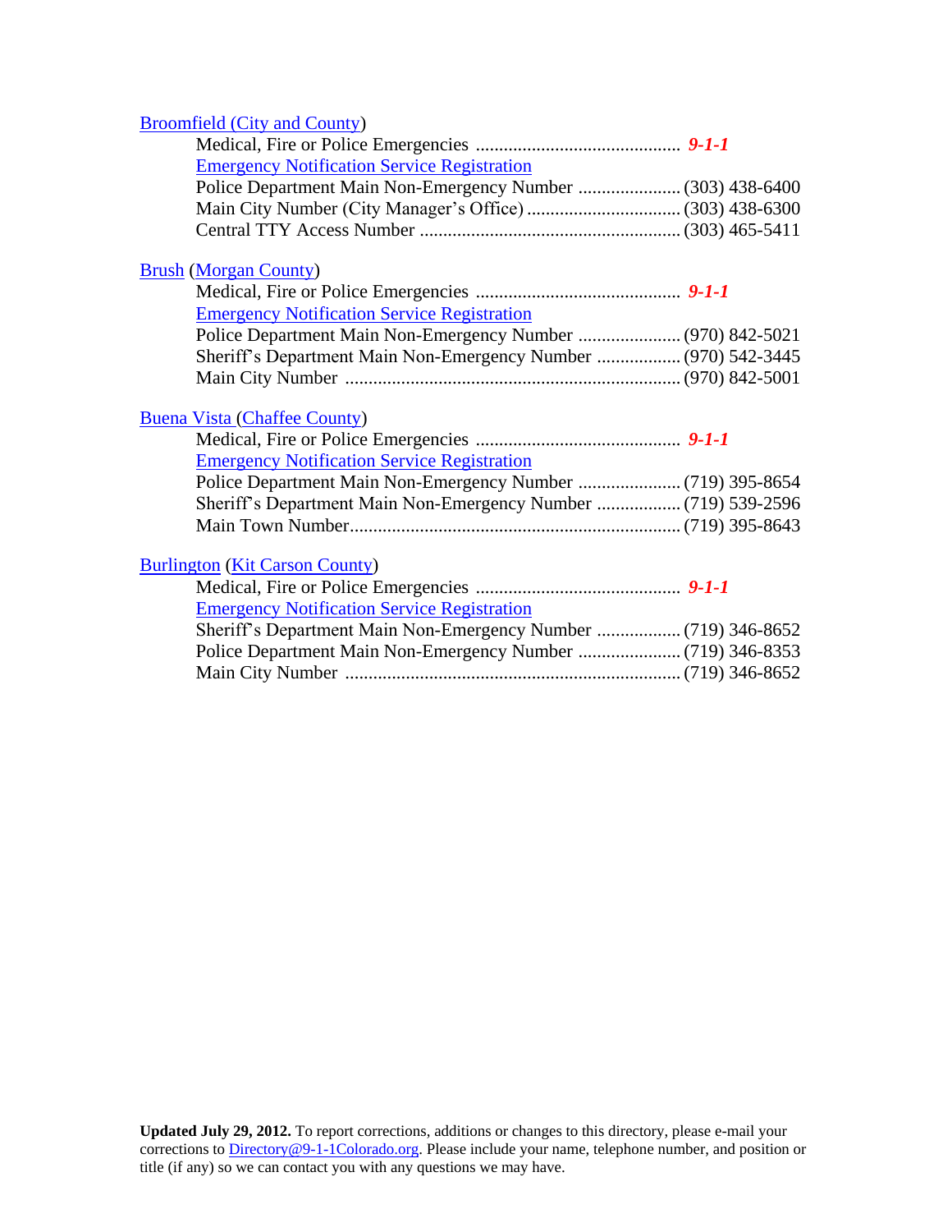Broomfield (City and County)

Medical, Fire or Police Emergencies ............................................ ***9-1-1***

Emergency Notification Service Registration

Police Department Main Non-Emergency Number ...................... (303) 438-6400

Main City Number (City Manager's Office) ................................. (303) 438-6300

Central TTY Access Number ........................................................ (303) 465-5411

Brush (Morgan County)

Medical, Fire or Police Emergencies ............................................ ***9-1-1***

Emergency Notification Service Registration

Police Department Main Non-Emergency Number ...................... (970) 842-5021

Sheriff's Department Main Non-Emergency Number .................. (970) 542-3445

Main City Number ........................................................................ (970) 842-5001

Buena Vista (Chaffee County)

Medical, Fire or Police Emergencies ............................................ ***9-1-1***

Emergency Notification Service Registration

Police Department Main Non-Emergency Number ...................... (719) 395-8654

Sheriff's Department Main Non-Emergency Number .................. (719) 539-2596

Main Town Number....................................................................... (719) 395-8643

Burlington (Kit Carson County)

Medical, Fire or Police Emergencies ............................................ ***9-1-1***

Emergency Notification Service Registration

Sheriff's Department Main Non-Emergency Number .................. (719) 346-8652

Police Department Main Non-Emergency Number ...................... (719) 346-8353

Main City Number ........................................................................ (719) 346-8652

**Updated July 29, 2012.** To report corrections, additions or changes to this directory, please e-mail your corrections to Directory@9-1-1Colorado.org. Please include your name, telephone number, and position or title (if any) so we can contact you with any questions we may have.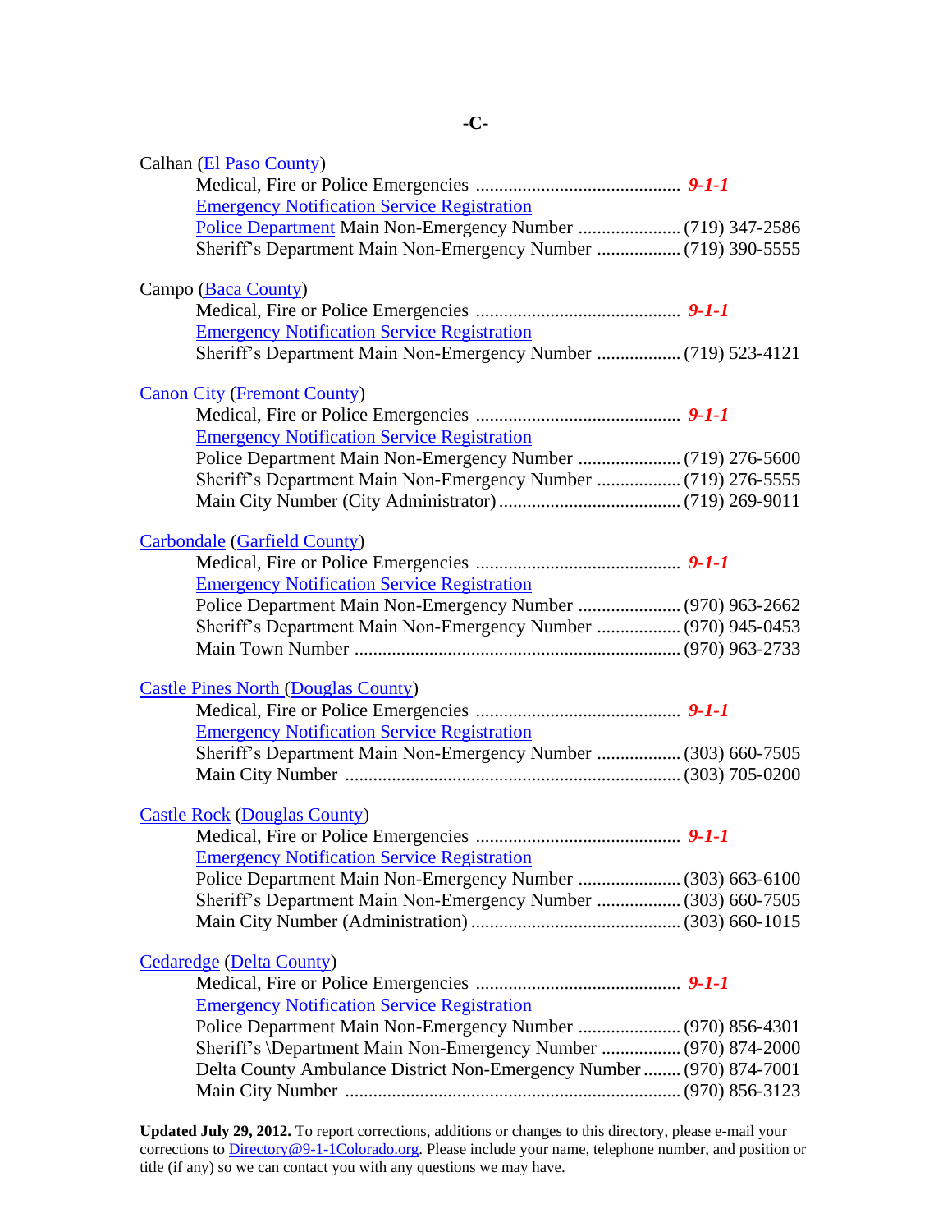# -C-

Calhan (El Paso County)

- Medical, Fire or Police Emergencies ............................................ ***9-1-1***
- Emergency Notification Service Registration
- Police Department Main Non-Emergency Number ...................... (719) 347-2586
- Sheriff's Department Main Non-Emergency Number .................. (719) 390-5555

Campo (Baca County)

- Medical, Fire or Police Emergencies ............................................ ***9-1-1***
- Emergency Notification Service Registration
- Sheriff's Department Main Non-Emergency Number .................. (719) 523-4121

Canon City (Fremont County)

- Medical, Fire or Police Emergencies ............................................ ***9-1-1***
- Emergency Notification Service Registration
- Police Department Main Non-Emergency Number ...................... (719) 276-5600
- Sheriff's Department Main Non-Emergency Number .................. (719) 276-5555
- Main City Number (City Administrator) ....................................... (719) 269-9011

Carbondale (Garfield County)

- Medical, Fire or Police Emergencies ............................................ ***9-1-1***
- Emergency Notification Service Registration
- Police Department Main Non-Emergency Number ...................... (970) 963-2662
- Sheriff's Department Main Non-Emergency Number .................. (970) 945-0453
- Main Town Number ...................................................................... (970) 963-2733

Castle Pines North (Douglas County)

- Medical, Fire or Police Emergencies ............................................ ***9-1-1***
- Emergency Notification Service Registration
- Sheriff's Department Main Non-Emergency Number .................. (303) 660-7505
- Main City Number ........................................................................ (303) 705-0200

Castle Rock (Douglas County)

- Medical, Fire or Police Emergencies ............................................ ***9-1-1***
- Emergency Notification Service Registration
- Police Department Main Non-Emergency Number ...................... (303) 663-6100
- Sheriff's Department Main Non-Emergency Number .................. (303) 660-7505
- Main City Number (Administration) ............................................. (303) 660-1015

Cedaredge (Delta County)

- Medical, Fire or Police Emergencies ............................................ ***9-1-1***
- Emergency Notification Service Registration
- Police Department Main Non-Emergency Number ...................... (970) 856-4301
- Sheriff's \Department Main Non-Emergency Number ................. (970) 874-2000
- Delta County Ambulance District Non-Emergency Number ........ (970) 874-7001
- Main City Number ........................................................................ (970) 856-3123

**Updated July 29, 2012.** To report corrections, additions or changes to this directory, please e-mail your corrections to Directory@9-1-1Colorado.org. Please include your name, telephone number, and position or title (if any) so we can contact you with any questions we may have.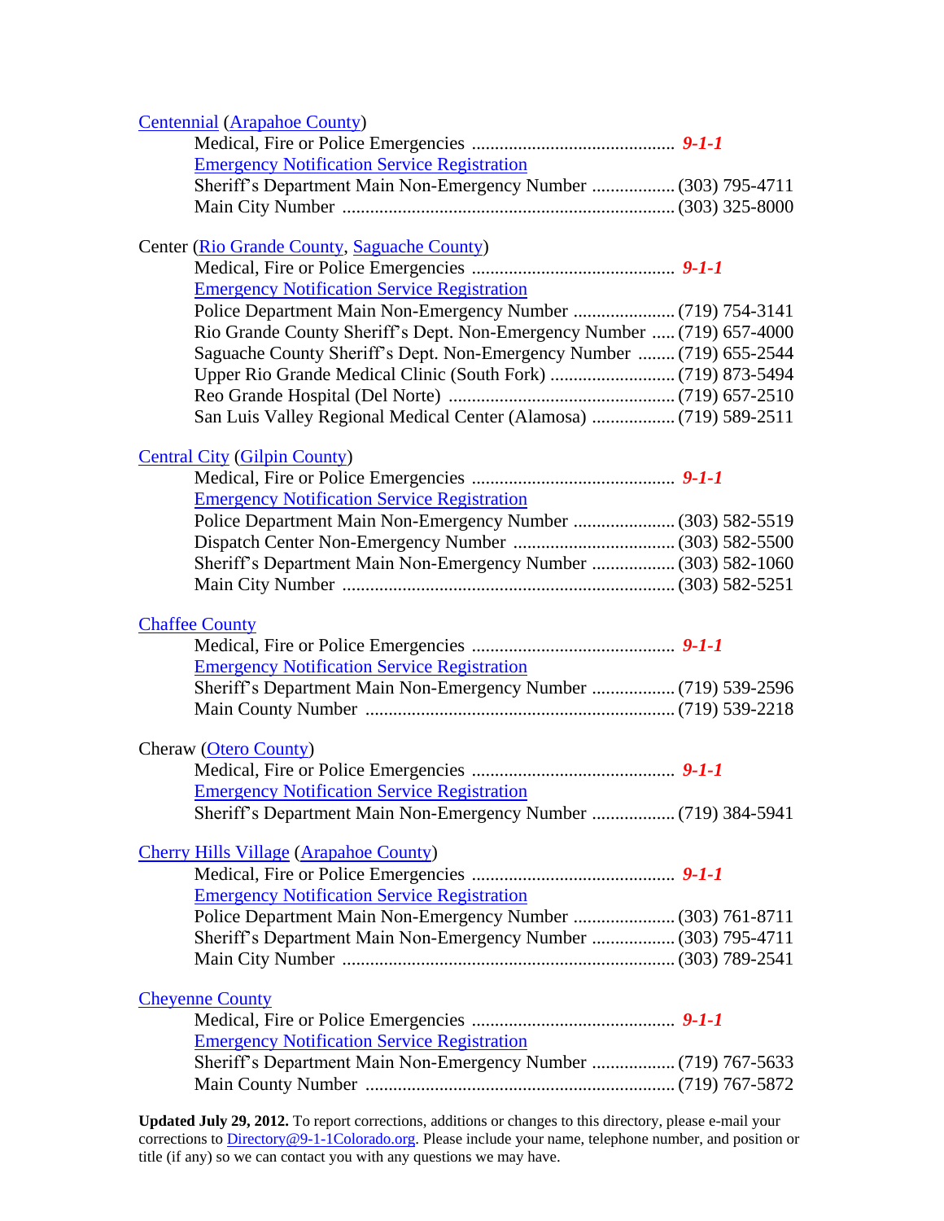Centennial (Arapahoe County)

- Medical, Fire or Police Emergencies ............................................ ***9-1-1***
- Emergency Notification Service Registration
- Sheriff's Department Main Non-Emergency Number .................. (303) 795-4711
- Main City Number ....................................................................... (303) 325-8000

Center (Rio Grande County, Saguache County)

- Medical, Fire or Police Emergencies ............................................ ***9-1-1***
- Emergency Notification Service Registration
- Police Department Main Non-Emergency Number ...................... (719) 754-3141
- Rio Grande County Sheriff's Dept. Non-Emergency Number ..... (719) 657-4000
- Saguache County Sheriff's Dept. Non-Emergency Number ........ (719) 655-2544
- Upper Rio Grande Medical Clinic (South Fork) ........................... (719) 873-5494
- Reo Grande Hospital (Del Norte) ................................................ (719) 657-2510
- San Luis Valley Regional Medical Center (Alamosa) .................. (719) 589-2511

Central City (Gilpin County)

- Medical, Fire or Police Emergencies ............................................ ***9-1-1***
- Emergency Notification Service Registration
- Police Department Main Non-Emergency Number ...................... (303) 582-5519
- Dispatch Center Non-Emergency Number .................................. (303) 582-5500
- Sheriff's Department Main Non-Emergency Number .................. (303) 582-1060
- Main City Number ....................................................................... (303) 582-5251

Chaffee County

- Medical, Fire or Police Emergencies ............................................ ***9-1-1***
- Emergency Notification Service Registration
- Sheriff's Department Main Non-Emergency Number .................. (719) 539-2596
- Main County Number .................................................................. (719) 539-2218

Cheraw (Otero County)

- Medical, Fire or Police Emergencies ............................................ ***9-1-1***
- Emergency Notification Service Registration
- Sheriff's Department Main Non-Emergency Number .................. (719) 384-5941

Cherry Hills Village (Arapahoe County)

- Medical, Fire or Police Emergencies ............................................ ***9-1-1***
- Emergency Notification Service Registration
- Police Department Main Non-Emergency Number ...................... (303) 761-8711
- Sheriff's Department Main Non-Emergency Number .................. (303) 795-4711
- Main City Number ....................................................................... (303) 789-2541

Cheyenne County

- Medical, Fire or Police Emergencies ............................................ ***9-1-1***
- Emergency Notification Service Registration
- Sheriff's Department Main Non-Emergency Number .................. (719) 767-5633
- Main County Number .................................................................. (719) 767-5872

**Updated July 29, 2012.** To report corrections, additions or changes to this directory, please e-mail your corrections to Directory@9-1-1Colorado.org. Please include your name, telephone number, and position or title (if any) so we can contact you with any questions we may have.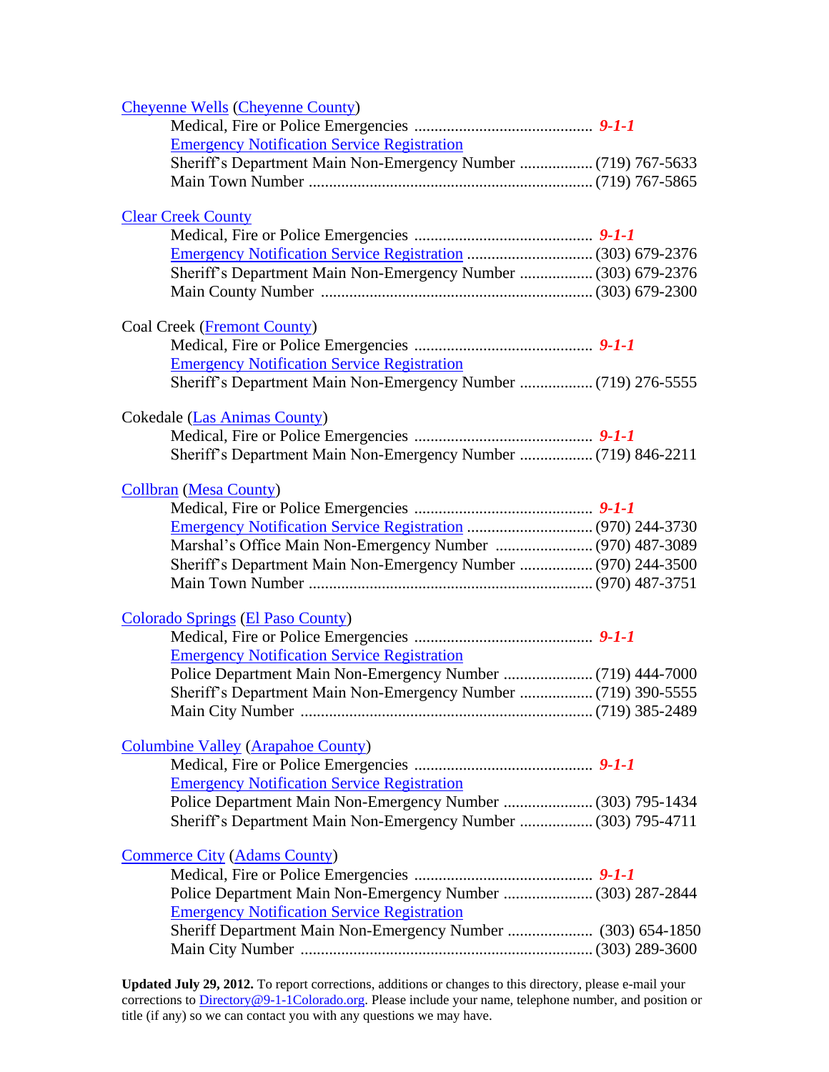Cheyenne Wells (Cheyenne County)

- Medical, Fire or Police Emergencies ............................................ ***9-1-1***
- Emergency Notification Service Registration
- Sheriff's Department Main Non-Emergency Number .................. (719) 767-5633
- Main Town Number ...................................................................... (719) 767-5865

Clear Creek County

- Medical, Fire or Police Emergencies ............................................ ***9-1-1***
- Emergency Notification Service Registration ............................... (303) 679-2376
- Sheriff's Department Main Non-Emergency Number .................. (303) 679-2376
- Main County Number ................................................................... (303) 679-2300

Coal Creek (Fremont County)

- Medical, Fire or Police Emergencies ............................................ ***9-1-1***
- Emergency Notification Service Registration
- Sheriff's Department Main Non-Emergency Number .................. (719) 276-5555

Cokedale (Las Animas County)

- Medical, Fire or Police Emergencies ............................................ ***9-1-1***
- Sheriff's Department Main Non-Emergency Number .................. (719) 846-2211

Collbran (Mesa County)

- Medical, Fire or Police Emergencies ............................................ ***9-1-1***
- Emergency Notification Service Registration ............................... (970) 244-3730
- Marshal's Office Main Non-Emergency Number ........................ (970) 487-3089
- Sheriff's Department Main Non-Emergency Number .................. (970) 244-3500
- Main Town Number ...................................................................... (970) 487-3751

Colorado Springs (El Paso County)

- Medical, Fire or Police Emergencies ............................................ ***9-1-1***
- Emergency Notification Service Registration
- Police Department Main Non-Emergency Number ...................... (719) 444-7000
- Sheriff's Department Main Non-Emergency Number .................. (719) 390-5555
- Main City Number ........................................................................ (719) 385-2489

Columbine Valley (Arapahoe County)

- Medical, Fire or Police Emergencies ............................................ ***9-1-1***
- Emergency Notification Service Registration
- Police Department Main Non-Emergency Number ...................... (303) 795-1434
- Sheriff's Department Main Non-Emergency Number .................. (303) 795-4711

Commerce City (Adams County)

- Medical, Fire or Police Emergencies ............................................ ***9-1-1***
- Police Department Main Non-Emergency Number ...................... (303) 287-2844
- Emergency Notification Service Registration
- Sheriff Department Main Non-Emergency Number ..................... (303) 654-1850
- Main City Number ........................................................................ (303) 289-3600

**Updated July 29, 2012.** To report corrections, additions or changes to this directory, please e-mail your corrections to Directory@9-1-1Colorado.org. Please include your name, telephone number, and position or title (if any) so we can contact you with any questions we may have.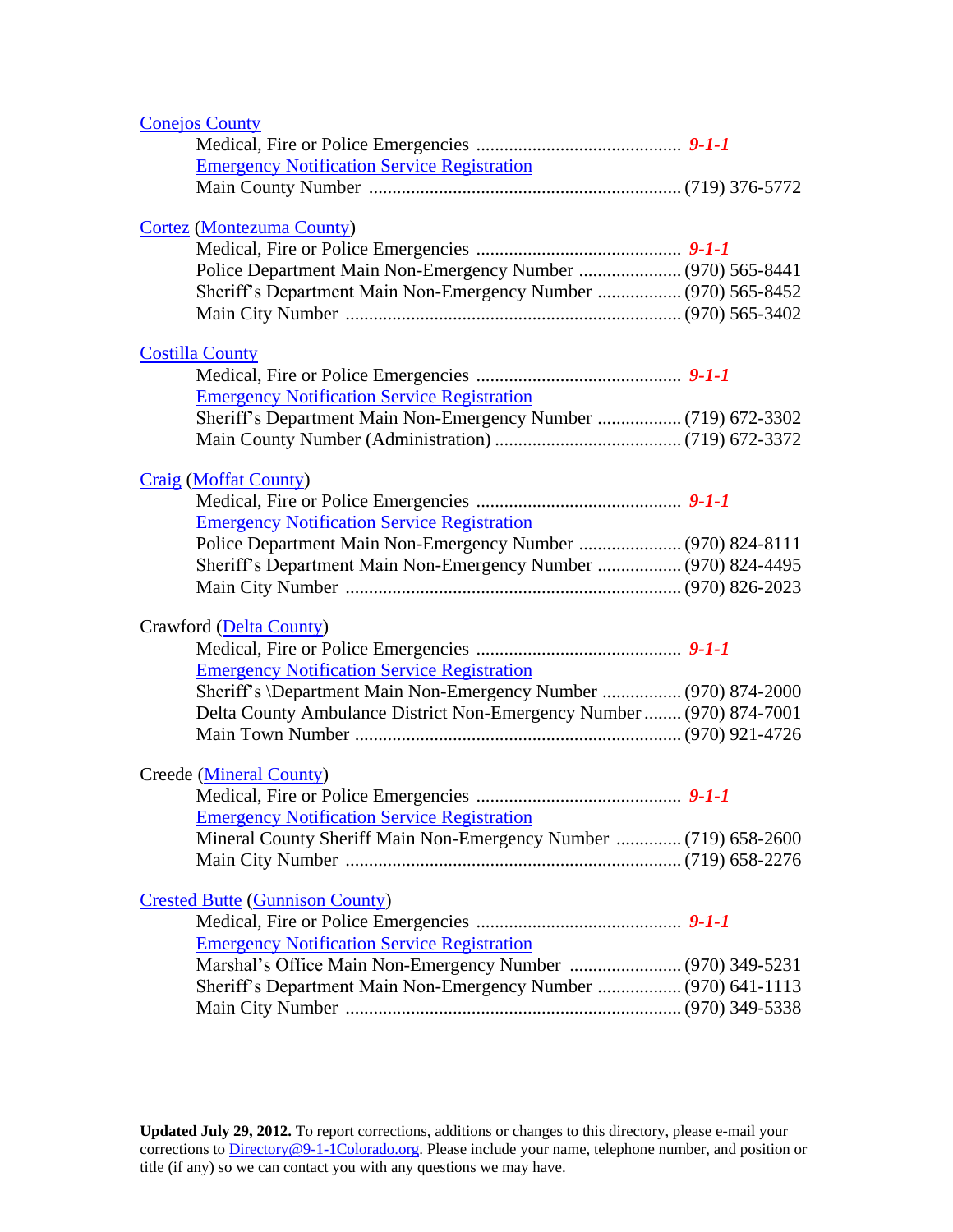Conejos County

Medical, Fire or Police Emergencies ............................................ ***9-1-1***

Emergency Notification Service Registration

Main County Number ................................................................... (719) 376-5772

Cortez (Montezuma County)

Medical, Fire or Police Emergencies ............................................ ***9-1-1***

Police Department Main Non-Emergency Number ...................... (970) 565-8441

Sheriff's Department Main Non-Emergency Number .................. (970) 565-8452

Main City Number ....................................................................... (970) 565-3402

Costilla County

Medical, Fire or Police Emergencies ............................................ ***9-1-1***

Emergency Notification Service Registration

Sheriff's Department Main Non-Emergency Number .................. (719) 672-3302

Main County Number (Administration) ........................................ (719) 672-3372

Craig (Moffat County)

Medical, Fire or Police Emergencies ............................................ ***9-1-1***

Emergency Notification Service Registration

Police Department Main Non-Emergency Number ...................... (970) 824-8111

Sheriff's Department Main Non-Emergency Number .................. (970) 824-4495

Main City Number ....................................................................... (970) 826-2023

Crawford (Delta County)

Medical, Fire or Police Emergencies ............................................ ***9-1-1***

Emergency Notification Service Registration

Sheriff's \Department Main Non-Emergency Number ................. (970) 874-2000

Delta County Ambulance District Non-Emergency Number ........ (970) 874-7001

Main Town Number ..................................................................... (970) 921-4726

Creede (Mineral County)

Medical, Fire or Police Emergencies ............................................ ***9-1-1***

Emergency Notification Service Registration

Mineral County Sheriff Main Non-Emergency Number .............. (719) 658-2600

Main City Number ....................................................................... (719) 658-2276

Crested Butte (Gunnison County)

Medical, Fire or Police Emergencies ............................................ ***9-1-1***

Emergency Notification Service Registration

Marshal's Office Main Non-Emergency Number ........................ (970) 349-5231

Sheriff's Department Main Non-Emergency Number .................. (970) 641-1113

Main City Number ....................................................................... (970) 349-5338

**Updated July 29, 2012.** To report corrections, additions or changes to this directory, please e-mail your corrections to Directory@9-1-1Colorado.org. Please include your name, telephone number, and position or title (if any) so we can contact you with any questions we may have.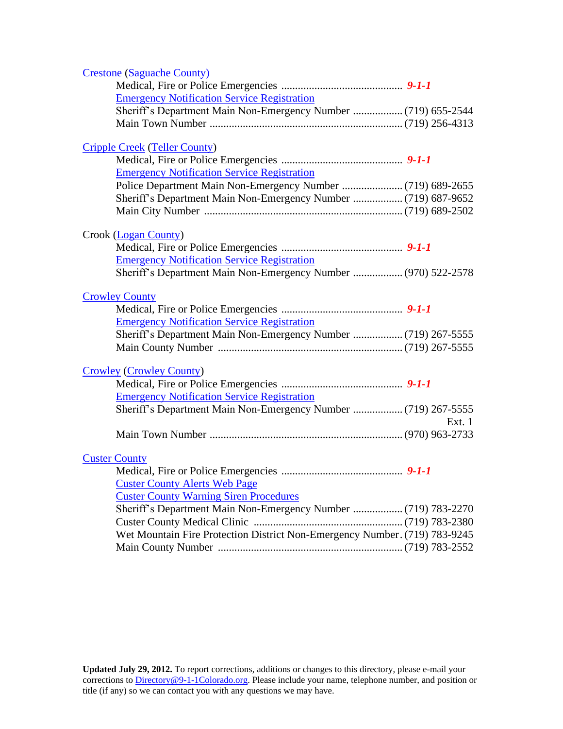Crestone (Saguache County)

Medical, Fire or Police Emergencies ............................................ ***9-1-1***

Emergency Notification Service Registration

Sheriff's Department Main Non-Emergency Number .................. (719) 655-2544

Main Town Number ...................................................................... (719) 256-4313

Cripple Creek (Teller County)

Medical, Fire or Police Emergencies ............................................ ***9-1-1***

Emergency Notification Service Registration

Police Department Main Non-Emergency Number ...................... (719) 689-2655

Sheriff's Department Main Non-Emergency Number .................. (719) 687-9652

Main City Number ....................................................................... (719) 689-2502

Crook (Logan County)

Medical, Fire or Police Emergencies ............................................ ***9-1-1***

Emergency Notification Service Registration

Sheriff's Department Main Non-Emergency Number .................. (970) 522-2578

Crowley County

Medical, Fire or Police Emergencies ............................................ ***9-1-1***

Emergency Notification Service Registration

Sheriff's Department Main Non-Emergency Number .................. (719) 267-5555

Main County Number .................................................................. (719) 267-5555

Crowley (Crowley County)

Medical, Fire or Police Emergencies ............................................ ***9-1-1***

Emergency Notification Service Registration

Sheriff's Department Main Non-Emergency Number .................. (719) 267-5555 Ext. 1

Main Town Number ...................................................................... (970) 963-2733

Custer County

Medical, Fire or Police Emergencies ............................................ ***9-1-1***

Custer County Alerts Web Page

Custer County Warning Siren Procedures

Sheriff's Department Main Non-Emergency Number .................. (719) 783-2270

Custer County Medical Clinic ...................................................... (719) 783-2380

Wet Mountain Fire Protection District Non-Emergency Number . (719) 783-9245

Main County Number .................................................................. (719) 783-2552

**Updated July 29, 2012.** To report corrections, additions or changes to this directory, please e-mail your corrections to Directory@9-1-1Colorado.org. Please include your name, telephone number, and position or title (if any) so we can contact you with any questions we may have.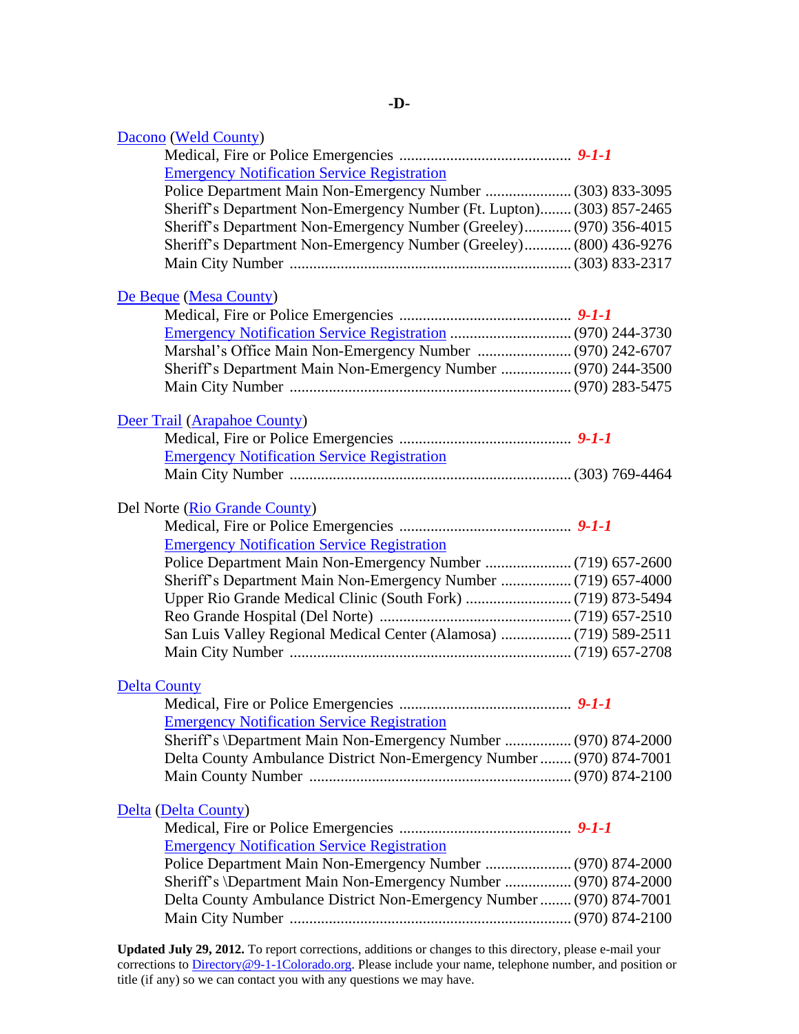## -D-

[Dacono](#) ([Weld County](#))

Medical, Fire or Police Emergencies ............................................ ***9-1-1***
[Emergency Notification Service Registration](#)
Police Department Main Non-Emergency Number ...................... (303) 833-3095
Sheriff's Department Non-Emergency Number (Ft. Lupton)........ (303) 857-2465
Sheriff's Department Non-Emergency Number (Greeley)............ (970) 356-4015
Sheriff's Department Non-Emergency Number (Greeley)............ (800) 436-9276
Main City Number ....................................................................... (303) 833-2317

[De Beque](#) ([Mesa County](#))

Medical, Fire or Police Emergencies ............................................ ***9-1-1***
[Emergency Notification Service Registration](#) ............................... (970) 244-3730
Marshal's Office Main Non-Emergency Number ........................ (970) 242-6707
Sheriff's Department Main Non-Emergency Number .................. (970) 244-3500
Main City Number ....................................................................... (970) 283-5475

[Deer Trail](#) ([Arapahoe County](#))

Medical, Fire or Police Emergencies ............................................ ***9-1-1***
[Emergency Notification Service Registration](#)
Main City Number ....................................................................... (303) 769-4464

Del Norte ([Rio Grande County](#))

Medical, Fire or Police Emergencies ............................................ ***9-1-1***
[Emergency Notification Service Registration](#)
Police Department Main Non-Emergency Number ...................... (719) 657-2600
Sheriff's Department Main Non-Emergency Number .................. (719) 657-4000
Upper Rio Grande Medical Clinic (South Fork) ........................... (719) 873-5494
Reo Grande Hospital (Del Norte) ................................................. (719) 657-2510
San Luis Valley Regional Medical Center (Alamosa) .................. (719) 589-2511
Main City Number ....................................................................... (719) 657-2708

[Delta County](#)

Medical, Fire or Police Emergencies ............................................ ***9-1-1***
[Emergency Notification Service Registration](#)
Sheriff's \Department Main Non-Emergency Number ................. (970) 874-2000
Delta County Ambulance District Non-Emergency Number ........ (970) 874-7001
Main County Number .................................................................. (970) 874-2100

[Delta](#) ([Delta County](#))

Medical, Fire or Police Emergencies ............................................ ***9-1-1***
[Emergency Notification Service Registration](#)
Police Department Main Non-Emergency Number ...................... (970) 874-2000
Sheriff's \Department Main Non-Emergency Number ................. (970) 874-2000
Delta County Ambulance District Non-Emergency Number ........ (970) 874-7001
Main City Number ....................................................................... (970) 874-2100

**Updated July 29, 2012.** To report corrections, additions or changes to this directory, please e-mail your corrections to [Directory@9-1-1Colorado.org](mailto:Directory@9-1-1Colorado.org). Please include your name, telephone number, and position or title (if any) so we can contact you with any questions we may have.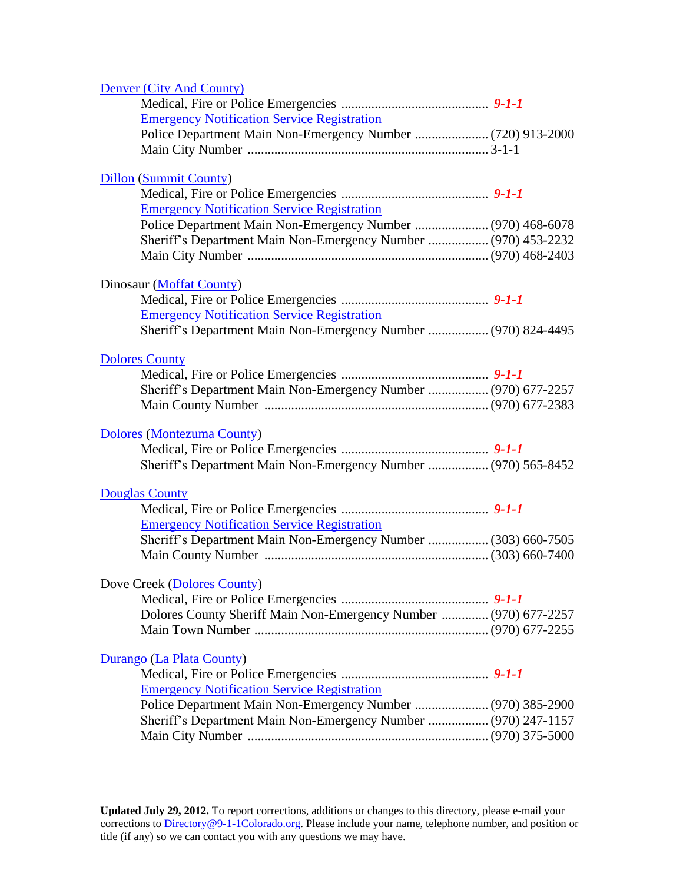Denver (City And County)

Medical, Fire or Police Emergencies ............................................ ***9-1-1***

Emergency Notification Service Registration

Police Department Main Non-Emergency Number ...................... (720) 913-2000

Main City Number ........................................................................ 3-1-1

Dillon (Summit County)

Medical, Fire or Police Emergencies ............................................ ***9-1-1***

Emergency Notification Service Registration

Police Department Main Non-Emergency Number ...................... (970) 468-6078

Sheriff's Department Main Non-Emergency Number .................. (970) 453-2232

Main City Number ........................................................................ (970) 468-2403

Dinosaur (Moffat County)

Medical, Fire or Police Emergencies ............................................ ***9-1-1***

Emergency Notification Service Registration

Sheriff's Department Main Non-Emergency Number .................. (970) 824-4495

Dolores County

Medical, Fire or Police Emergencies ............................................ ***9-1-1***

Sheriff's Department Main Non-Emergency Number .................. (970) 677-2257

Main County Number ................................................................... (970) 677-2383

Dolores (Montezuma County)

Medical, Fire or Police Emergencies ............................................ ***9-1-1***

Sheriff's Department Main Non-Emergency Number .................. (970) 565-8452

Douglas County

Medical, Fire or Police Emergencies ............................................ ***9-1-1***

Emergency Notification Service Registration

Sheriff's Department Main Non-Emergency Number .................. (303) 660-7505

Main County Number ................................................................... (303) 660-7400

Dove Creek (Dolores County)

Medical, Fire or Police Emergencies ............................................ ***9-1-1***

Dolores County Sheriff Main Non-Emergency Number .............. (970) 677-2257

Main Town Number ...................................................................... (970) 677-2255

Durango (La Plata County)

Medical, Fire or Police Emergencies ............................................ ***9-1-1***

Emergency Notification Service Registration

Police Department Main Non-Emergency Number ...................... (970) 385-2900

Sheriff's Department Main Non-Emergency Number .................. (970) 247-1157

Main City Number ........................................................................ (970) 375-5000

**Updated July 29, 2012.** To report corrections, additions or changes to this directory, please e-mail your corrections to Directory@9-1-1Colorado.org. Please include your name, telephone number, and position or title (if any) so we can contact you with any questions we may have.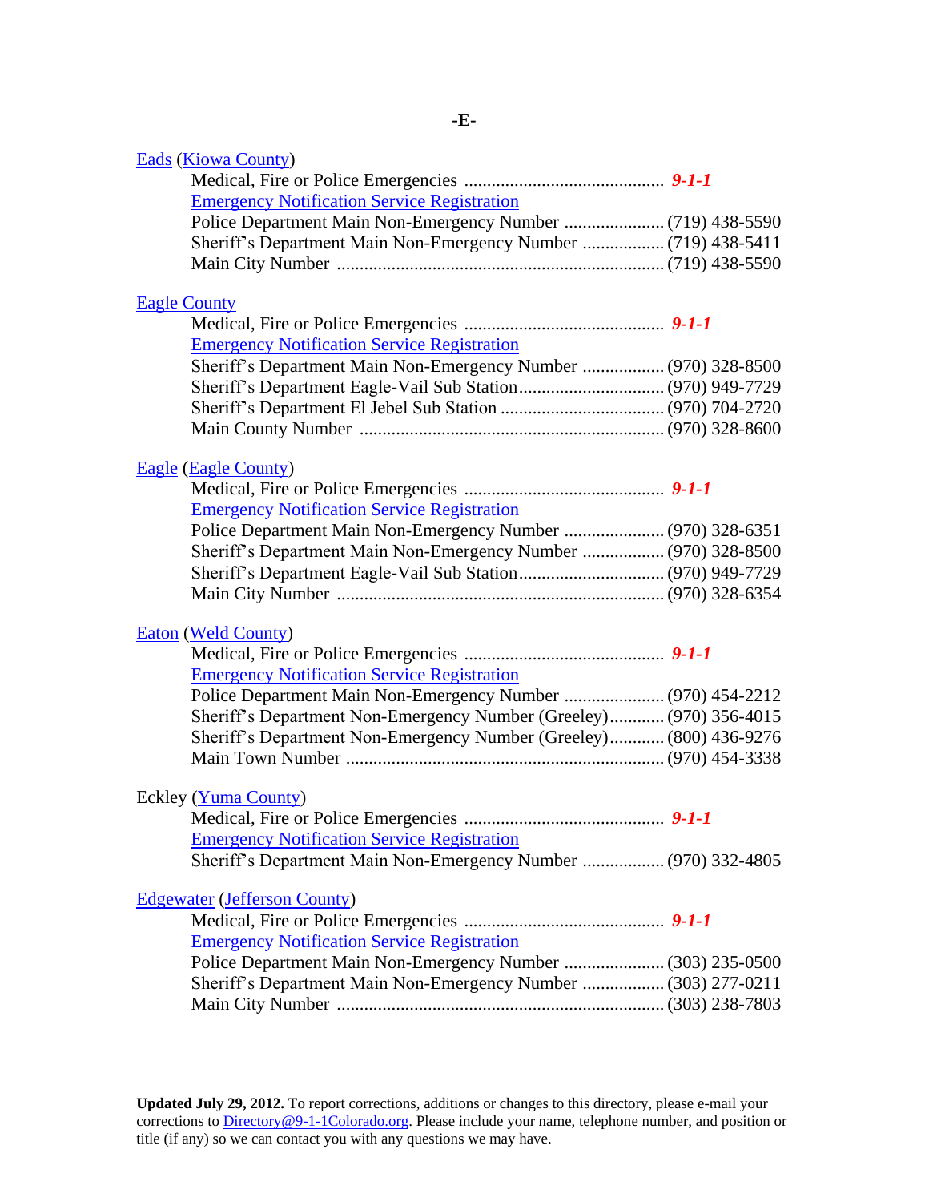# -E-

## Eads (Kiowa County)

Medical, Fire or Police Emergencies ............................................ ***9-1-1***
Emergency Notification Service Registration
Police Department Main Non-Emergency Number ...................... (719) 438-5590
Sheriff's Department Main Non-Emergency Number .................. (719) 438-5411
Main City Number ....................................................................... (719) 438-5590

## Eagle County

Medical, Fire or Police Emergencies ............................................ ***9-1-1***
Emergency Notification Service Registration
Sheriff's Department Main Non-Emergency Number .................. (970) 328-8500
Sheriff's Department Eagle-Vail Sub Station................................ (970) 949-7729
Sheriff's Department El Jebel Sub Station .................................... (970) 704-2720
Main County Number .................................................................. (970) 328-8600

## Eagle (Eagle County)

Medical, Fire or Police Emergencies ............................................ ***9-1-1***
Emergency Notification Service Registration
Police Department Main Non-Emergency Number ...................... (970) 328-6351
Sheriff's Department Main Non-Emergency Number .................. (970) 328-8500
Sheriff's Department Eagle-Vail Sub Station................................ (970) 949-7729
Main City Number ....................................................................... (970) 328-6354

## Eaton (Weld County)

Medical, Fire or Police Emergencies ............................................ ***9-1-1***
Emergency Notification Service Registration
Police Department Main Non-Emergency Number ...................... (970) 454-2212
Sheriff's Department Non-Emergency Number (Greeley)............ (970) 356-4015
Sheriff's Department Non-Emergency Number (Greeley)............ (800) 436-9276
Main Town Number ..................................................................... (970) 454-3338

## Eckley (Yuma County)

Medical, Fire or Police Emergencies ............................................ ***9-1-1***
Emergency Notification Service Registration
Sheriff's Department Main Non-Emergency Number .................. (970) 332-4805

## Edgewater (Jefferson County)

Medical, Fire or Police Emergencies ............................................ ***9-1-1***
Emergency Notification Service Registration
Police Department Main Non-Emergency Number ...................... (303) 235-0500
Sheriff's Department Main Non-Emergency Number .................. (303) 277-0211
Main City Number ....................................................................... (303) 238-7803

**Updated July 29, 2012.** To report corrections, additions or changes to this directory, please e-mail your corrections to Directory@9-1-1Colorado.org. Please include your name, telephone number, and position or title (if any) so we can contact you with any questions we may have.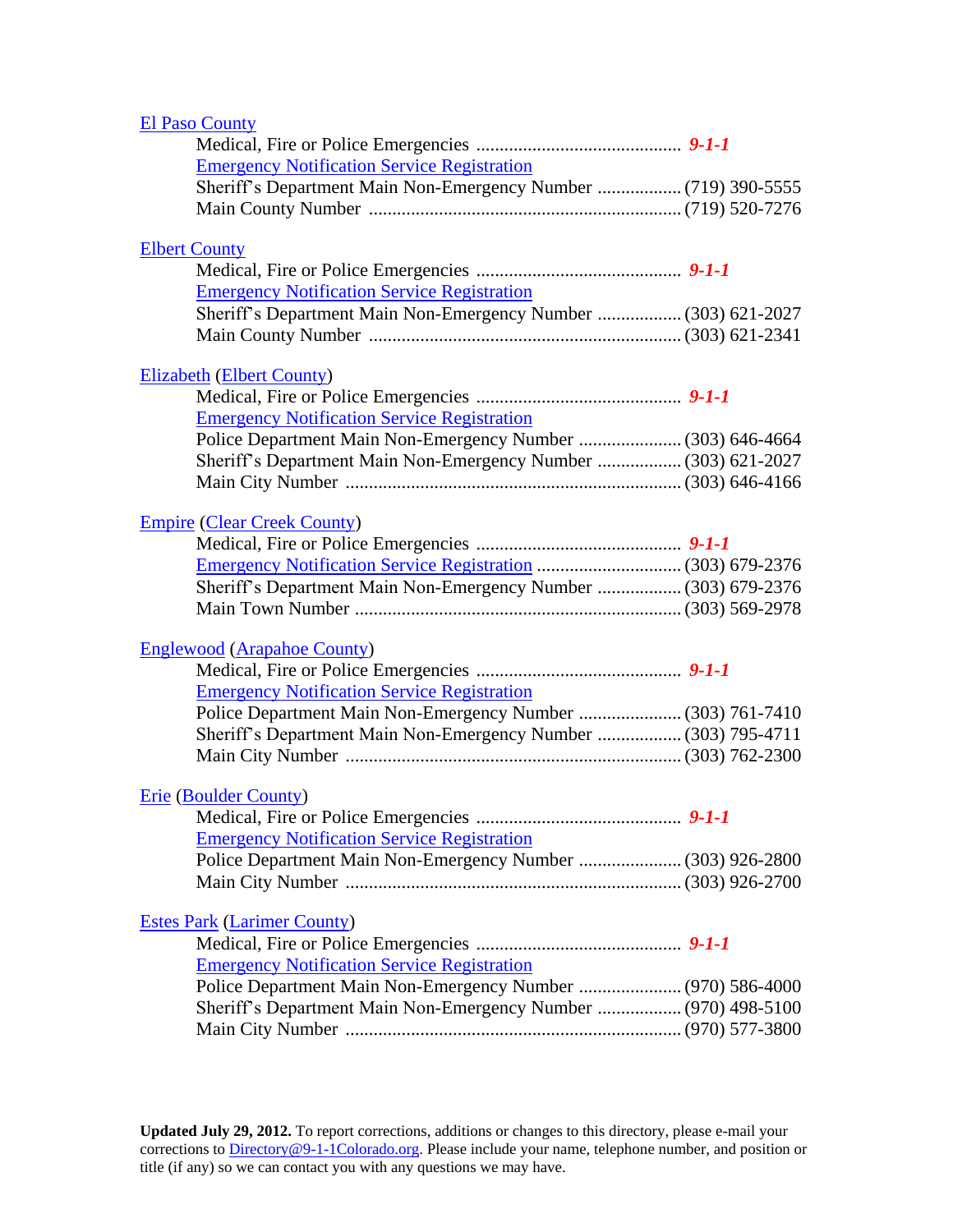El Paso County

- Medical, Fire or Police Emergencies .......................................... ***9-1-1***
- Emergency Notification Service Registration
- Sheriff's Department Main Non-Emergency Number .................. (719) 390-5555
- Main County Number .................................................................. (719) 520-7276

Elbert County

- Medical, Fire or Police Emergencies .......................................... ***9-1-1***
- Emergency Notification Service Registration
- Sheriff's Department Main Non-Emergency Number .................. (303) 621-2027
- Main County Number .................................................................. (303) 621-2341

Elizabeth (Elbert County)

- Medical, Fire or Police Emergencies .......................................... ***9-1-1***
- Emergency Notification Service Registration
- Police Department Main Non-Emergency Number ...................... (303) 646-4664
- Sheriff's Department Main Non-Emergency Number .................. (303) 621-2027
- Main City Number ....................................................................... (303) 646-4166

Empire (Clear Creek County)

- Medical, Fire or Police Emergencies .......................................... ***9-1-1***
- Emergency Notification Service Registration ............................... (303) 679-2376
- Sheriff's Department Main Non-Emergency Number .................. (303) 679-2376
- Main Town Number ..................................................................... (303) 569-2978

Englewood (Arapahoe County)

- Medical, Fire or Police Emergencies .......................................... ***9-1-1***
- Emergency Notification Service Registration
- Police Department Main Non-Emergency Number ...................... (303) 761-7410
- Sheriff's Department Main Non-Emergency Number .................. (303) 795-4711
- Main City Number ....................................................................... (303) 762-2300

Erie (Boulder County)

- Medical, Fire or Police Emergencies .......................................... ***9-1-1***
- Emergency Notification Service Registration
- Police Department Main Non-Emergency Number ...................... (303) 926-2800
- Main City Number ....................................................................... (303) 926-2700

Estes Park (Larimer County)

- Medical, Fire or Police Emergencies .......................................... ***9-1-1***
- Emergency Notification Service Registration
- Police Department Main Non-Emergency Number ...................... (970) 586-4000
- Sheriff's Department Main Non-Emergency Number .................. (970) 498-5100
- Main City Number ....................................................................... (970) 577-3800

**Updated July 29, 2012.** To report corrections, additions or changes to this directory, please e-mail your corrections to Directory@9-1-1Colorado.org. Please include your name, telephone number, and position or title (if any) so we can contact you with any questions we may have.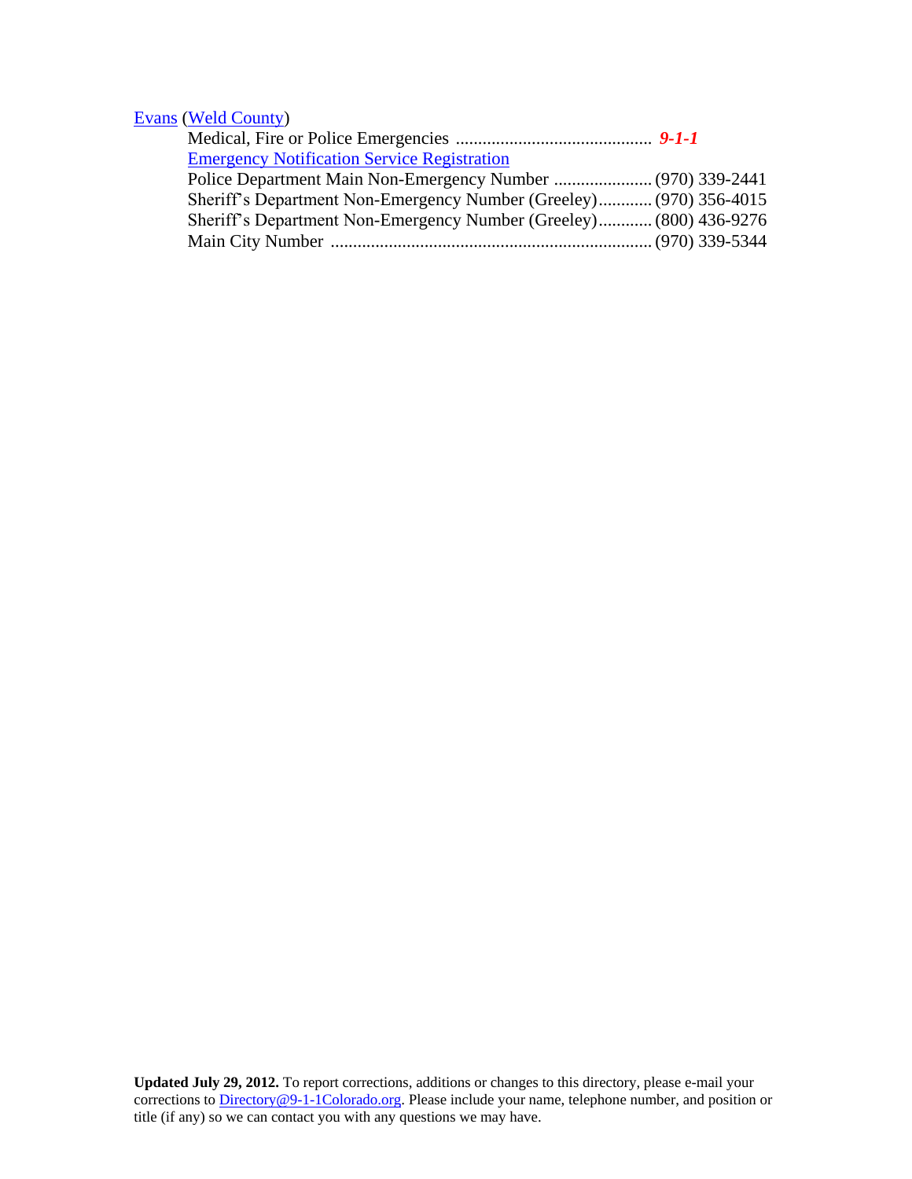Evans (Weld County)

Medical, Fire or Police Emergencies ............................................ ***9-1-1***

Emergency Notification Service Registration

Police Department Main Non-Emergency Number ...................... (970) 339-2441

Sheriff's Department Non-Emergency Number (Greeley)............ (970) 356-4015

Sheriff's Department Non-Emergency Number (Greeley)............ (800) 436-9276

Main City Number ....................................................................... (970) 339-5344

**Updated July 29, 2012.** To report corrections, additions or changes to this directory, please e-mail your corrections to Directory@9-1-1Colorado.org. Please include your name, telephone number, and position or title (if any) so we can contact you with any questions we may have.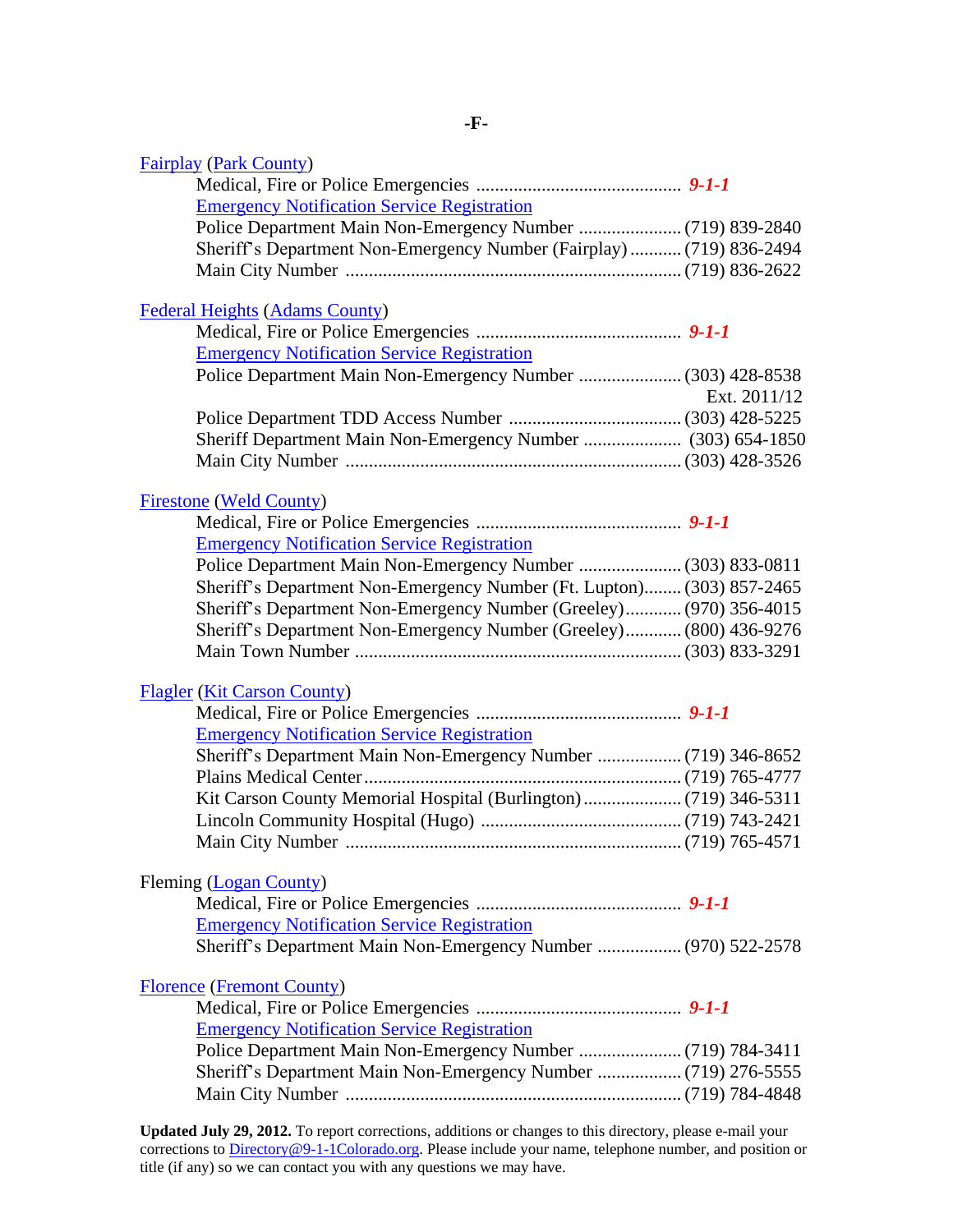# -F-

**Fairplay (Park County)**

- Medical, Fire or Police Emergencies ............................................ ***9-1-1***
- Emergency Notification Service Registration
- Police Department Main Non-Emergency Number ...................... (719) 839-2840
- Sheriff's Department Non-Emergency Number (Fairplay) ........... (719) 836-2494
- Main City Number ....................................................................... (719) 836-2622

**Federal Heights (Adams County)**

- Medical, Fire or Police Emergencies ............................................ ***9-1-1***
- Emergency Notification Service Registration
- Police Department Main Non-Emergency Number ...................... (303) 428-8538 Ext. 2011/12
- Police Department TDD Access Number ..................................... (303) 428-5225
- Sheriff Department Main Non-Emergency Number ..................... (303) 654-1850
- Main City Number ....................................................................... (303) 428-3526

**Firestone (Weld County)**

- Medical, Fire or Police Emergencies ............................................ ***9-1-1***
- Emergency Notification Service Registration
- Police Department Main Non-Emergency Number ...................... (303) 833-0811
- Sheriff's Department Non-Emergency Number (Ft. Lupton)........ (303) 857-2465
- Sheriff's Department Non-Emergency Number (Greeley)............ (970) 356-4015
- Sheriff's Department Non-Emergency Number (Greeley)............ (800) 436-9276
- Main Town Number ..................................................................... (303) 833-3291

**Flagler (Kit Carson County)**

- Medical, Fire or Police Emergencies ............................................ ***9-1-1***
- Emergency Notification Service Registration
- Sheriff's Department Main Non-Emergency Number .................. (719) 346-8652
- Plains Medical Center.................................................................... (719) 765-4777
- Kit Carson County Memorial Hospital (Burlington)..................... (719) 346-5311
- Lincoln Community Hospital (Hugo) ........................................... (719) 743-2421
- Main City Number ....................................................................... (719) 765-4571

**Fleming (Logan County)**

- Medical, Fire or Police Emergencies ............................................ ***9-1-1***
- Emergency Notification Service Registration
- Sheriff's Department Main Non-Emergency Number .................. (970) 522-2578

**Florence (Fremont County)**

- Medical, Fire or Police Emergencies ............................................ ***9-1-1***
- Emergency Notification Service Registration
- Police Department Main Non-Emergency Number ...................... (719) 784-3411
- Sheriff's Department Main Non-Emergency Number .................. (719) 276-5555
- Main City Number ....................................................................... (719) 784-4848

**Updated July 29, 2012.** To report corrections, additions or changes to this directory, please e-mail your corrections to Directory@9-1-1Colorado.org. Please include your name, telephone number, and position or title (if any) so we can contact you with any questions we may have.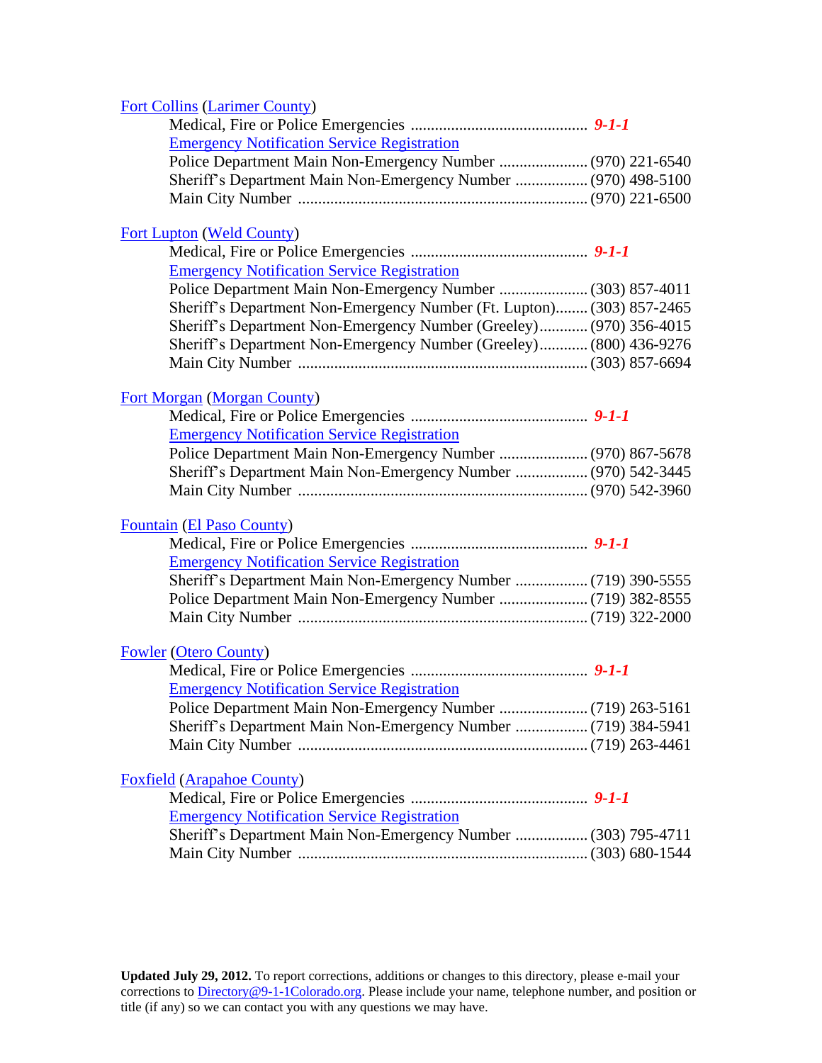[Fort Collins](#) ([Larimer County](#))

Medical, Fire or Police Emergencies ............................................ ***9-1-1***
[Emergency Notification Service Registration](#)
Police Department Main Non-Emergency Number ...................... (970) 221-6540
Sheriff's Department Main Non-Emergency Number .................. (970) 498-5100
Main City Number ....................................................................... (970) 221-6500

[Fort Lupton](#) ([Weld County](#))

Medical, Fire or Police Emergencies ............................................ ***9-1-1***
[Emergency Notification Service Registration](#)
Police Department Main Non-Emergency Number ...................... (303) 857-4011
Sheriff's Department Non-Emergency Number (Ft. Lupton)........ (303) 857-2465
Sheriff's Department Non-Emergency Number (Greeley)............ (970) 356-4015
Sheriff's Department Non-Emergency Number (Greeley)............ (800) 436-9276
Main City Number ....................................................................... (303) 857-6694

[Fort Morgan](#) ([Morgan County](#))

Medical, Fire or Police Emergencies ............................................ ***9-1-1***
[Emergency Notification Service Registration](#)
Police Department Main Non-Emergency Number ...................... (970) 867-5678
Sheriff's Department Main Non-Emergency Number .................. (970) 542-3445
Main City Number ....................................................................... (970) 542-3960

[Fountain](#) ([El Paso County](#))

Medical, Fire or Police Emergencies ............................................ ***9-1-1***
[Emergency Notification Service Registration](#)
Sheriff's Department Main Non-Emergency Number .................. (719) 390-5555
Police Department Main Non-Emergency Number ...................... (719) 382-8555
Main City Number ....................................................................... (719) 322-2000

[Fowler](#) ([Otero County](#))

Medical, Fire or Police Emergencies ............................................ ***9-1-1***
[Emergency Notification Service Registration](#)
Police Department Main Non-Emergency Number ...................... (719) 263-5161
Sheriff's Department Main Non-Emergency Number .................. (719) 384-5941
Main City Number ....................................................................... (719) 263-4461

[Foxfield](#) ([Arapahoe County](#))

Medical, Fire or Police Emergencies ............................................ ***9-1-1***
[Emergency Notification Service Registration](#)
Sheriff's Department Main Non-Emergency Number .................. (303) 795-4711
Main City Number ....................................................................... (303) 680-1544

**Updated July 29, 2012.** To report corrections, additions or changes to this directory, please e-mail your corrections to [Directory@9-1-1Colorado.org](mailto:Directory@9-1-1Colorado.org). Please include your name, telephone number, and position or title (if any) so we can contact you with any questions we may have.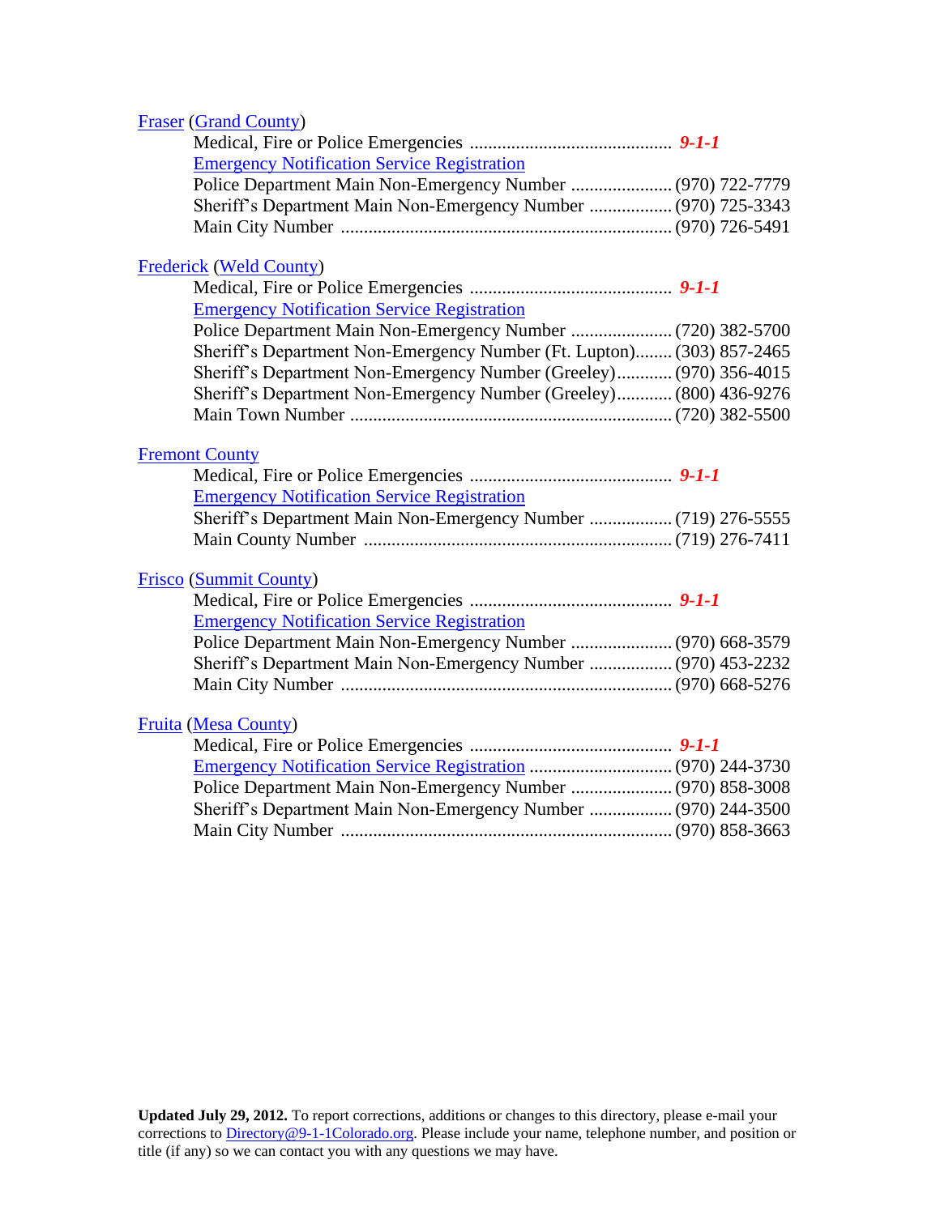Fraser (Grand County)

Medical, Fire or Police Emergencies ............................................ ***9-1-1***
Emergency Notification Service Registration
Police Department Main Non-Emergency Number ...................... (970) 722-7779
Sheriff's Department Main Non-Emergency Number .................. (970) 725-3343
Main City Number ........................................................................ (970) 726-5491

Frederick (Weld County)

Medical, Fire or Police Emergencies ............................................ ***9-1-1***
Emergency Notification Service Registration
Police Department Main Non-Emergency Number ...................... (720) 382-5700
Sheriff's Department Non-Emergency Number (Ft. Lupton)........ (303) 857-2465
Sheriff's Department Non-Emergency Number (Greeley)............ (970) 356-4015
Sheriff's Department Non-Emergency Number (Greeley)............ (800) 436-9276
Main Town Number ...................................................................... (720) 382-5500

Fremont County

Medical, Fire or Police Emergencies ............................................ ***9-1-1***
Emergency Notification Service Registration
Sheriff's Department Main Non-Emergency Number .................. (719) 276-5555
Main County Number ................................................................... (719) 276-7411

Frisco (Summit County)

Medical, Fire or Police Emergencies ............................................ ***9-1-1***
Emergency Notification Service Registration
Police Department Main Non-Emergency Number ...................... (970) 668-3579
Sheriff's Department Main Non-Emergency Number .................. (970) 453-2232
Main City Number ........................................................................ (970) 668-5276

Fruita (Mesa County)

Medical, Fire or Police Emergencies ............................................ ***9-1-1***
Emergency Notification Service Registration ............................... (970) 244-3730
Police Department Main Non-Emergency Number ...................... (970) 858-3008
Sheriff's Department Main Non-Emergency Number .................. (970) 244-3500
Main City Number ........................................................................ (970) 858-3663

**Updated July 29, 2012.** To report corrections, additions or changes to this directory, please e-mail your corrections to Directory@9-1-1Colorado.org. Please include your name, telephone number, and position or title (if any) so we can contact you with any questions we may have.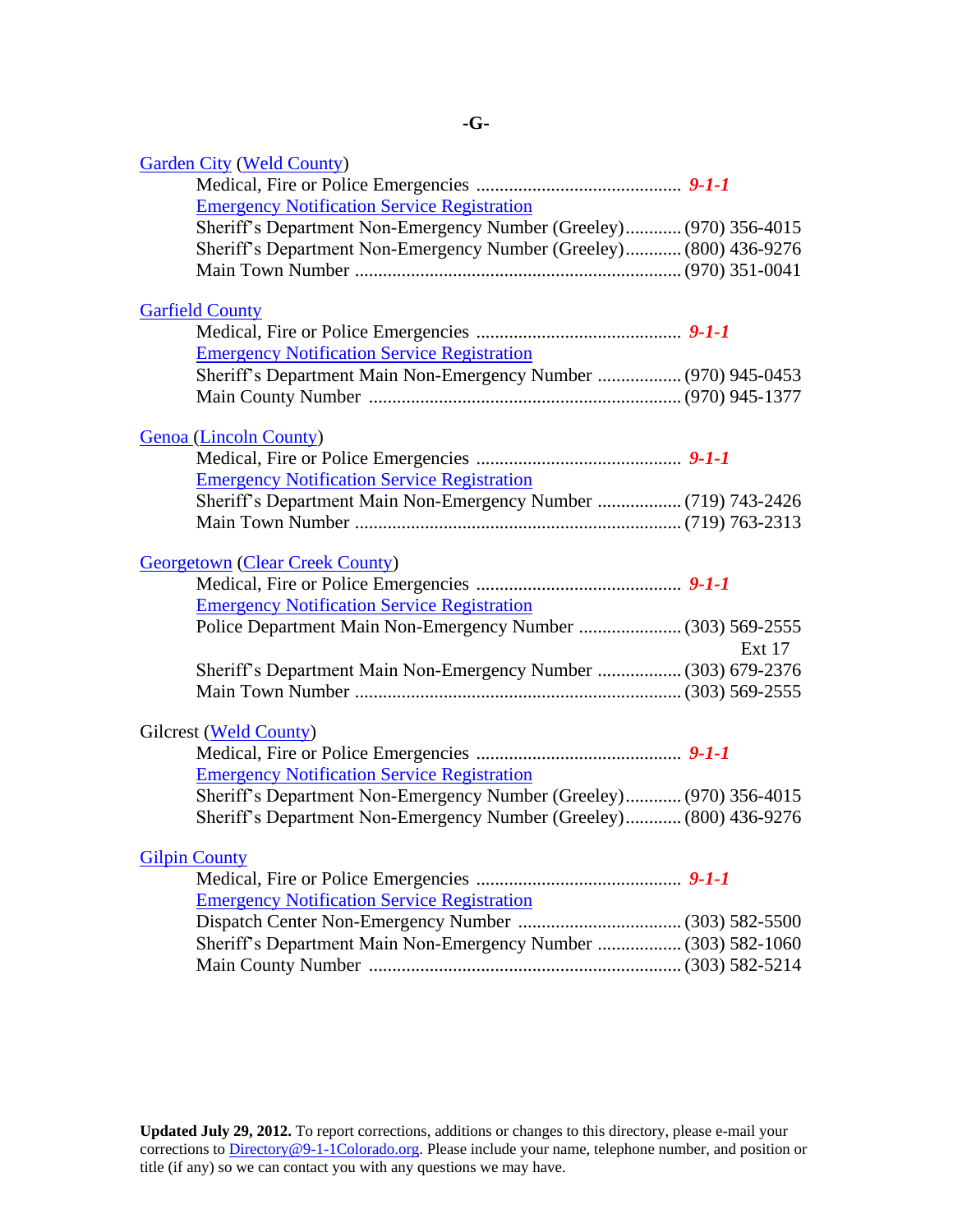## -G-

Garden City (Weld County)

- Medical, Fire or Police Emergencies ............................................ ***9-1-1***
- Emergency Notification Service Registration
- Sheriff's Department Non-Emergency Number (Greeley)............ (970) 356-4015
- Sheriff's Department Non-Emergency Number (Greeley)............ (800) 436-9276
- Main Town Number ..................................................................... (970) 351-0041

Garfield County

- Medical, Fire or Police Emergencies ............................................ ***9-1-1***
- Emergency Notification Service Registration
- Sheriff's Department Main Non-Emergency Number .................. (970) 945-0453
- Main County Number .................................................................. (970) 945-1377

Genoa (Lincoln County)

- Medical, Fire or Police Emergencies ............................................ ***9-1-1***
- Emergency Notification Service Registration
- Sheriff's Department Main Non-Emergency Number .................. (719) 743-2426
- Main Town Number ..................................................................... (719) 763-2313

Georgetown (Clear Creek County)

- Medical, Fire or Police Emergencies ............................................ ***9-1-1***
- Emergency Notification Service Registration
- Police Department Main Non-Emergency Number ...................... (303) 569-2555 Ext 17
- Sheriff's Department Main Non-Emergency Number .................. (303) 679-2376
- Main Town Number ..................................................................... (303) 569-2555

Gilcrest (Weld County)

- Medical, Fire or Police Emergencies ............................................ ***9-1-1***
- Emergency Notification Service Registration
- Sheriff's Department Non-Emergency Number (Greeley)............ (970) 356-4015
- Sheriff's Department Non-Emergency Number (Greeley)............ (800) 436-9276

Gilpin County

- Medical, Fire or Police Emergencies ............................................ ***9-1-1***
- Emergency Notification Service Registration
- Dispatch Center Non-Emergency Number ................................... (303) 582-5500
- Sheriff's Department Main Non-Emergency Number .................. (303) 582-1060
- Main County Number .................................................................. (303) 582-5214

**Updated July 29, 2012.** To report corrections, additions or changes to this directory, please e-mail your corrections to Directory@9-1-1Colorado.org. Please include your name, telephone number, and position or title (if any) so we can contact you with any questions we may have.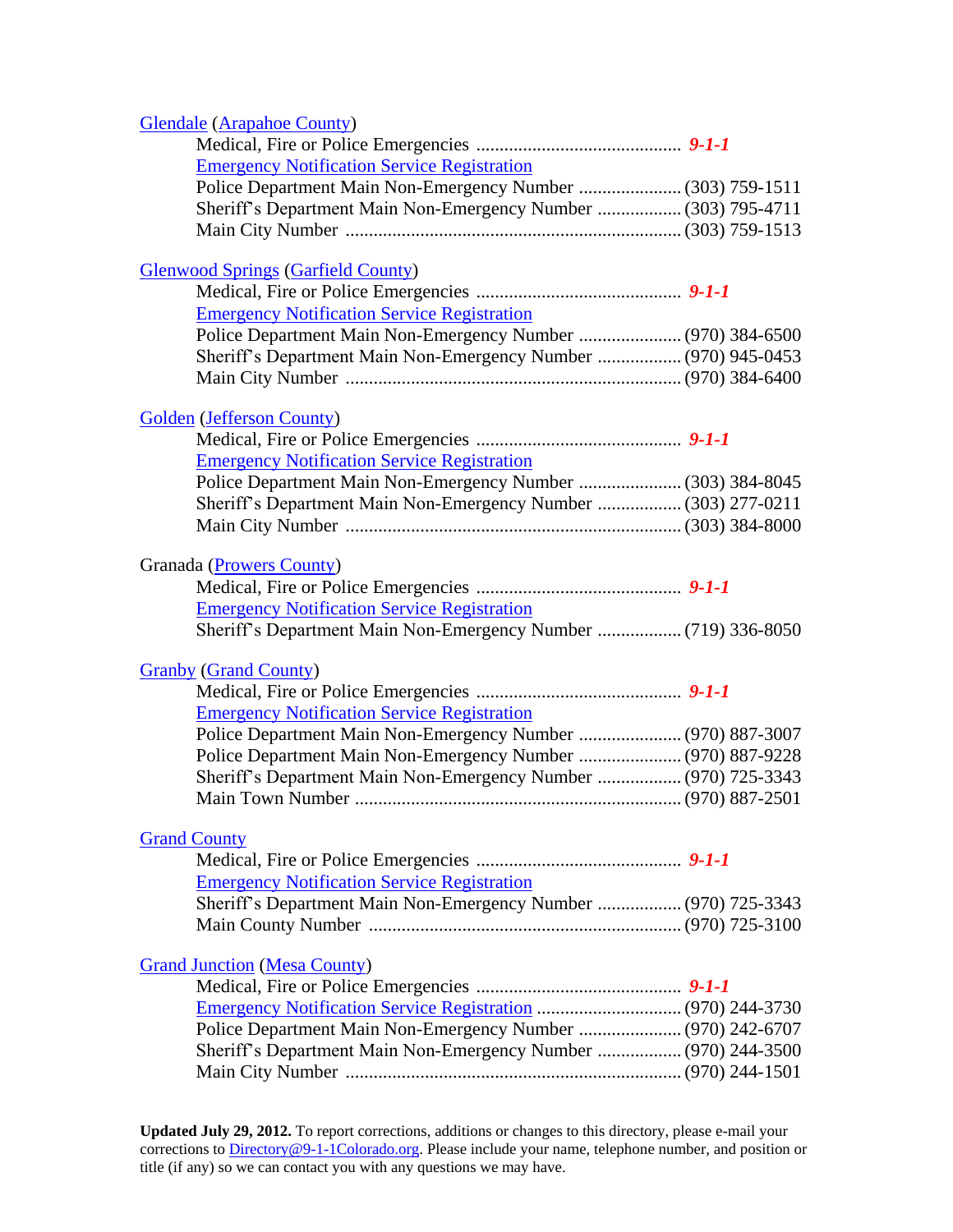Glendale (Arapahoe County)

- Medical, Fire or Police Emergencies ............................................ ***9-1-1***
- Emergency Notification Service Registration
- Police Department Main Non-Emergency Number ...................... (303) 759-1511
- Sheriff's Department Main Non-Emergency Number .................. (303) 795-4711
- Main City Number ....................................................................... (303) 759-1513

Glenwood Springs (Garfield County)

- Medical, Fire or Police Emergencies ............................................ ***9-1-1***
- Emergency Notification Service Registration
- Police Department Main Non-Emergency Number ...................... (970) 384-6500
- Sheriff's Department Main Non-Emergency Number .................. (970) 945-0453
- Main City Number ....................................................................... (970) 384-6400

Golden (Jefferson County)

- Medical, Fire or Police Emergencies ............................................ ***9-1-1***
- Emergency Notification Service Registration
- Police Department Main Non-Emergency Number ...................... (303) 384-8045
- Sheriff's Department Main Non-Emergency Number .................. (303) 277-0211
- Main City Number ....................................................................... (303) 384-8000

Granada (Prowers County)

- Medical, Fire or Police Emergencies ............................................ ***9-1-1***
- Emergency Notification Service Registration
- Sheriff's Department Main Non-Emergency Number .................. (719) 336-8050

Granby (Grand County)

- Medical, Fire or Police Emergencies ............................................ ***9-1-1***
- Emergency Notification Service Registration
- Police Department Main Non-Emergency Number ...................... (970) 887-3007
- Police Department Main Non-Emergency Number ...................... (970) 887-9228
- Sheriff's Department Main Non-Emergency Number .................. (970) 725-3343
- Main Town Number ..................................................................... (970) 887-2501

Grand County

- Medical, Fire or Police Emergencies ............................................ ***9-1-1***
- Emergency Notification Service Registration
- Sheriff's Department Main Non-Emergency Number .................. (970) 725-3343
- Main County Number .................................................................. (970) 725-3100

Grand Junction (Mesa County)

- Medical, Fire or Police Emergencies ............................................ ***9-1-1***
- Emergency Notification Service Registration ............................... (970) 244-3730
- Police Department Main Non-Emergency Number ...................... (970) 242-6707
- Sheriff's Department Main Non-Emergency Number .................. (970) 244-3500
- Main City Number ....................................................................... (970) 244-1501

**Updated July 29, 2012.** To report corrections, additions or changes to this directory, please e-mail your corrections to Directory@9-1-1Colorado.org. Please include your name, telephone number, and position or title (if any) so we can contact you with any questions we may have.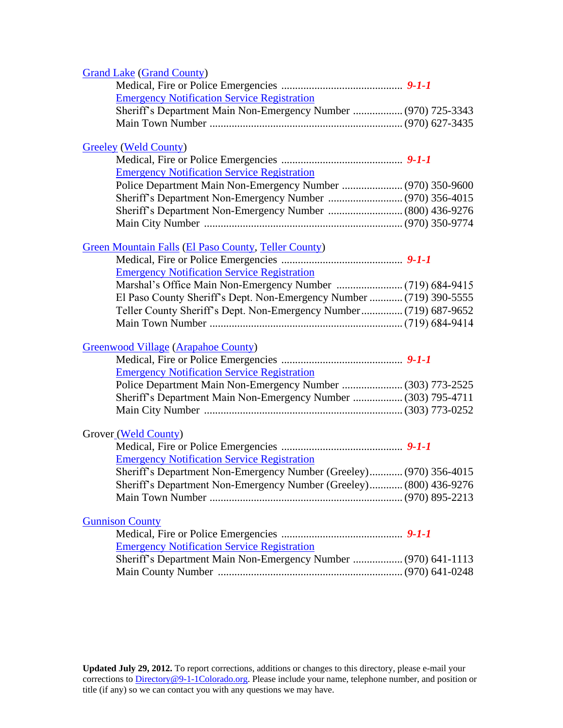Grand Lake (Grand County)

Medical, Fire or Police Emergencies ............................................ ***9-1-1***
Emergency Notification Service Registration
Sheriff's Department Main Non-Emergency Number .................. (970) 725-3343
Main Town Number ...................................................................... (970) 627-3435

Greeley (Weld County)

Medical, Fire or Police Emergencies ............................................ ***9-1-1***
Emergency Notification Service Registration
Police Department Main Non-Emergency Number ...................... (970) 350-9600
Sheriff's Department Non-Emergency Number ........................... (970) 356-4015
Sheriff's Department Non-Emergency Number ........................... (800) 436-9276
Main City Number ........................................................................ (970) 350-9774

Green Mountain Falls (El Paso County, Teller County)

Medical, Fire or Police Emergencies ............................................ ***9-1-1***
Emergency Notification Service Registration
Marshal's Office Main Non-Emergency Number ........................ (719) 684-9415
El Paso County Sheriff's Dept. Non-Emergency Number ............ (719) 390-5555
Teller County Sheriff's Dept. Non-Emergency Number............... (719) 687-9652
Main Town Number ...................................................................... (719) 684-9414

Greenwood Village (Arapahoe County)

Medical, Fire or Police Emergencies ............................................ ***9-1-1***
Emergency Notification Service Registration
Police Department Main Non-Emergency Number ...................... (303) 773-2525
Sheriff's Department Main Non-Emergency Number .................. (303) 795-4711
Main City Number ........................................................................ (303) 773-0252

Grover (Weld County)

Medical, Fire or Police Emergencies ............................................ ***9-1-1***
Emergency Notification Service Registration
Sheriff's Department Non-Emergency Number (Greeley)............ (970) 356-4015
Sheriff's Department Non-Emergency Number (Greeley)............ (800) 436-9276
Main Town Number ...................................................................... (970) 895-2213

Gunnison County

Medical, Fire or Police Emergencies ............................................ ***9-1-1***
Emergency Notification Service Registration
Sheriff's Department Main Non-Emergency Number .................. (970) 641-1113
Main County Number ................................................................... (970) 641-0248

**Updated July 29, 2012.** To report corrections, additions or changes to this directory, please e-mail your corrections to Directory@9-1-1Colorado.org. Please include your name, telephone number, and position or title (if any) so we can contact you with any questions we may have.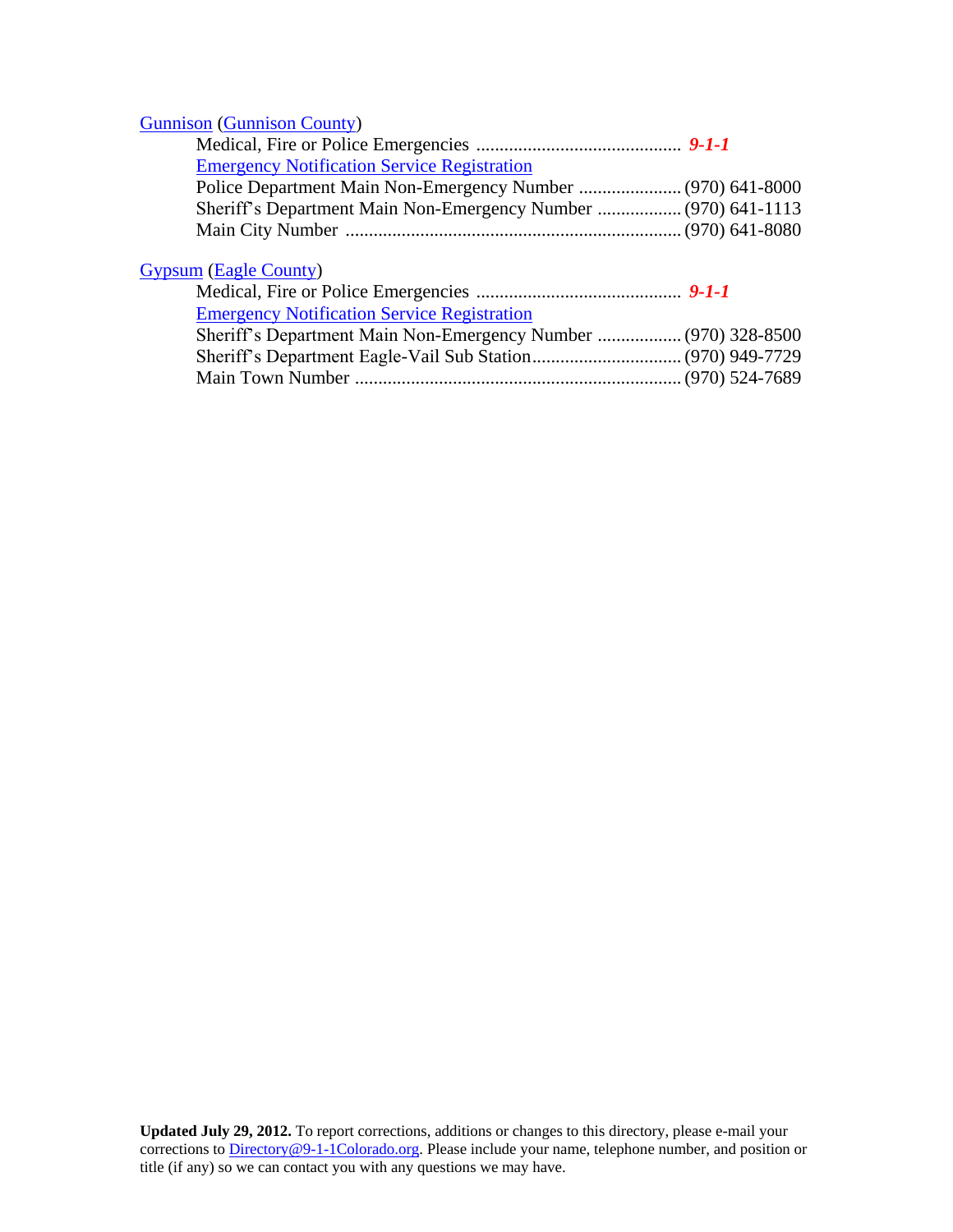Gunnison (Gunnison County)

Medical, Fire or Police Emergencies ............................................ ***9-1-1***

Emergency Notification Service Registration

Police Department Main Non-Emergency Number ...................... (970) 641-8000

Sheriff's Department Main Non-Emergency Number .................. (970) 641-1113

Main City Number ........................................................................ (970) 641-8080

Gypsum (Eagle County)

Medical, Fire or Police Emergencies ............................................ ***9-1-1***

Emergency Notification Service Registration

Sheriff's Department Main Non-Emergency Number .................. (970) 328-8500

Sheriff's Department Eagle-Vail Sub Station................................ (970) 949-7729

Main Town Number ...................................................................... (970) 524-7689

**Updated July 29, 2012.** To report corrections, additions or changes to this directory, please e-mail your corrections to Directory@9-1-1Colorado.org. Please include your name, telephone number, and position or title (if any) so we can contact you with any questions we may have.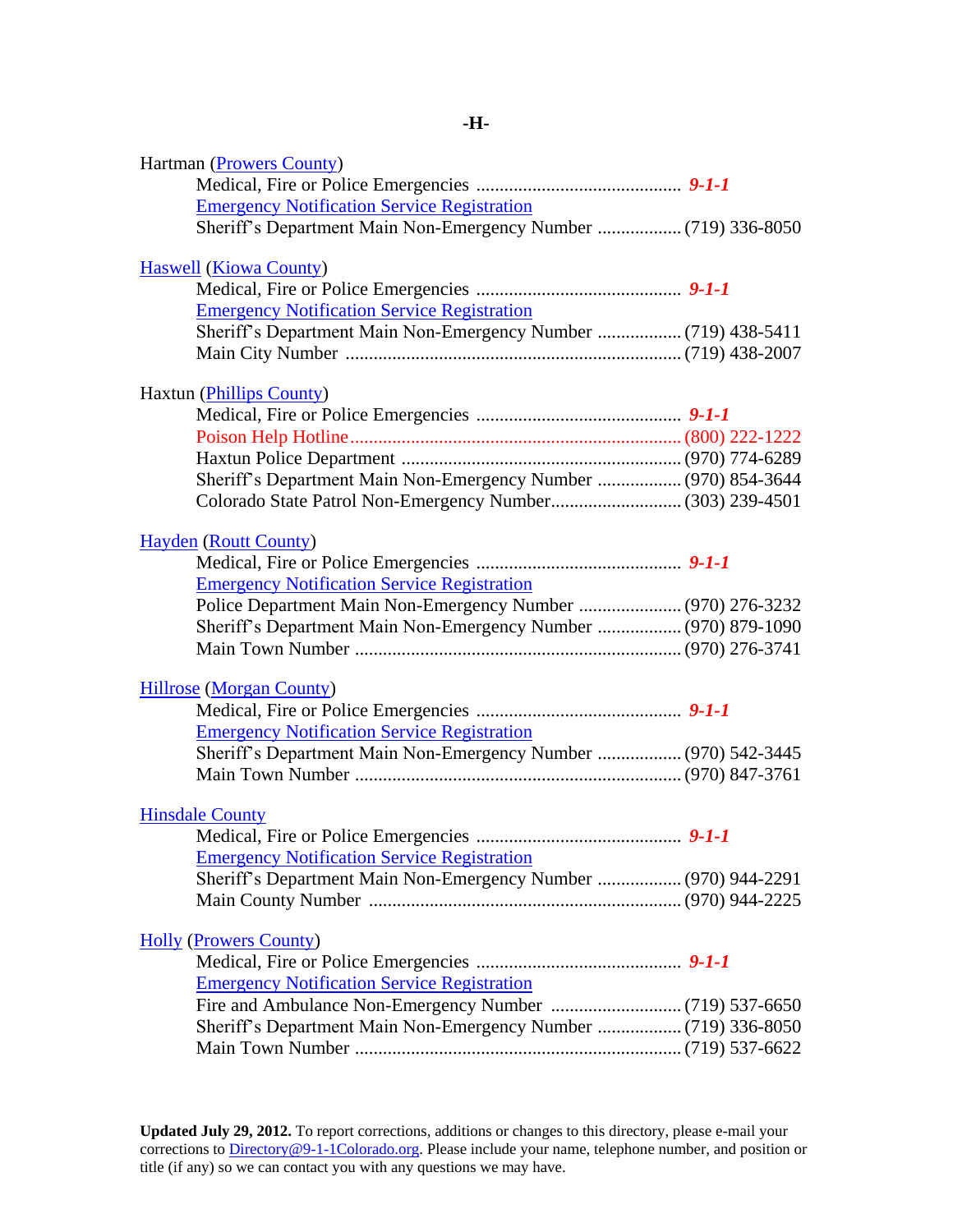# -H-

Hartman (Prowers County)

- Medical, Fire or Police Emergencies ............................................ ***9-1-1***
- Emergency Notification Service Registration
- Sheriff's Department Main Non-Emergency Number .................. (719) 336-8050

Haswell (Kiowa County)

- Medical, Fire or Police Emergencies ............................................ ***9-1-1***
- Emergency Notification Service Registration
- Sheriff's Department Main Non-Emergency Number .................. (719) 438-5411
- Main City Number ....................................................................... (719) 438-2007

Haxtun (Phillips County)

- Medical, Fire or Police Emergencies ............................................ ***9-1-1***
- Poison Help Hotline...................................................................... (800) 222-1222
- Haxtun Police Department ........................................................... (970) 774-6289
- Sheriff's Department Main Non-Emergency Number .................. (970) 854-3644
- Colorado State Patrol Non-Emergency Number............................ (303) 239-4501

Hayden (Routt County)

- Medical, Fire or Police Emergencies ............................................ ***9-1-1***
- Emergency Notification Service Registration
- Police Department Main Non-Emergency Number ...................... (970) 276-3232
- Sheriff's Department Main Non-Emergency Number .................. (970) 879-1090
- Main Town Number ..................................................................... (970) 276-3741

Hillrose (Morgan County)

- Medical, Fire or Police Emergencies ............................................ ***9-1-1***
- Emergency Notification Service Registration
- Sheriff's Department Main Non-Emergency Number .................. (970) 542-3445
- Main Town Number ..................................................................... (970) 847-3761

Hinsdale County

- Medical, Fire or Police Emergencies ............................................ ***9-1-1***
- Emergency Notification Service Registration
- Sheriff's Department Main Non-Emergency Number .................. (970) 944-2291
- Main County Number .................................................................. (970) 944-2225

Holly (Prowers County)

- Medical, Fire or Police Emergencies ............................................ ***9-1-1***
- Emergency Notification Service Registration
- Fire and Ambulance Non-Emergency Number ............................ (719) 537-6650
- Sheriff's Department Main Non-Emergency Number .................. (719) 336-8050
- Main Town Number ..................................................................... (719) 537-6622

**Updated July 29, 2012.** To report corrections, additions or changes to this directory, please e-mail your corrections to Directory@9-1-1Colorado.org. Please include your name, telephone number, and position or title (if any) so we can contact you with any questions we may have.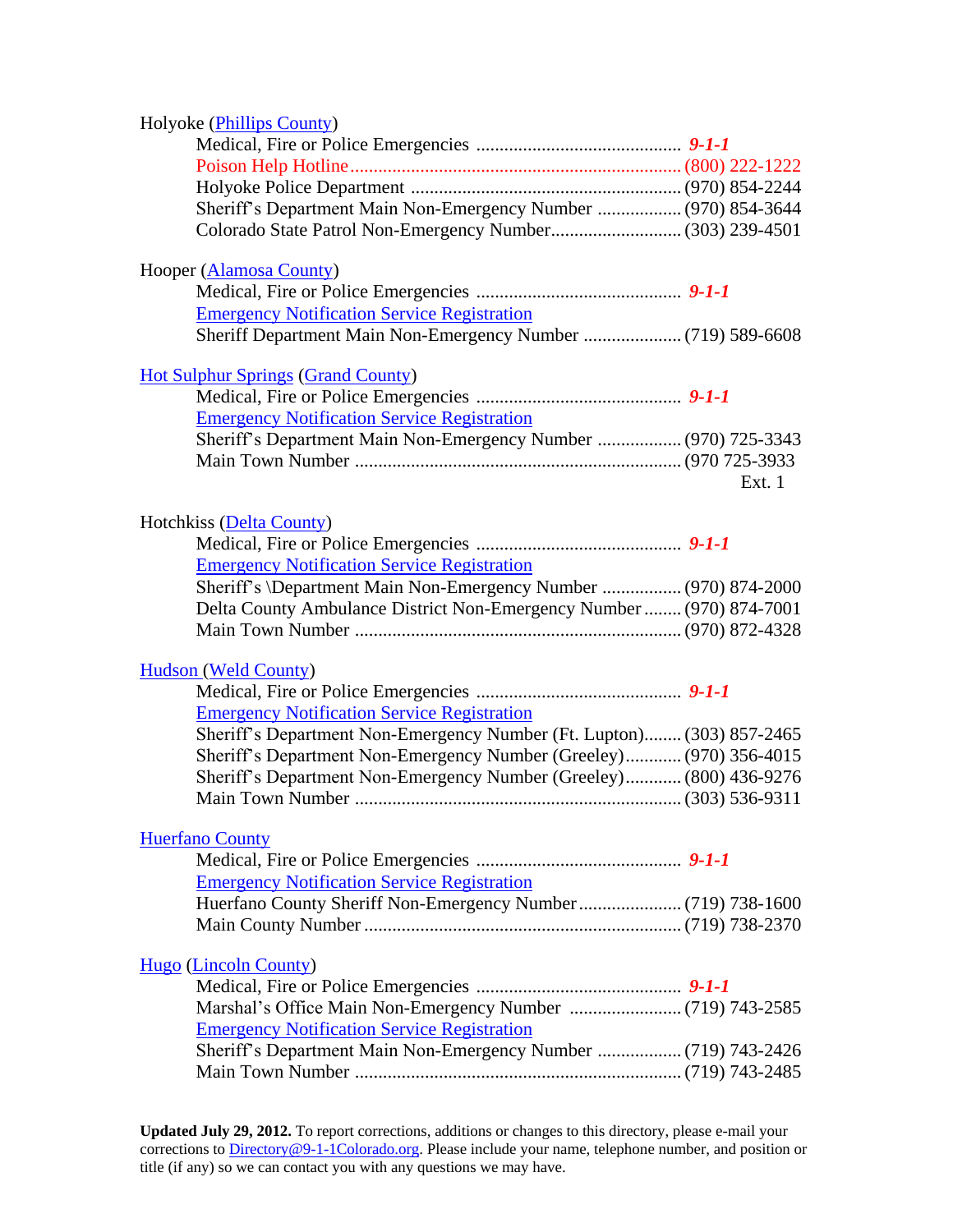Holyoke (Phillips County)

- Medical, Fire or Police Emergencies ............................................ ***9-1-1***
- Poison Help Hotline...................................................................... (800) 222-1222
- Holyoke Police Department .......................................................... (970) 854-2244
- Sheriff's Department Main Non-Emergency Number .................. (970) 854-3644
- Colorado State Patrol Non-Emergency Number............................ (303) 239-4501

Hooper (Alamosa County)

- Medical, Fire or Police Emergencies ............................................ ***9-1-1***
- Emergency Notification Service Registration
- Sheriff Department Main Non-Emergency Number ..................... (719) 589-6608

Hot Sulphur Springs (Grand County)

- Medical, Fire or Police Emergencies ............................................ ***9-1-1***
- Emergency Notification Service Registration
- Sheriff's Department Main Non-Emergency Number .................. (970) 725-3343
- Main Town Number ...................................................................... (970 725-3933 Ext. 1

Hotchkiss (Delta County)

- Medical, Fire or Police Emergencies ............................................ ***9-1-1***
- Emergency Notification Service Registration
- Sheriff's \Department Main Non-Emergency Number ................. (970) 874-2000
- Delta County Ambulance District Non-Emergency Number ........ (970) 874-7001
- Main Town Number ...................................................................... (970) 872-4328

Hudson (Weld County)

- Medical, Fire or Police Emergencies ............................................ ***9-1-1***
- Emergency Notification Service Registration
- Sheriff's Department Non-Emergency Number (Ft. Lupton)........ (303) 857-2465
- Sheriff's Department Non-Emergency Number (Greeley)............ (970) 356-4015
- Sheriff's Department Non-Emergency Number (Greeley)............ (800) 436-9276
- Main Town Number ...................................................................... (303) 536-9311

Huerfano County

- Medical, Fire or Police Emergencies ............................................ ***9-1-1***
- Emergency Notification Service Registration
- Huerfano County Sheriff Non-Emergency Number...................... (719) 738-1600
- Main County Number .................................................................... (719) 738-2370

Hugo (Lincoln County)

- Medical, Fire or Police Emergencies ............................................ ***9-1-1***
- Marshal's Office Main Non-Emergency Number ........................ (719) 743-2585
- Emergency Notification Service Registration
- Sheriff's Department Main Non-Emergency Number .................. (719) 743-2426
- Main Town Number ...................................................................... (719) 743-2485

**Updated July 29, 2012.** To report corrections, additions or changes to this directory, please e-mail your corrections to Directory@9-1-1Colorado.org. Please include your name, telephone number, and position or title (if any) so we can contact you with any questions we may have.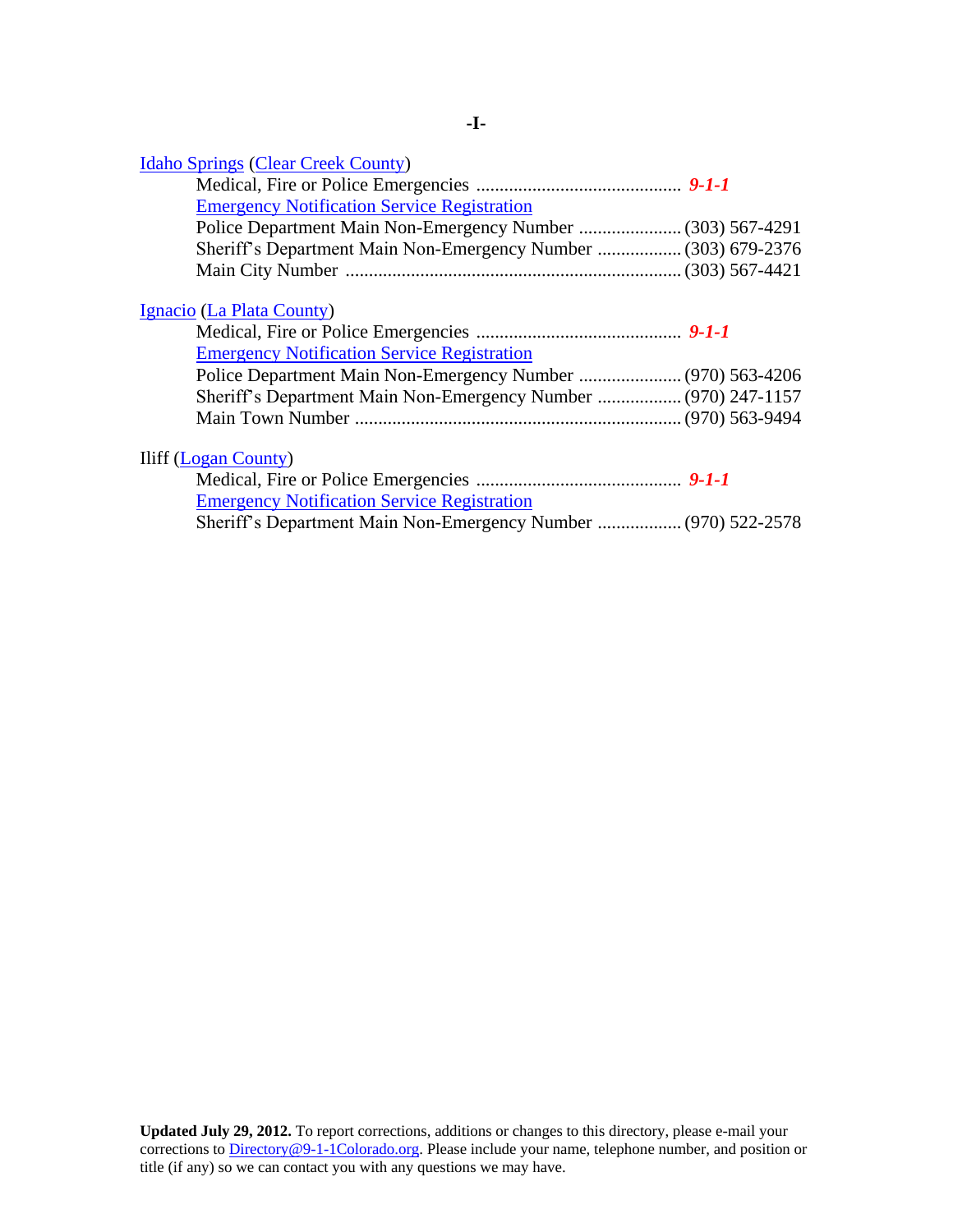# -I-

Idaho Springs (Clear Creek County)

Medical, Fire or Police Emergencies ............................................ ***9-1-1***

Emergency Notification Service Registration

Police Department Main Non-Emergency Number ...................... (303) 567-4291

Sheriff's Department Main Non-Emergency Number .................. (303) 679-2376

Main City Number ........................................................................ (303) 567-4421

Ignacio (La Plata County)

Medical, Fire or Police Emergencies ............................................ ***9-1-1***

Emergency Notification Service Registration

Police Department Main Non-Emergency Number ...................... (970) 563-4206

Sheriff's Department Main Non-Emergency Number .................. (970) 247-1157

Main Town Number ...................................................................... (970) 563-9494

Iliff (Logan County)

Medical, Fire or Police Emergencies ............................................ ***9-1-1***

Emergency Notification Service Registration

Sheriff's Department Main Non-Emergency Number .................. (970) 522-2578

**Updated July 29, 2012.** To report corrections, additions or changes to this directory, please e-mail your corrections to Directory@9-1-1Colorado.org. Please include your name, telephone number, and position or title (if any) so we can contact you with any questions we may have.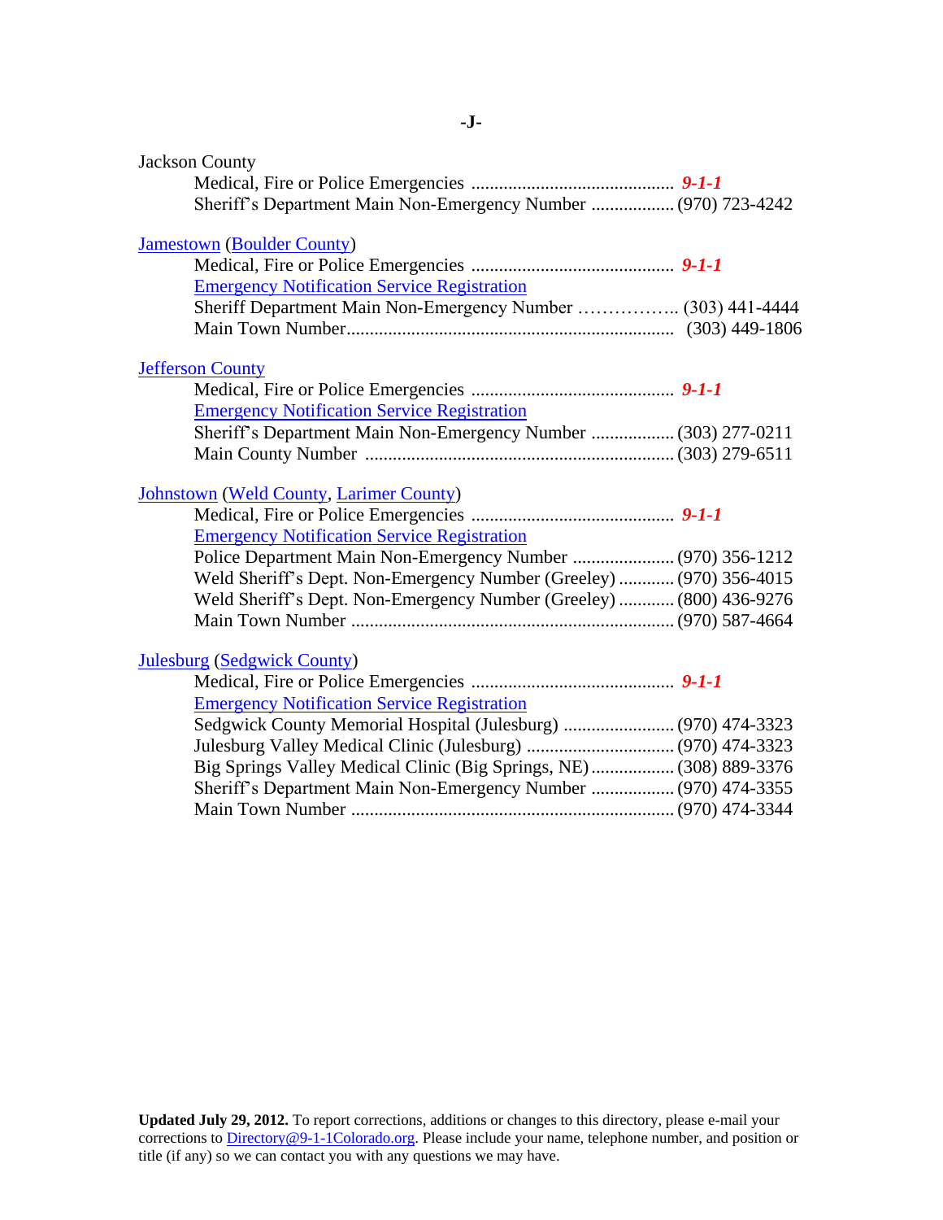# -J-

Jackson County

Medical, Fire or Police Emergencies ............................................ ***9-1-1***
Sheriff's Department Main Non-Emergency Number .................. (970) 723-4242

Jamestown (Boulder County)

Medical, Fire or Police Emergencies ............................................ ***9-1-1***
Emergency Notification Service Registration
Sheriff Department Main Non-Emergency Number …………….. (303) 441-4444
Main Town Number...................................................................... (303) 449-1806

Jefferson County

Medical, Fire or Police Emergencies ............................................ ***9-1-1***
Emergency Notification Service Registration
Sheriff's Department Main Non-Emergency Number .................. (303) 277-0211
Main County Number .................................................................. (303) 279-6511

Johnstown (Weld County, Larimer County)

Medical, Fire or Police Emergencies ............................................ ***9-1-1***
Emergency Notification Service Registration
Police Department Main Non-Emergency Number ...................... (970) 356-1212
Weld Sheriff's Dept. Non-Emergency Number (Greeley) ............ (970) 356-4015
Weld Sheriff's Dept. Non-Emergency Number (Greeley) ............ (800) 436-9276
Main Town Number ..................................................................... (970) 587-4664

Julesburg (Sedgwick County)

Medical, Fire or Police Emergencies ............................................ ***9-1-1***
Emergency Notification Service Registration
Sedgwick County Memorial Hospital (Julesburg) ........................ (970) 474-3323
Julesburg Valley Medical Clinic (Julesburg) ................................ (970) 474-3323
Big Springs Valley Medical Clinic (Big Springs, NE).................. (308) 889-3376
Sheriff's Department Main Non-Emergency Number .................. (970) 474-3355
Main Town Number ..................................................................... (970) 474-3344

**Updated July 29, 2012.** To report corrections, additions or changes to this directory, please e-mail your corrections to Directory@9-1-1Colorado.org. Please include your name, telephone number, and position or title (if any) so we can contact you with any questions we may have.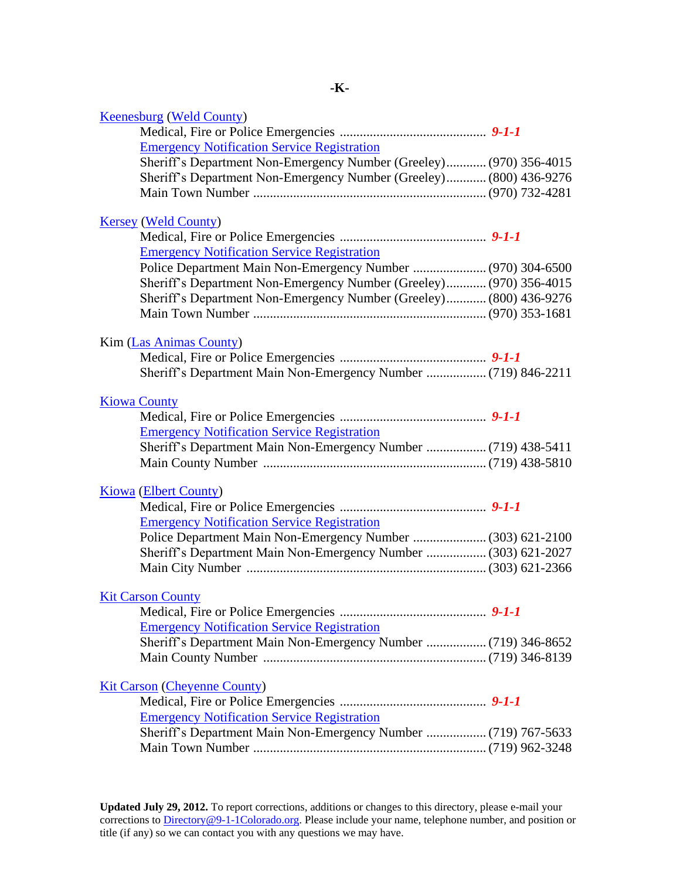# -K-

**Keenesburg (Weld County)**

Medical, Fire or Police Emergencies ............................................ ***9-1-1***
Emergency Notification Service Registration
Sheriff's Department Non-Emergency Number (Greeley)............ (970) 356-4015
Sheriff's Department Non-Emergency Number (Greeley)............ (800) 436-9276
Main Town Number ...................................................................... (970) 732-4281

**Kersey (Weld County)**

Medical, Fire or Police Emergencies ............................................ ***9-1-1***
Emergency Notification Service Registration
Police Department Main Non-Emergency Number ...................... (970) 304-6500
Sheriff's Department Non-Emergency Number (Greeley)............ (970) 356-4015
Sheriff's Department Non-Emergency Number (Greeley)............ (800) 436-9276
Main Town Number ...................................................................... (970) 353-1681

**Kim (Las Animas County)**

Medical, Fire or Police Emergencies ............................................ ***9-1-1***
Sheriff's Department Main Non-Emergency Number .................. (719) 846-2211

**Kiowa County**

Medical, Fire or Police Emergencies ............................................ ***9-1-1***
Emergency Notification Service Registration
Sheriff's Department Main Non-Emergency Number .................. (719) 438-5411
Main County Number .................................................................. (719) 438-5810

**Kiowa (Elbert County)**

Medical, Fire or Police Emergencies ............................................ ***9-1-1***
Emergency Notification Service Registration
Police Department Main Non-Emergency Number ...................... (303) 621-2100
Sheriff's Department Main Non-Emergency Number .................. (303) 621-2027
Main City Number ....................................................................... (303) 621-2366

**Kit Carson County**

Medical, Fire or Police Emergencies ............................................ ***9-1-1***
Emergency Notification Service Registration
Sheriff's Department Main Non-Emergency Number .................. (719) 346-8652
Main County Number .................................................................. (719) 346-8139

**Kit Carson (Cheyenne County)**

Medical, Fire or Police Emergencies ............................................ ***9-1-1***
Emergency Notification Service Registration
Sheriff's Department Main Non-Emergency Number .................. (719) 767-5633
Main Town Number ...................................................................... (719) 962-3248

**Updated July 29, 2012.** To report corrections, additions or changes to this directory, please e-mail your corrections to Directory@9-1-1Colorado.org. Please include your name, telephone number, and position or title (if any) so we can contact you with any questions we may have.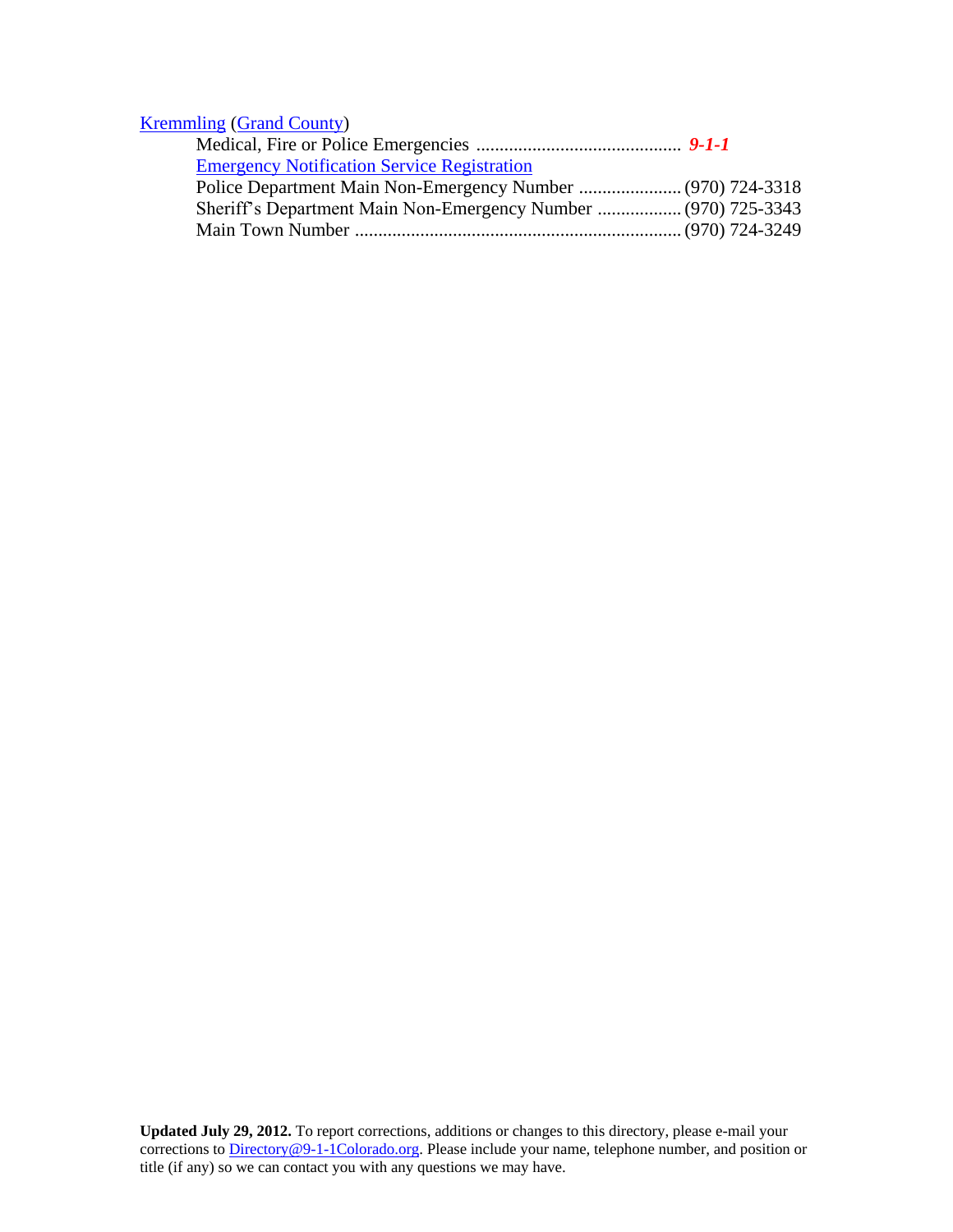Kremmling (Grand County)

- Medical, Fire or Police Emergencies ............................................ ***9-1-1***
- Emergency Notification Service Registration
- Police Department Main Non-Emergency Number ...................... (970) 724-3318
- Sheriff's Department Main Non-Emergency Number .................. (970) 725-3343
- Main Town Number ...................................................................... (970) 724-3249

**Updated July 29, 2012.** To report corrections, additions or changes to this directory, please e-mail your corrections to Directory@9-1-1Colorado.org. Please include your name, telephone number, and position or title (if any) so we can contact you with any questions we may have.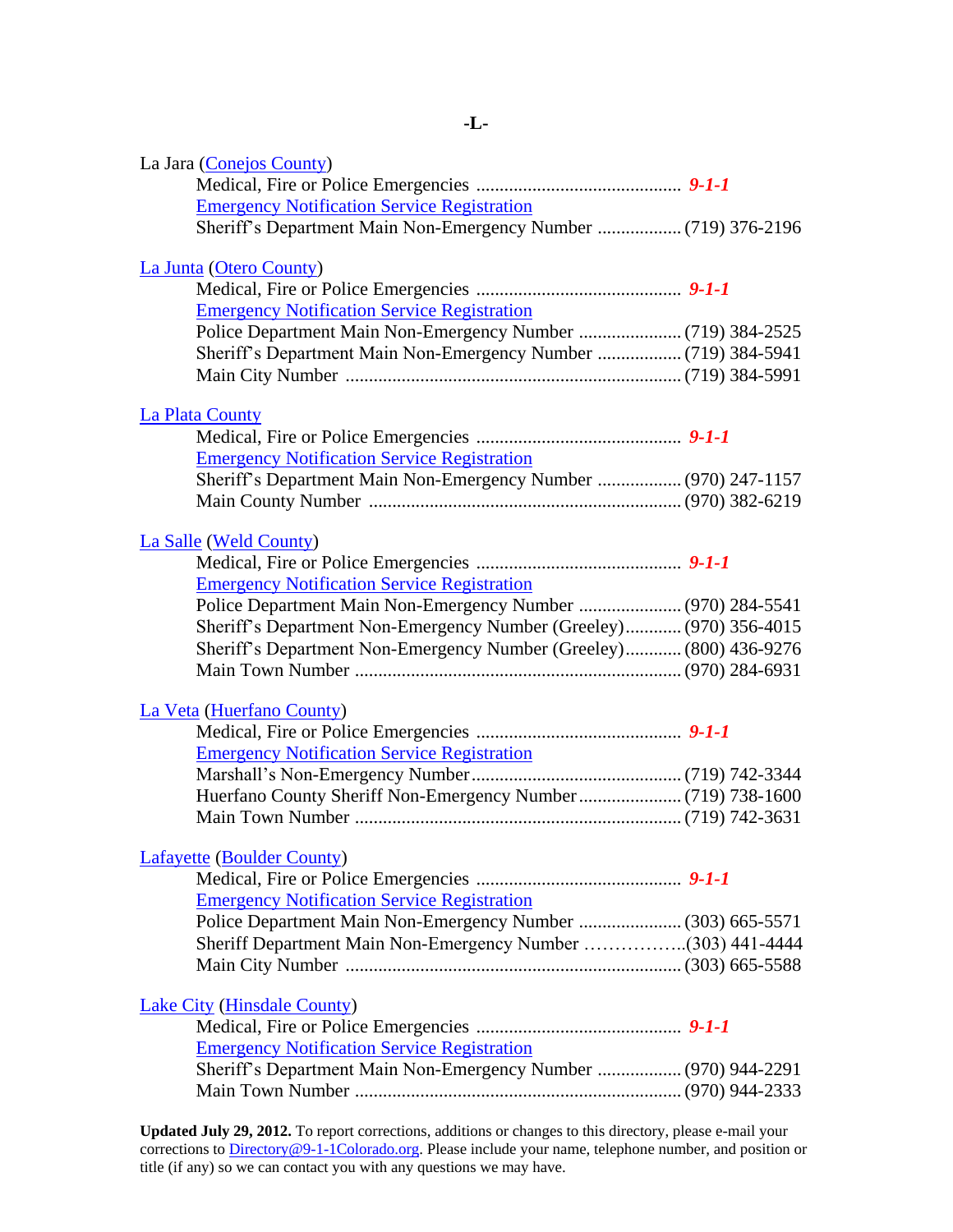# -L-

La Jara (Conejos County)

- Medical, Fire or Police Emergencies ............................................ ***9-1-1***
- Emergency Notification Service Registration
- Sheriff's Department Main Non-Emergency Number .................. (719) 376-2196

La Junta (Otero County)

- Medical, Fire or Police Emergencies ............................................ ***9-1-1***
- Emergency Notification Service Registration
- Police Department Main Non-Emergency Number ...................... (719) 384-2525
- Sheriff's Department Main Non-Emergency Number .................. (719) 384-5941
- Main City Number ....................................................................... (719) 384-5991

La Plata County

- Medical, Fire or Police Emergencies ............................................ ***9-1-1***
- Emergency Notification Service Registration
- Sheriff's Department Main Non-Emergency Number .................. (970) 247-1157
- Main County Number .................................................................. (970) 382-6219

La Salle (Weld County)

- Medical, Fire or Police Emergencies ............................................ ***9-1-1***
- Emergency Notification Service Registration
- Police Department Main Non-Emergency Number ...................... (970) 284-5541
- Sheriff's Department Non-Emergency Number (Greeley)............ (970) 356-4015
- Sheriff's Department Non-Emergency Number (Greeley)............ (800) 436-9276
- Main Town Number ..................................................................... (970) 284-6931

La Veta (Huerfano County)

- Medical, Fire or Police Emergencies ............................................ ***9-1-1***
- Emergency Notification Service Registration
- Marshall's Non-Emergency Number............................................ (719) 742-3344
- Huerfano County Sheriff Non-Emergency Number...................... (719) 738-1600
- Main Town Number ..................................................................... (719) 742-3631

Lafayette (Boulder County)

- Medical, Fire or Police Emergencies ............................................ ***9-1-1***
- Emergency Notification Service Registration
- Police Department Main Non-Emergency Number ...................... (303) 665-5571
- Sheriff Department Main Non-Emergency Number ……………..(303) 441-4444
- Main City Number ....................................................................... (303) 665-5588

Lake City (Hinsdale County)

- Medical, Fire or Police Emergencies ............................................ ***9-1-1***
- Emergency Notification Service Registration
- Sheriff's Department Main Non-Emergency Number .................. (970) 944-2291
- Main Town Number ..................................................................... (970) 944-2333

**Updated July 29, 2012.** To report corrections, additions or changes to this directory, please e-mail your corrections to Directory@9-1-1Colorado.org. Please include your name, telephone number, and position or title (if any) so we can contact you with any questions we may have.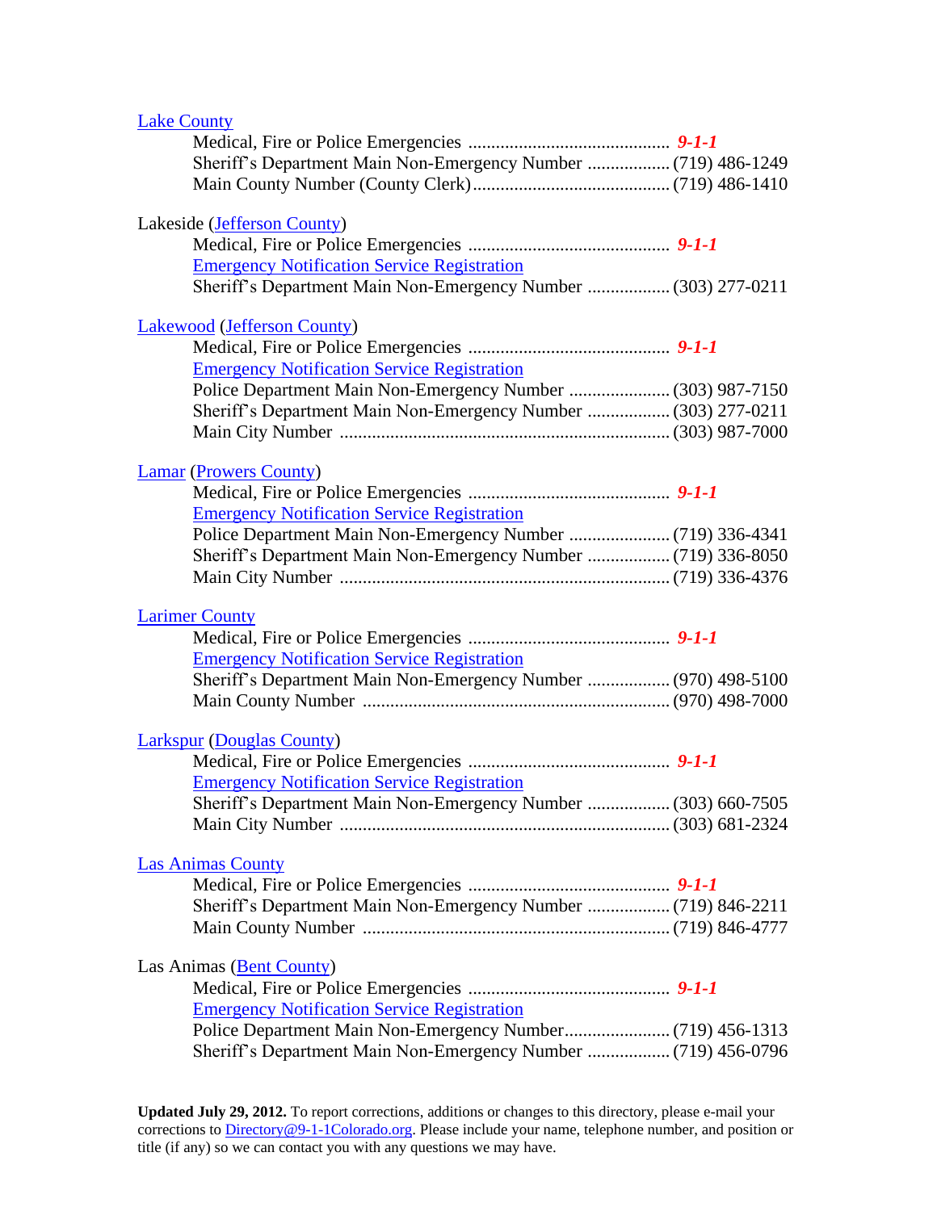Lake County

Medical, Fire or Police Emergencies ............................................ ***9-1-1***
Sheriff's Department Main Non-Emergency Number .................. (719) 486-1249
Main County Number (County Clerk)........................................... (719) 486-1410

Lakeside (Jefferson County)

Medical, Fire or Police Emergencies ............................................ ***9-1-1***
Emergency Notification Service Registration
Sheriff's Department Main Non-Emergency Number .................. (303) 277-0211

Lakewood (Jefferson County)

Medical, Fire or Police Emergencies ............................................ ***9-1-1***
Emergency Notification Service Registration
Police Department Main Non-Emergency Number ...................... (303) 987-7150
Sheriff's Department Main Non-Emergency Number .................. (303) 277-0211
Main City Number ....................................................................... (303) 987-7000

Lamar (Prowers County)

Medical, Fire or Police Emergencies ............................................ ***9-1-1***
Emergency Notification Service Registration
Police Department Main Non-Emergency Number ...................... (719) 336-4341
Sheriff's Department Main Non-Emergency Number .................. (719) 336-8050
Main City Number ....................................................................... (719) 336-4376

Larimer County

Medical, Fire or Police Emergencies ............................................ ***9-1-1***
Emergency Notification Service Registration
Sheriff's Department Main Non-Emergency Number .................. (970) 498-5100
Main County Number .................................................................. (970) 498-7000

Larkspur (Douglas County)

Medical, Fire or Police Emergencies ............................................ ***9-1-1***
Emergency Notification Service Registration
Sheriff's Department Main Non-Emergency Number .................. (303) 660-7505
Main City Number ....................................................................... (303) 681-2324

Las Animas County

Medical, Fire or Police Emergencies ............................................ ***9-1-1***
Sheriff's Department Main Non-Emergency Number .................. (719) 846-2211
Main County Number .................................................................. (719) 846-4777

Las Animas (Bent County)

Medical, Fire or Police Emergencies ............................................ ***9-1-1***
Emergency Notification Service Registration
Police Department Main Non-Emergency Number....................... (719) 456-1313
Sheriff's Department Main Non-Emergency Number .................. (719) 456-0796

**Updated July 29, 2012.** To report corrections, additions or changes to this directory, please e-mail your corrections to Directory@9-1-1Colorado.org. Please include your name, telephone number, and position or title (if any) so we can contact you with any questions we may have.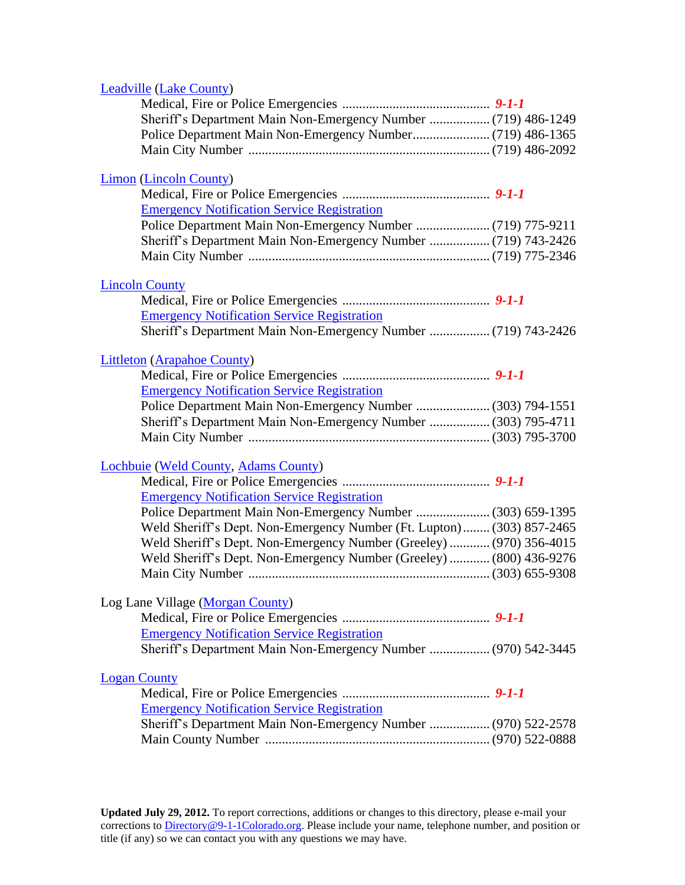Leadville (Lake County)

Medical, Fire or Police Emergencies ............................................ ***9-1-1***
Sheriff's Department Main Non-Emergency Number .................. (719) 486-1249
Police Department Main Non-Emergency Number....................... (719) 486-1365
Main City Number ....................................................................... (719) 486-2092

Limon (Lincoln County)

Medical, Fire or Police Emergencies ............................................ ***9-1-1***
Emergency Notification Service Registration
Police Department Main Non-Emergency Number ...................... (719) 775-9211
Sheriff's Department Main Non-Emergency Number .................. (719) 743-2426
Main City Number ....................................................................... (719) 775-2346

Lincoln County

Medical, Fire or Police Emergencies ............................................ ***9-1-1***
Emergency Notification Service Registration
Sheriff's Department Main Non-Emergency Number .................. (719) 743-2426

Littleton (Arapahoe County)

Medical, Fire or Police Emergencies ............................................ ***9-1-1***
Emergency Notification Service Registration
Police Department Main Non-Emergency Number ...................... (303) 794-1551
Sheriff's Department Main Non-Emergency Number .................. (303) 795-4711
Main City Number ....................................................................... (303) 795-3700

Lochbuie (Weld County, Adams County)

Medical, Fire or Police Emergencies ............................................ ***9-1-1***
Emergency Notification Service Registration
Police Department Main Non-Emergency Number ...................... (303) 659-1395
Weld Sheriff's Dept. Non-Emergency Number (Ft. Lupton)........ (303) 857-2465
Weld Sheriff's Dept. Non-Emergency Number (Greeley) ............ (970) 356-4015
Weld Sheriff's Dept. Non-Emergency Number (Greeley) ............ (800) 436-9276
Main City Number ....................................................................... (303) 655-9308

Log Lane Village (Morgan County)

Medical, Fire or Police Emergencies ............................................ ***9-1-1***
Emergency Notification Service Registration
Sheriff's Department Main Non-Emergency Number .................. (970) 542-3445

Logan County

Medical, Fire or Police Emergencies ............................................ ***9-1-1***
Emergency Notification Service Registration
Sheriff's Department Main Non-Emergency Number .................. (970) 522-2578
Main County Number .................................................................. (970) 522-0888

**Updated July 29, 2012.** To report corrections, additions or changes to this directory, please e-mail your corrections to Directory@9-1-1Colorado.org. Please include your name, telephone number, and position or title (if any) so we can contact you with any questions we may have.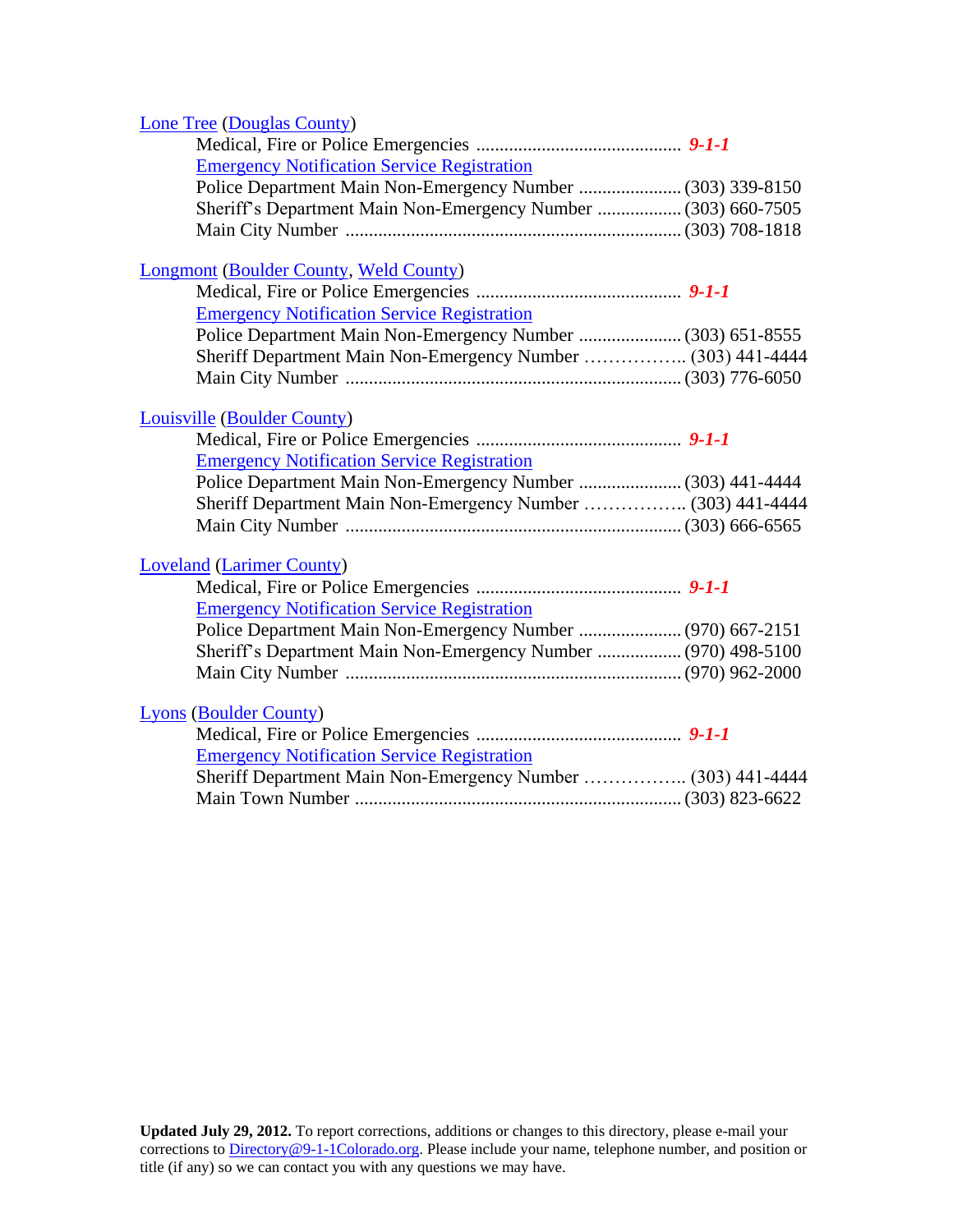[Lone Tree](#) ([Douglas County](#))

Medical, Fire or Police Emergencies ............................................ ***9-1-1***
[Emergency Notification Service Registration](#)
Police Department Main Non-Emergency Number ...................... (303) 339-8150
Sheriff's Department Main Non-Emergency Number .................. (303) 660-7505
Main City Number ........................................................................ (303) 708-1818

[Longmont](#) ([Boulder County](#), [Weld County](#))

Medical, Fire or Police Emergencies ............................................ ***9-1-1***
[Emergency Notification Service Registration](#)
Police Department Main Non-Emergency Number ...................... (303) 651-8555
Sheriff Department Main Non-Emergency Number …………….. (303) 441-4444
Main City Number ........................................................................ (303) 776-6050

[Louisville](#) ([Boulder County](#))

Medical, Fire or Police Emergencies ............................................ ***9-1-1***
[Emergency Notification Service Registration](#)
Police Department Main Non-Emergency Number ...................... (303) 441-4444
Sheriff Department Main Non-Emergency Number …………….. (303) 441-4444
Main City Number ........................................................................ (303) 666-6565

[Loveland](#) ([Larimer County](#))

Medical, Fire or Police Emergencies ............................................ ***9-1-1***
[Emergency Notification Service Registration](#)
Police Department Main Non-Emergency Number ...................... (970) 667-2151
Sheriff's Department Main Non-Emergency Number .................. (970) 498-5100
Main City Number ........................................................................ (970) 962-2000

[Lyons](#) ([Boulder County](#))

Medical, Fire or Police Emergencies ............................................ ***9-1-1***
[Emergency Notification Service Registration](#)
Sheriff Department Main Non-Emergency Number …………….. (303) 441-4444
Main Town Number ...................................................................... (303) 823-6622

**Updated July 29, 2012.** To report corrections, additions or changes to this directory, please e-mail your corrections to [Directory@9-1-1Colorado.org](mailto:Directory@9-1-1Colorado.org). Please include your name, telephone number, and position or title (if any) so we can contact you with any questions we may have.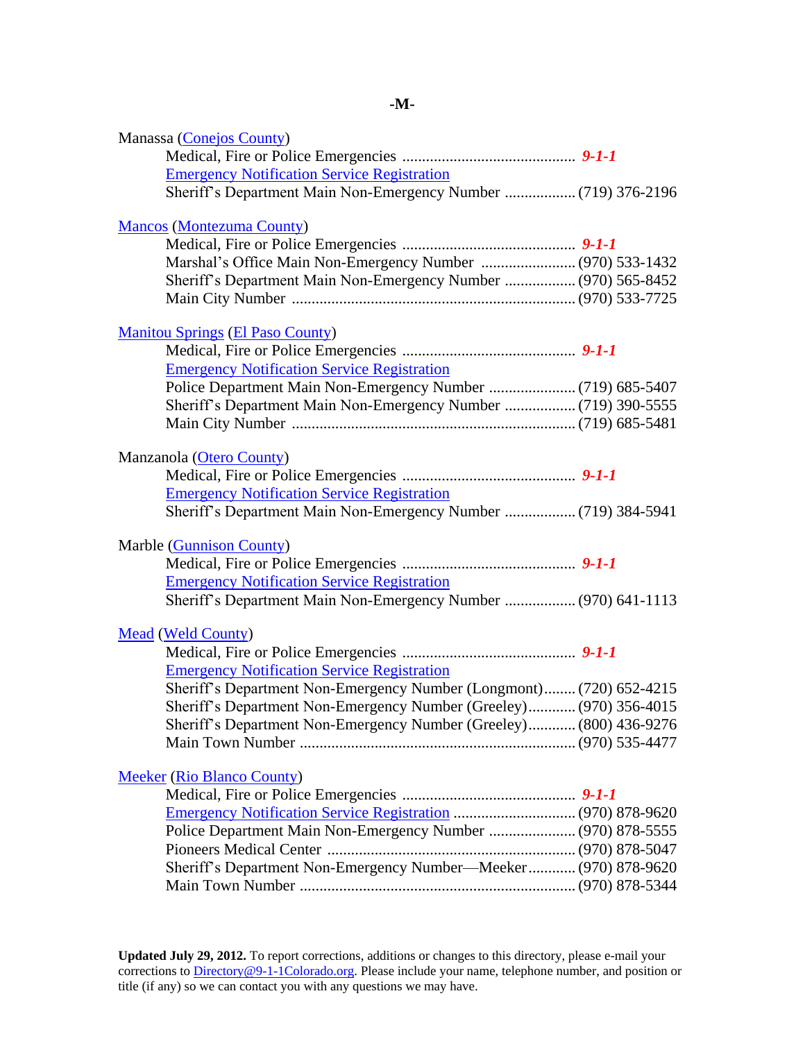## -M-

**Manassa (Conejos County)**
- Medical, Fire or Police Emergencies ............................................ ***9-1-1***
- Emergency Notification Service Registration
- Sheriff's Department Main Non-Emergency Number .................. (719) 376-2196

**Mancos (Montezuma County)**
- Medical, Fire or Police Emergencies ............................................ ***9-1-1***
- Marshal's Office Main Non-Emergency Number ........................ (970) 533-1432
- Sheriff's Department Main Non-Emergency Number .................. (970) 565-8452
- Main City Number ....................................................................... (970) 533-7725

**Manitou Springs (El Paso County)**
- Medical, Fire or Police Emergencies ............................................ ***9-1-1***
- Emergency Notification Service Registration
- Police Department Main Non-Emergency Number ...................... (719) 685-5407
- Sheriff's Department Main Non-Emergency Number .................. (719) 390-5555
- Main City Number ....................................................................... (719) 685-5481

**Manzanola (Otero County)**
- Medical, Fire or Police Emergencies ............................................ ***9-1-1***
- Emergency Notification Service Registration
- Sheriff's Department Main Non-Emergency Number .................. (719) 384-5941

**Marble (Gunnison County)**
- Medical, Fire or Police Emergencies ............................................ ***9-1-1***
- Emergency Notification Service Registration
- Sheriff's Department Main Non-Emergency Number .................. (970) 641-1113

**Mead (Weld County)**
- Medical, Fire or Police Emergencies ............................................ ***9-1-1***
- Emergency Notification Service Registration
- Sheriff's Department Non-Emergency Number (Longmont)........ (720) 652-4215
- Sheriff's Department Non-Emergency Number (Greeley)............ (970) 356-4015
- Sheriff's Department Non-Emergency Number (Greeley)............ (800) 436-9276
- Main Town Number ..................................................................... (970) 535-4477

**Meeker (Rio Blanco County)**
- Medical, Fire or Police Emergencies ............................................ ***9-1-1***
- Emergency Notification Service Registration ............................... (970) 878-9620
- Police Department Main Non-Emergency Number ...................... (970) 878-5555
- Pioneers Medical Center .............................................................. (970) 878-5047
- Sheriff's Department Non-Emergency Number—Meeker............ (970) 878-9620
- Main Town Number ..................................................................... (970) 878-5344

**Updated July 29, 2012.** To report corrections, additions or changes to this directory, please e-mail your corrections to Directory@9-1-1Colorado.org. Please include your name, telephone number, and position or title (if any) so we can contact you with any questions we may have.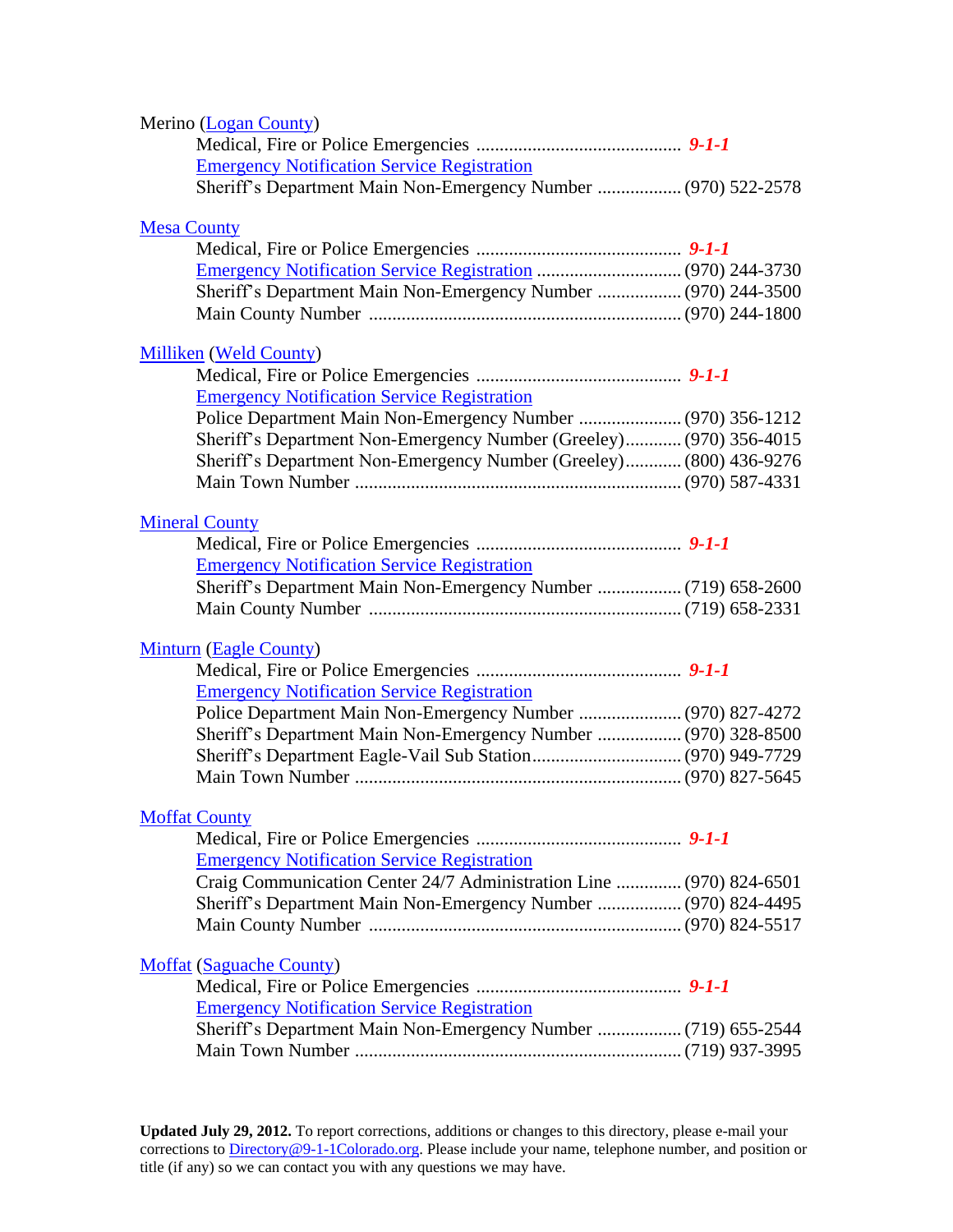Merino (Logan County)

Medical, Fire or Police Emergencies ............................................ ***9-1-1***
Emergency Notification Service Registration
Sheriff's Department Main Non-Emergency Number .................. (970) 522-2578

Mesa County

Medical, Fire or Police Emergencies ............................................ ***9-1-1***
Emergency Notification Service Registration ............................... (970) 244-3730
Sheriff's Department Main Non-Emergency Number .................. (970) 244-3500
Main County Number ................................................................... (970) 244-1800

Milliken (Weld County)

Medical, Fire or Police Emergencies ............................................ ***9-1-1***
Emergency Notification Service Registration
Police Department Main Non-Emergency Number ...................... (970) 356-1212
Sheriff's Department Non-Emergency Number (Greeley)............ (970) 356-4015
Sheriff's Department Non-Emergency Number (Greeley)............ (800) 436-9276
Main Town Number ...................................................................... (970) 587-4331

Mineral County

Medical, Fire or Police Emergencies ............................................ ***9-1-1***
Emergency Notification Service Registration
Sheriff's Department Main Non-Emergency Number .................. (719) 658-2600
Main County Number ................................................................... (719) 658-2331

Minturn (Eagle County)

Medical, Fire or Police Emergencies ............................................ ***9-1-1***
Emergency Notification Service Registration
Police Department Main Non-Emergency Number ...................... (970) 827-4272
Sheriff's Department Main Non-Emergency Number .................. (970) 328-8500
Sheriff's Department Eagle-Vail Sub Station................................ (970) 949-7729
Main Town Number ...................................................................... (970) 827-5645

Moffat County

Medical, Fire or Police Emergencies ............................................ ***9-1-1***
Emergency Notification Service Registration
Craig Communication Center 24/7 Administration Line .............. (970) 824-6501
Sheriff's Department Main Non-Emergency Number .................. (970) 824-4495
Main County Number ................................................................... (970) 824-5517

Moffat (Saguache County)

Medical, Fire or Police Emergencies ............................................ ***9-1-1***
Emergency Notification Service Registration
Sheriff's Department Main Non-Emergency Number .................. (719) 655-2544
Main Town Number ...................................................................... (719) 937-3995

**Updated July 29, 2012.** To report corrections, additions or changes to this directory, please e-mail your corrections to Directory@9-1-1Colorado.org. Please include your name, telephone number, and position or title (if any) so we can contact you with any questions we may have.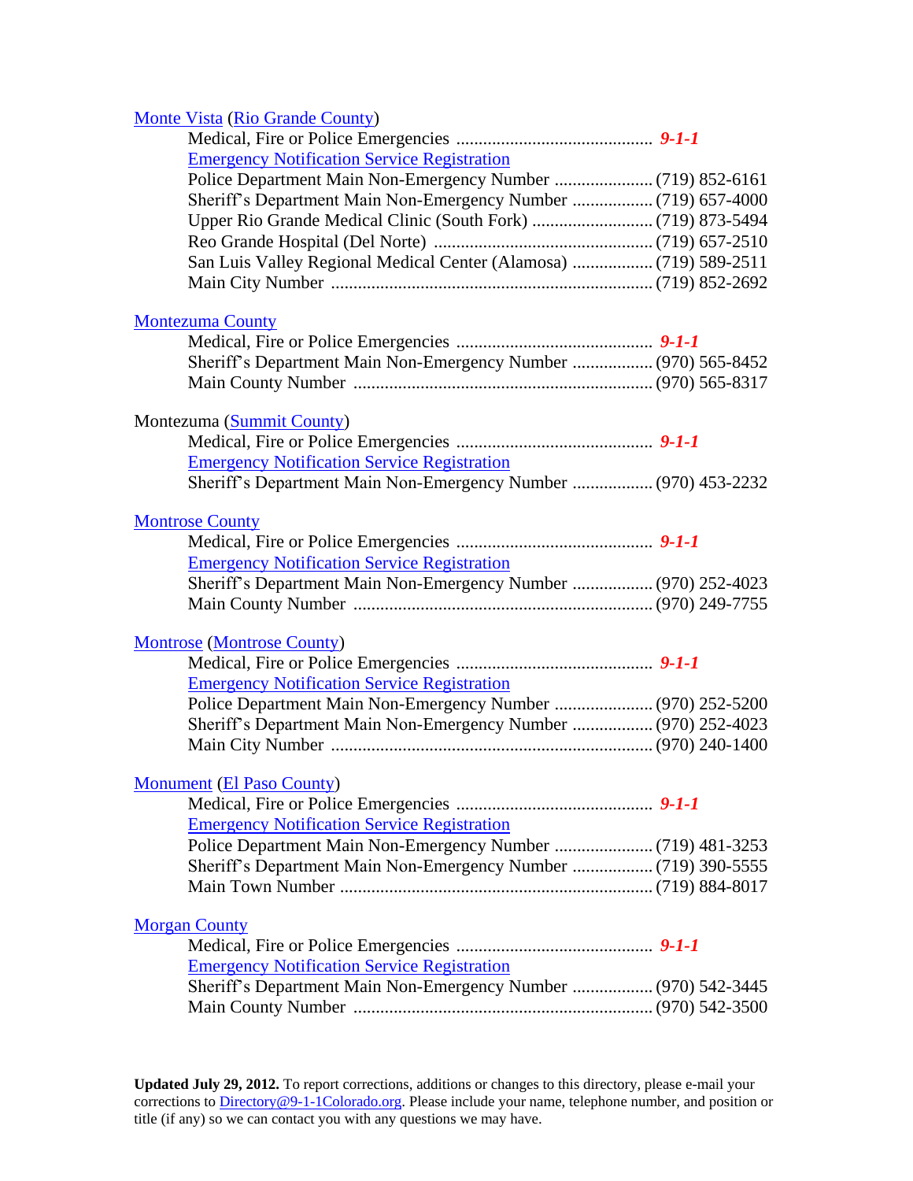Monte Vista (Rio Grande County)

- Medical, Fire or Police Emergencies ............................................ ***9-1-1***
- Emergency Notification Service Registration
- Police Department Main Non-Emergency Number ...................... (719) 852-6161
- Sheriff's Department Main Non-Emergency Number .................. (719) 657-4000
- Upper Rio Grande Medical Clinic (South Fork) ........................... (719) 873-5494
- Reo Grande Hospital (Del Norte) ................................................. (719) 657-2510
- San Luis Valley Regional Medical Center (Alamosa) .................. (719) 589-2511
- Main City Number ........................................................................ (719) 852-2692

Montezuma County

- Medical, Fire or Police Emergencies ............................................ ***9-1-1***
- Sheriff's Department Main Non-Emergency Number .................. (970) 565-8452
- Main County Number .................................................................. (970) 565-8317

Montezuma (Summit County)

- Medical, Fire or Police Emergencies ............................................ ***9-1-1***
- Emergency Notification Service Registration
- Sheriff's Department Main Non-Emergency Number .................. (970) 453-2232

Montrose County

- Medical, Fire or Police Emergencies ............................................ ***9-1-1***
- Emergency Notification Service Registration
- Sheriff's Department Main Non-Emergency Number .................. (970) 252-4023
- Main County Number .................................................................. (970) 249-7755

Montrose (Montrose County)

- Medical, Fire or Police Emergencies ............................................ ***9-1-1***
- Emergency Notification Service Registration
- Police Department Main Non-Emergency Number ...................... (970) 252-5200
- Sheriff's Department Main Non-Emergency Number .................. (970) 252-4023
- Main City Number ........................................................................ (970) 240-1400

Monument (El Paso County)

- Medical, Fire or Police Emergencies ............................................ ***9-1-1***
- Emergency Notification Service Registration
- Police Department Main Non-Emergency Number ...................... (719) 481-3253
- Sheriff's Department Main Non-Emergency Number .................. (719) 390-5555
- Main Town Number ..................................................................... (719) 884-8017

Morgan County

- Medical, Fire or Police Emergencies ............................................ ***9-1-1***
- Emergency Notification Service Registration
- Sheriff's Department Main Non-Emergency Number .................. (970) 542-3445
- Main County Number .................................................................. (970) 542-3500

**Updated July 29, 2012.** To report corrections, additions or changes to this directory, please e-mail your corrections to Directory@9-1-1Colorado.org. Please include your name, telephone number, and position or title (if any) so we can contact you with any questions we may have.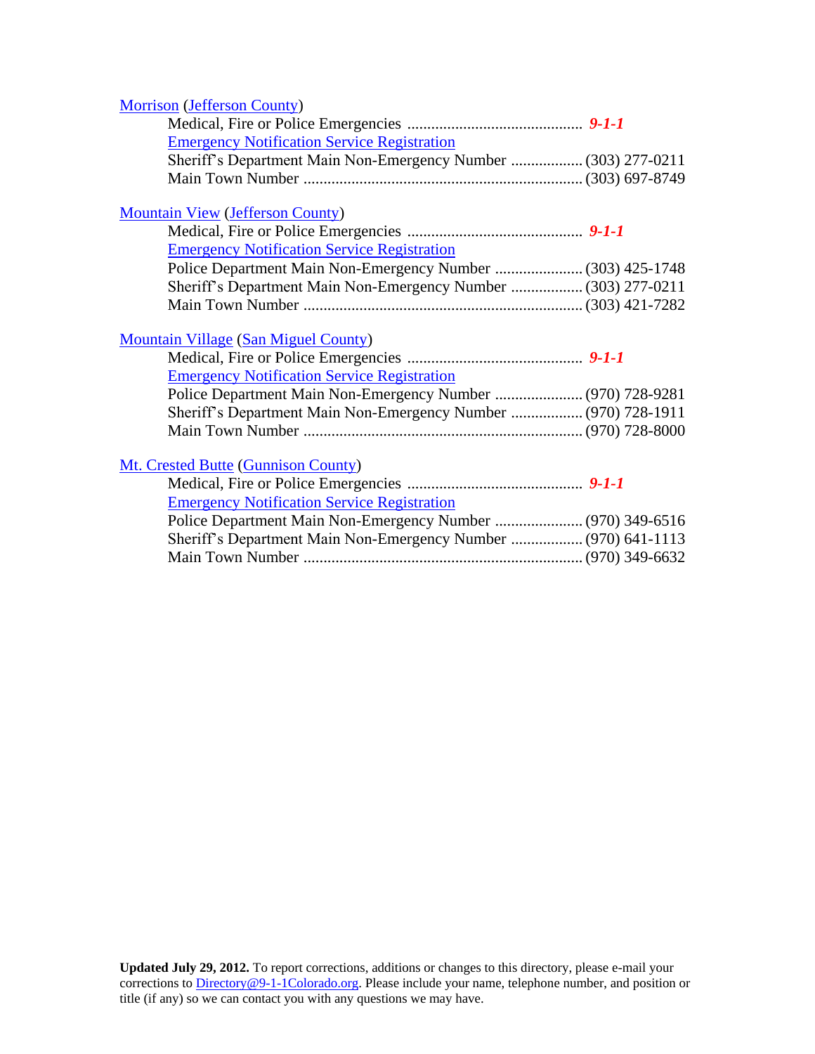[Morrison](#) ([Jefferson County](#))

- Medical, Fire or Police Emergencies ............................................ ***9-1-1***
- [Emergency Notification Service Registration](#)
- Sheriff's Department Main Non-Emergency Number .................. (303) 277-0211
- Main Town Number ..................................................................... (303) 697-8749

[Mountain View](#) ([Jefferson County](#))

- Medical, Fire or Police Emergencies ............................................ ***9-1-1***
- [Emergency Notification Service Registration](#)
- Police Department Main Non-Emergency Number ...................... (303) 425-1748
- Sheriff's Department Main Non-Emergency Number .................. (303) 277-0211
- Main Town Number ..................................................................... (303) 421-7282

[Mountain Village](#) ([San Miguel County](#))

- Medical, Fire or Police Emergencies ............................................ ***9-1-1***
- [Emergency Notification Service Registration](#)
- Police Department Main Non-Emergency Number ...................... (970) 728-9281
- Sheriff's Department Main Non-Emergency Number .................. (970) 728-1911
- Main Town Number ..................................................................... (970) 728-8000

[Mt. Crested Butte](#) ([Gunnison County](#))

- Medical, Fire or Police Emergencies ............................................ ***9-1-1***
- [Emergency Notification Service Registration](#)
- Police Department Main Non-Emergency Number ...................... (970) 349-6516
- Sheriff's Department Main Non-Emergency Number .................. (970) 641-1113
- Main Town Number ..................................................................... (970) 349-6632

**Updated July 29, 2012.** To report corrections, additions or changes to this directory, please e-mail your corrections to [Directory@9-1-1Colorado.org](mailto:Directory@9-1-1Colorado.org). Please include your name, telephone number, and position or title (if any) so we can contact you with any questions we may have.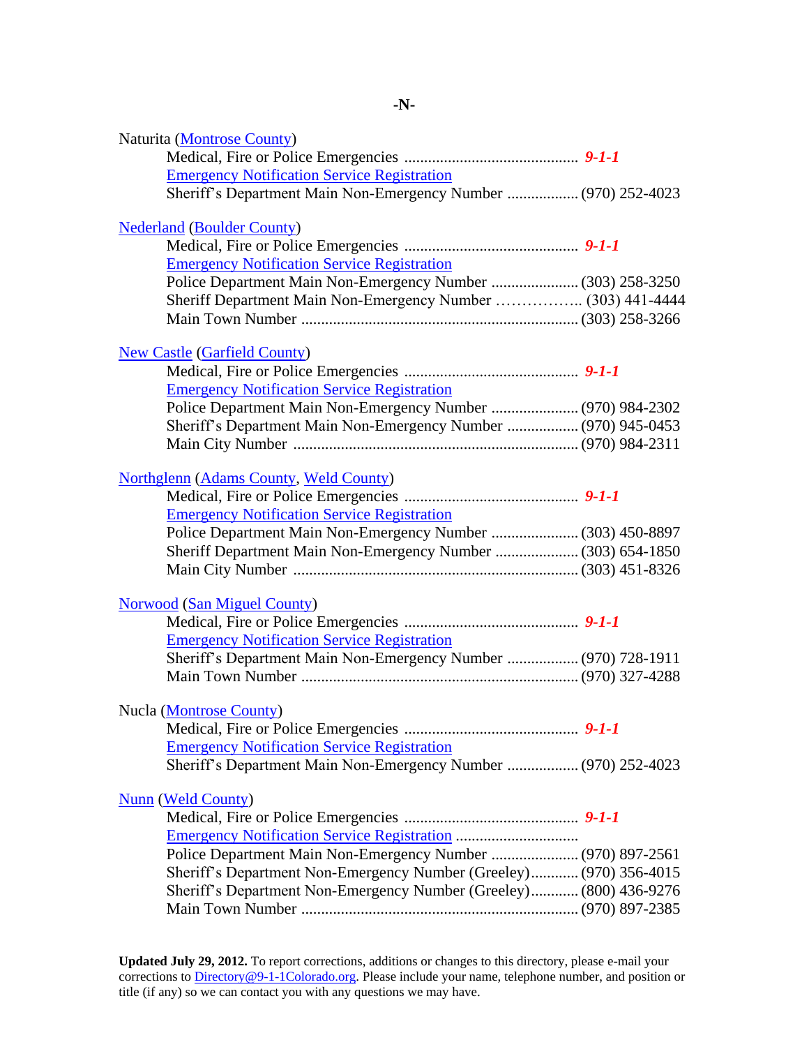# -N-

Naturita (Montrose County)
- Medical, Fire or Police Emergencies ............................................ ***9-1-1***
- Emergency Notification Service Registration
- Sheriff's Department Main Non-Emergency Number .................. (970) 252-4023

Nederland (Boulder County)
- Medical, Fire or Police Emergencies ............................................ ***9-1-1***
- Emergency Notification Service Registration
- Police Department Main Non-Emergency Number ...................... (303) 258-3250
- Sheriff Department Main Non-Emergency Number …………….. (303) 441-4444
- Main Town Number ..................................................................... (303) 258-3266

New Castle (Garfield County)
- Medical, Fire or Police Emergencies ............................................ ***9-1-1***
- Emergency Notification Service Registration
- Police Department Main Non-Emergency Number ...................... (970) 984-2302
- Sheriff's Department Main Non-Emergency Number .................. (970) 945-0453
- Main City Number ........................................................................ (970) 984-2311

Northglenn (Adams County, Weld County)
- Medical, Fire or Police Emergencies ............................................ ***9-1-1***
- Emergency Notification Service Registration
- Police Department Main Non-Emergency Number ...................... (303) 450-8897
- Sheriff Department Main Non-Emergency Number ..................... (303) 654-1850
- Main City Number ........................................................................ (303) 451-8326

Norwood (San Miguel County)
- Medical, Fire or Police Emergencies ............................................ ***9-1-1***
- Emergency Notification Service Registration
- Sheriff's Department Main Non-Emergency Number .................. (970) 728-1911
- Main Town Number ..................................................................... (970) 327-4288

Nucla (Montrose County)
- Medical, Fire or Police Emergencies ............................................ ***9-1-1***
- Emergency Notification Service Registration
- Sheriff's Department Main Non-Emergency Number .................. (970) 252-4023

Nunn (Weld County)
- Medical, Fire or Police Emergencies ............................................ ***9-1-1***
- Emergency Notification Service Registration ..............................
- Police Department Main Non-Emergency Number ...................... (970) 897-2561
- Sheriff's Department Non-Emergency Number (Greeley)............ (970) 356-4015
- Sheriff's Department Non-Emergency Number (Greeley)............ (800) 436-9276
- Main Town Number ..................................................................... (970) 897-2385

**Updated July 29, 2012.** To report corrections, additions or changes to this directory, please e-mail your corrections to Directory@9-1-1Colorado.org. Please include your name, telephone number, and position or title (if any) so we can contact you with any questions we may have.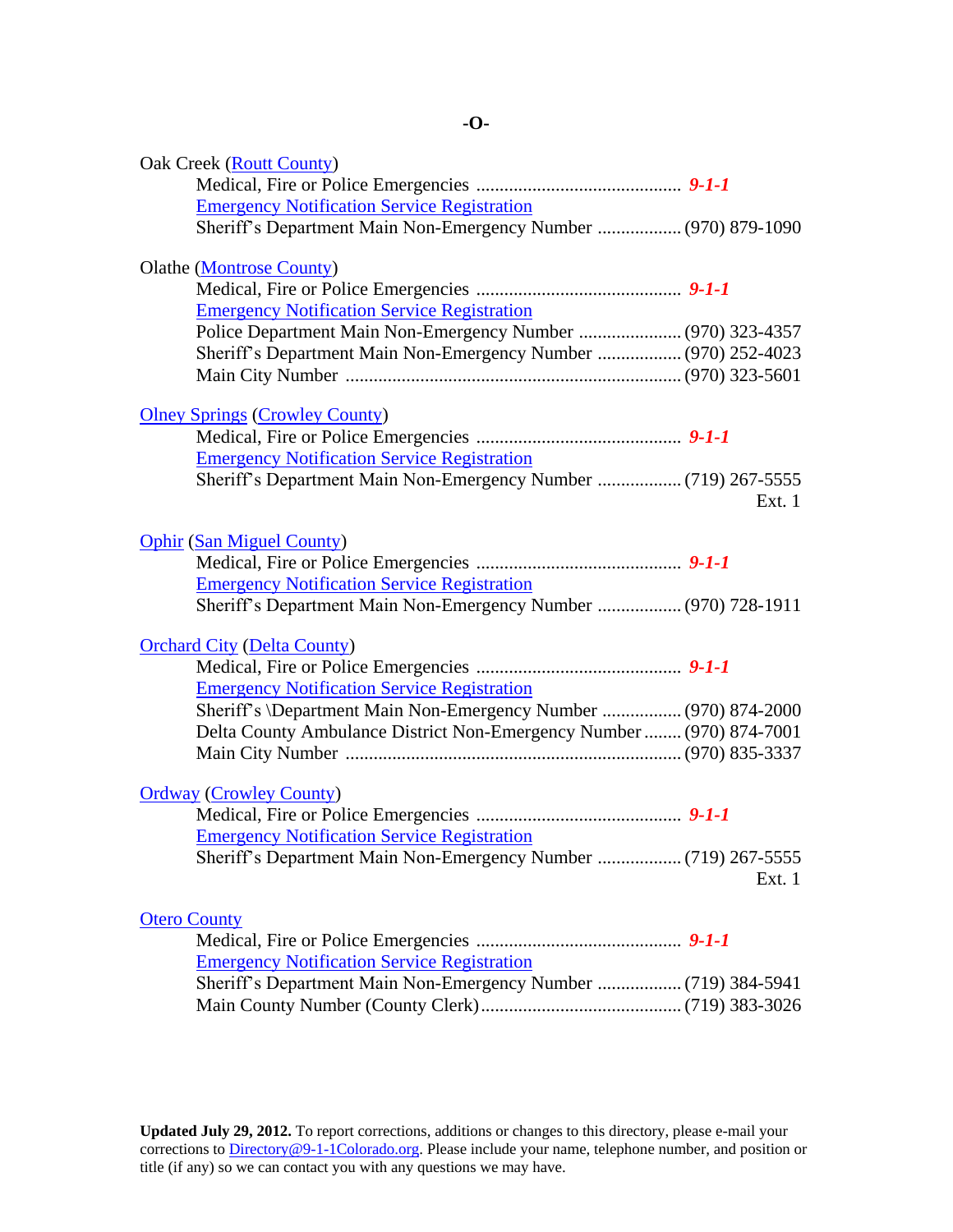# -O-

Oak Creek (Routt County)
- Medical, Fire or Police Emergencies ............................................ ***9-1-1***
- Emergency Notification Service Registration
- Sheriff's Department Main Non-Emergency Number .................. (970) 879-1090

Olathe (Montrose County)
- Medical, Fire or Police Emergencies ............................................ ***9-1-1***
- Emergency Notification Service Registration
- Police Department Main Non-Emergency Number ...................... (970) 323-4357
- Sheriff's Department Main Non-Emergency Number .................. (970) 252-4023
- Main City Number ....................................................................... (970) 323-5601

Olney Springs (Crowley County)
- Medical, Fire or Police Emergencies ............................................ ***9-1-1***
- Emergency Notification Service Registration
- Sheriff's Department Main Non-Emergency Number .................. (719) 267-5555 Ext. 1

Ophir (San Miguel County)
- Medical, Fire or Police Emergencies ............................................ ***9-1-1***
- Emergency Notification Service Registration
- Sheriff's Department Main Non-Emergency Number .................. (970) 728-1911

Orchard City (Delta County)
- Medical, Fire or Police Emergencies ............................................ ***9-1-1***
- Emergency Notification Service Registration
- Sheriff's \Department Main Non-Emergency Number ................. (970) 874-2000
- Delta County Ambulance District Non-Emergency Number ........ (970) 874-7001
- Main City Number ....................................................................... (970) 835-3337

Ordway (Crowley County)
- Medical, Fire or Police Emergencies ............................................ ***9-1-1***
- Emergency Notification Service Registration
- Sheriff's Department Main Non-Emergency Number .................. (719) 267-5555 Ext. 1

Otero County
- Medical, Fire or Police Emergencies ............................................ ***9-1-1***
- Emergency Notification Service Registration
- Sheriff's Department Main Non-Emergency Number .................. (719) 384-5941
- Main County Number (County Clerk)........................................... (719) 383-3026

**Updated July 29, 2012.** To report corrections, additions or changes to this directory, please e-mail your corrections to Directory@9-1-1Colorado.org. Please include your name, telephone number, and position or title (if any) so we can contact you with any questions we may have.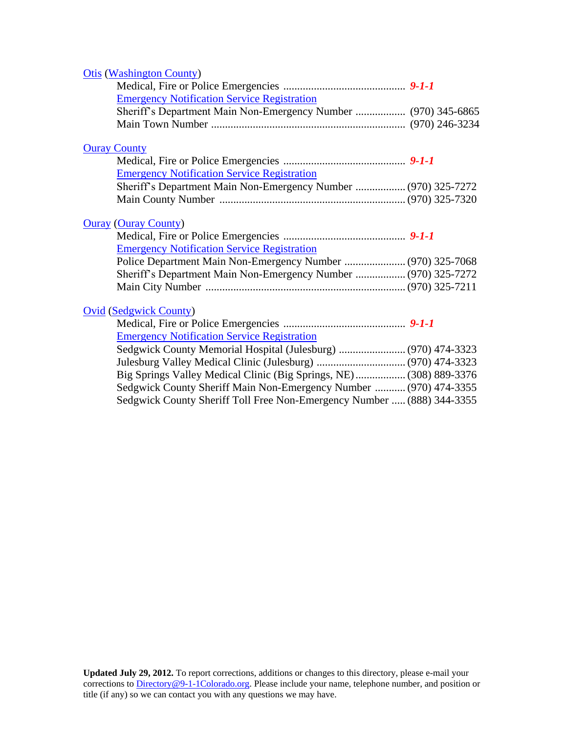[Otis](#) ([Washington County](#))

Medical, Fire or Police Emergencies ............................................ ***9-1-1***
[Emergency Notification Service Registration](#)
Sheriff's Department Main Non-Emergency Number .................. (970) 345-6865
Main Town Number ...................................................................... (970) 246-3234

[Ouray County](#)

Medical, Fire or Police Emergencies ............................................ ***9-1-1***
[Emergency Notification Service Registration](#)
Sheriff's Department Main Non-Emergency Number .................. (970) 325-7272
Main County Number ................................................................... (970) 325-7320

[Ouray](#) ([Ouray County](#))

Medical, Fire or Police Emergencies ............................................ ***9-1-1***
[Emergency Notification Service Registration](#)
Police Department Main Non-Emergency Number ...................... (970) 325-7068
Sheriff's Department Main Non-Emergency Number .................. (970) 325-7272
Main City Number ........................................................................ (970) 325-7211

[Ovid](#) ([Sedgwick County](#))

Medical, Fire or Police Emergencies ............................................ ***9-1-1***
[Emergency Notification Service Registration](#)
Sedgwick County Memorial Hospital (Julesburg) ........................ (970) 474-3323
Julesburg Valley Medical Clinic (Julesburg) ................................ (970) 474-3323
Big Springs Valley Medical Clinic (Big Springs, NE) .................. (308) 889-3376
Sedgwick County Sheriff Main Non-Emergency Number ........... (970) 474-3355
Sedgwick County Sheriff Toll Free Non-Emergency Number ..... (888) 344-3355

**Updated July 29, 2012.** To report corrections, additions or changes to this directory, please e-mail your corrections to [Directory@9-1-1Colorado.org](mailto:Directory@9-1-1Colorado.org). Please include your name, telephone number, and position or title (if any) so we can contact you with any questions we may have.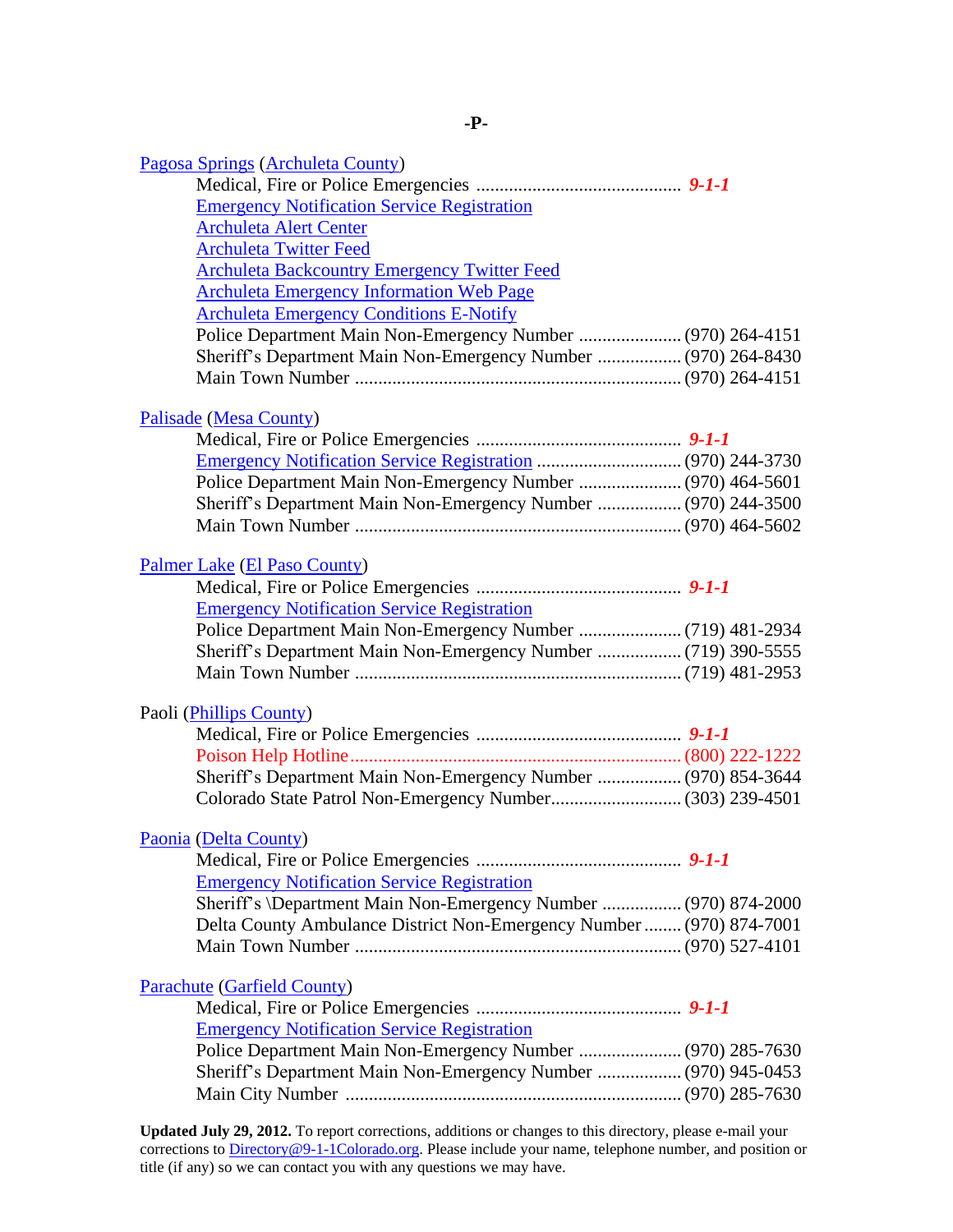# -P-

**Pagosa Springs (Archuleta County)**

- Medical, Fire or Police Emergencies ............................................ ***9-1-1***
- Emergency Notification Service Registration
- Archuleta Alert Center
- Archuleta Twitter Feed
- Archuleta Backcountry Emergency Twitter Feed
- Archuleta Emergency Information Web Page
- Archuleta Emergency Conditions E-Notify
- Police Department Main Non-Emergency Number ...................... (970) 264-4151
- Sheriff's Department Main Non-Emergency Number .................. (970) 264-8430
- Main Town Number ..................................................................... (970) 264-4151

**Palisade (Mesa County)**

- Medical, Fire or Police Emergencies ............................................ ***9-1-1***
- Emergency Notification Service Registration ............................... (970) 244-3730
- Police Department Main Non-Emergency Number ...................... (970) 464-5601
- Sheriff's Department Main Non-Emergency Number .................. (970) 244-3500
- Main Town Number ..................................................................... (970) 464-5602

**Palmer Lake (El Paso County)**

- Medical, Fire or Police Emergencies ............................................ ***9-1-1***
- Emergency Notification Service Registration
- Police Department Main Non-Emergency Number ...................... (719) 481-2934
- Sheriff's Department Main Non-Emergency Number .................. (719) 390-5555
- Main Town Number ..................................................................... (719) 481-2953

**Paoli (Phillips County)**

- Medical, Fire or Police Emergencies ............................................ ***9-1-1***
- Poison Help Hotline...................................................................... (800) 222-1222
- Sheriff's Department Main Non-Emergency Number .................. (970) 854-3644
- Colorado State Patrol Non-Emergency Number........................... (303) 239-4501

**Paonia (Delta County)**

- Medical, Fire or Police Emergencies ............................................ ***9-1-1***
- Emergency Notification Service Registration
- Sheriff's \Department Main Non-Emergency Number ................. (970) 874-2000
- Delta County Ambulance District Non-Emergency Number........ (970) 874-7001
- Main Town Number ..................................................................... (970) 527-4101

**Parachute (Garfield County)**

- Medical, Fire or Police Emergencies ............................................ ***9-1-1***
- Emergency Notification Service Registration
- Police Department Main Non-Emergency Number ...................... (970) 285-7630
- Sheriff's Department Main Non-Emergency Number .................. (970) 945-0453
- Main City Number ....................................................................... (970) 285-7630

**Updated July 29, 2012.** To report corrections, additions or changes to this directory, please e-mail your corrections to Directory@9-1-1Colorado.org. Please include your name, telephone number, and position or title (if any) so we can contact you with any questions we may have.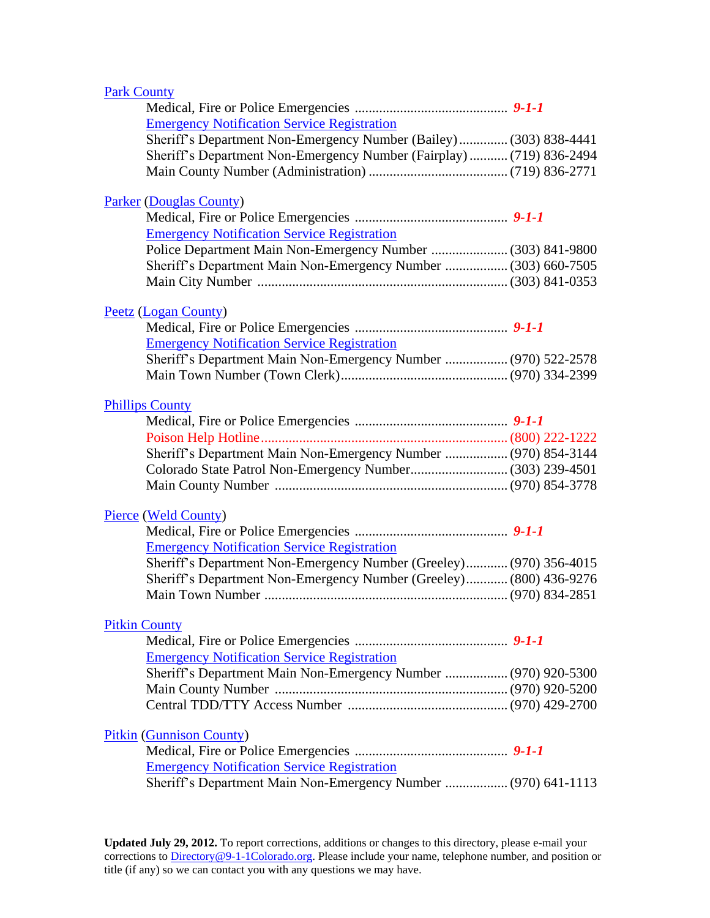Park County

- Medical, Fire or Police Emergencies ............................................ ***9-1-1***
- Emergency Notification Service Registration
- Sheriff's Department Non-Emergency Number (Bailey).............. (303) 838-4441
- Sheriff's Department Non-Emergency Number (Fairplay)........... (719) 836-2494
- Main County Number (Administration) ........................................ (719) 836-2771

Parker (Douglas County)

- Medical, Fire or Police Emergencies ............................................ ***9-1-1***
- Emergency Notification Service Registration
- Police Department Main Non-Emergency Number ...................... (303) 841-9800
- Sheriff's Department Main Non-Emergency Number .................. (303) 660-7505
- Main City Number ........................................................................ (303) 841-0353

Peetz (Logan County)

- Medical, Fire or Police Emergencies ............................................ ***9-1-1***
- Emergency Notification Service Registration
- Sheriff's Department Main Non-Emergency Number .................. (970) 522-2578
- Main Town Number (Town Clerk)................................................ (970) 334-2399

Phillips County

- Medical, Fire or Police Emergencies ............................................ ***9-1-1***
- Poison Help Hotline....................................................................... (800) 222-1222
- Sheriff's Department Main Non-Emergency Number .................. (970) 854-3144
- Colorado State Patrol Non-Emergency Number............................ (303) 239-4501
- Main County Number ................................................................... (970) 854-3778

Pierce (Weld County)

- Medical, Fire or Police Emergencies ............................................ ***9-1-1***
- Emergency Notification Service Registration
- Sheriff's Department Non-Emergency Number (Greeley)............ (970) 356-4015
- Sheriff's Department Non-Emergency Number (Greeley)............ (800) 436-9276
- Main Town Number ...................................................................... (970) 834-2851

Pitkin County

- Medical, Fire or Police Emergencies ............................................ ***9-1-1***
- Emergency Notification Service Registration
- Sheriff's Department Main Non-Emergency Number .................. (970) 920-5300
- Main County Number ................................................................... (970) 920-5200
- Central TDD/TTY Access Number .............................................. (970) 429-2700

Pitkin (Gunnison County)

- Medical, Fire or Police Emergencies ............................................ ***9-1-1***
- Emergency Notification Service Registration
- Sheriff's Department Main Non-Emergency Number .................. (970) 641-1113

**Updated July 29, 2012.** To report corrections, additions or changes to this directory, please e-mail your corrections to Directory@9-1-1Colorado.org. Please include your name, telephone number, and position or title (if any) so we can contact you with any questions we may have.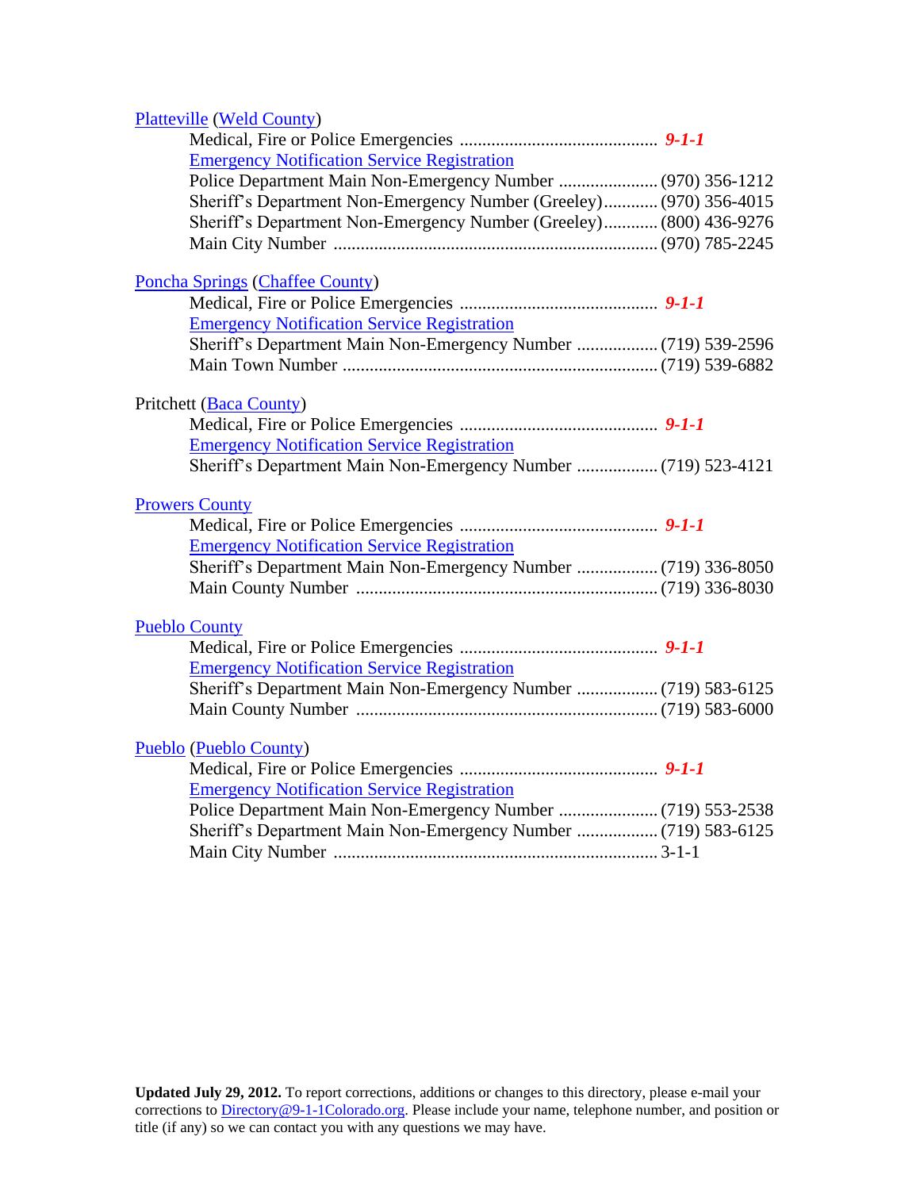Platteville (Weld County)

Medical, Fire or Police Emergencies ............................................ ***9-1-1***
Emergency Notification Service Registration
Police Department Main Non-Emergency Number ...................... (970) 356-1212
Sheriff's Department Non-Emergency Number (Greeley)............ (970) 356-4015
Sheriff's Department Non-Emergency Number (Greeley)............ (800) 436-9276
Main City Number ....................................................................... (970) 785-2245

Poncha Springs (Chaffee County)

Medical, Fire or Police Emergencies ............................................ ***9-1-1***
Emergency Notification Service Registration
Sheriff's Department Main Non-Emergency Number .................. (719) 539-2596
Main Town Number ..................................................................... (719) 539-6882

Pritchett (Baca County)

Medical, Fire or Police Emergencies ............................................ ***9-1-1***
Emergency Notification Service Registration
Sheriff's Department Main Non-Emergency Number .................. (719) 523-4121

Prowers County

Medical, Fire or Police Emergencies ............................................ ***9-1-1***
Emergency Notification Service Registration
Sheriff's Department Main Non-Emergency Number .................. (719) 336-8050
Main County Number .................................................................. (719) 336-8030

Pueblo County

Medical, Fire or Police Emergencies ............................................ ***9-1-1***
Emergency Notification Service Registration
Sheriff's Department Main Non-Emergency Number .................. (719) 583-6125
Main County Number .................................................................. (719) 583-6000

Pueblo (Pueblo County)

Medical, Fire or Police Emergencies ............................................ ***9-1-1***
Emergency Notification Service Registration
Police Department Main Non-Emergency Number ...................... (719) 553-2538
Sheriff's Department Main Non-Emergency Number .................. (719) 583-6125
Main City Number ....................................................................... 3-1-1

**Updated July 29, 2012.** To report corrections, additions or changes to this directory, please e-mail your corrections to Directory@9-1-1Colorado.org. Please include your name, telephone number, and position or title (if any) so we can contact you with any questions we may have.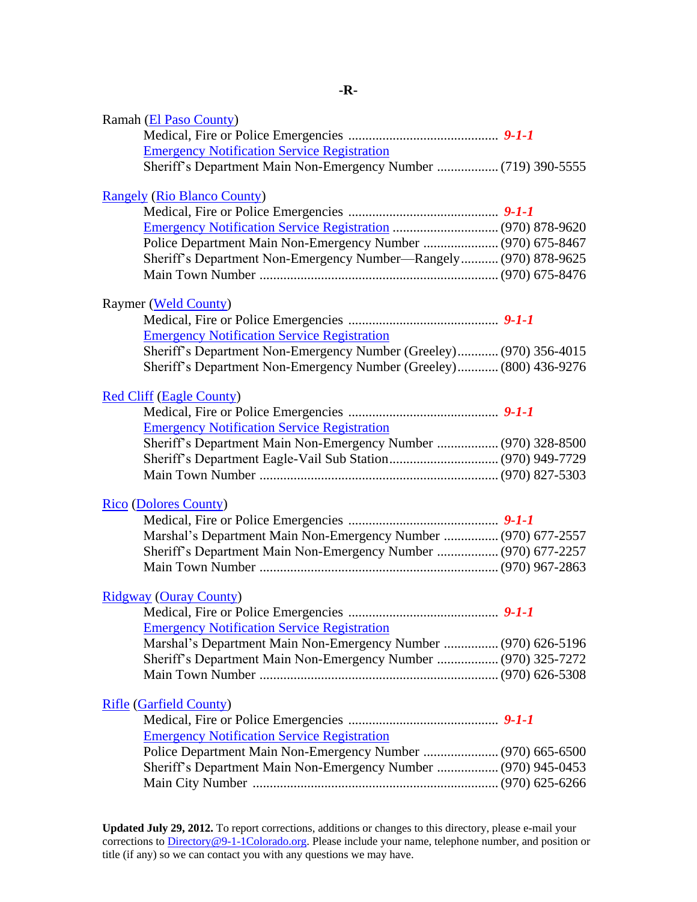# -R-

Ramah (El Paso County)
- Medical, Fire or Police Emergencies ............................................ ***9-1-1***
- Emergency Notification Service Registration
- Sheriff's Department Main Non-Emergency Number .................. (719) 390-5555

Rangely (Rio Blanco County)
- Medical, Fire or Police Emergencies ............................................ ***9-1-1***
- Emergency Notification Service Registration ............................... (970) 878-9620
- Police Department Main Non-Emergency Number ...................... (970) 675-8467
- Sheriff's Department Non-Emergency Number—Rangely ........... (970) 878-9625
- Main Town Number ..................................................................... (970) 675-8476

Raymer (Weld County)
- Medical, Fire or Police Emergencies ............................................ ***9-1-1***
- Emergency Notification Service Registration
- Sheriff's Department Non-Emergency Number (Greeley)............ (970) 356-4015
- Sheriff's Department Non-Emergency Number (Greeley)............ (800) 436-9276

Red Cliff (Eagle County)
- Medical, Fire or Police Emergencies ............................................ ***9-1-1***
- Emergency Notification Service Registration
- Sheriff's Department Main Non-Emergency Number .................. (970) 328-8500
- Sheriff's Department Eagle-Vail Sub Station................................ (970) 949-7729
- Main Town Number ..................................................................... (970) 827-5303

Rico (Dolores County)
- Medical, Fire or Police Emergencies ............................................ ***9-1-1***
- Marshal's Department Main Non-Emergency Number ................ (970) 677-2557
- Sheriff's Department Main Non-Emergency Number .................. (970) 677-2257
- Main Town Number ..................................................................... (970) 967-2863

Ridgway (Ouray County)
- Medical, Fire or Police Emergencies ............................................ ***9-1-1***
- Emergency Notification Service Registration
- Marshal's Department Main Non-Emergency Number ................ (970) 626-5196
- Sheriff's Department Main Non-Emergency Number .................. (970) 325-7272
- Main Town Number ..................................................................... (970) 626-5308

Rifle (Garfield County)
- Medical, Fire or Police Emergencies ............................................ ***9-1-1***
- Emergency Notification Service Registration
- Police Department Main Non-Emergency Number ...................... (970) 665-6500
- Sheriff's Department Main Non-Emergency Number .................. (970) 945-0453
- Main City Number ....................................................................... (970) 625-6266

**Updated July 29, 2012.** To report corrections, additions or changes to this directory, please e-mail your corrections to Directory@9-1-1Colorado.org. Please include your name, telephone number, and position or title (if any) so we can contact you with any questions we may have.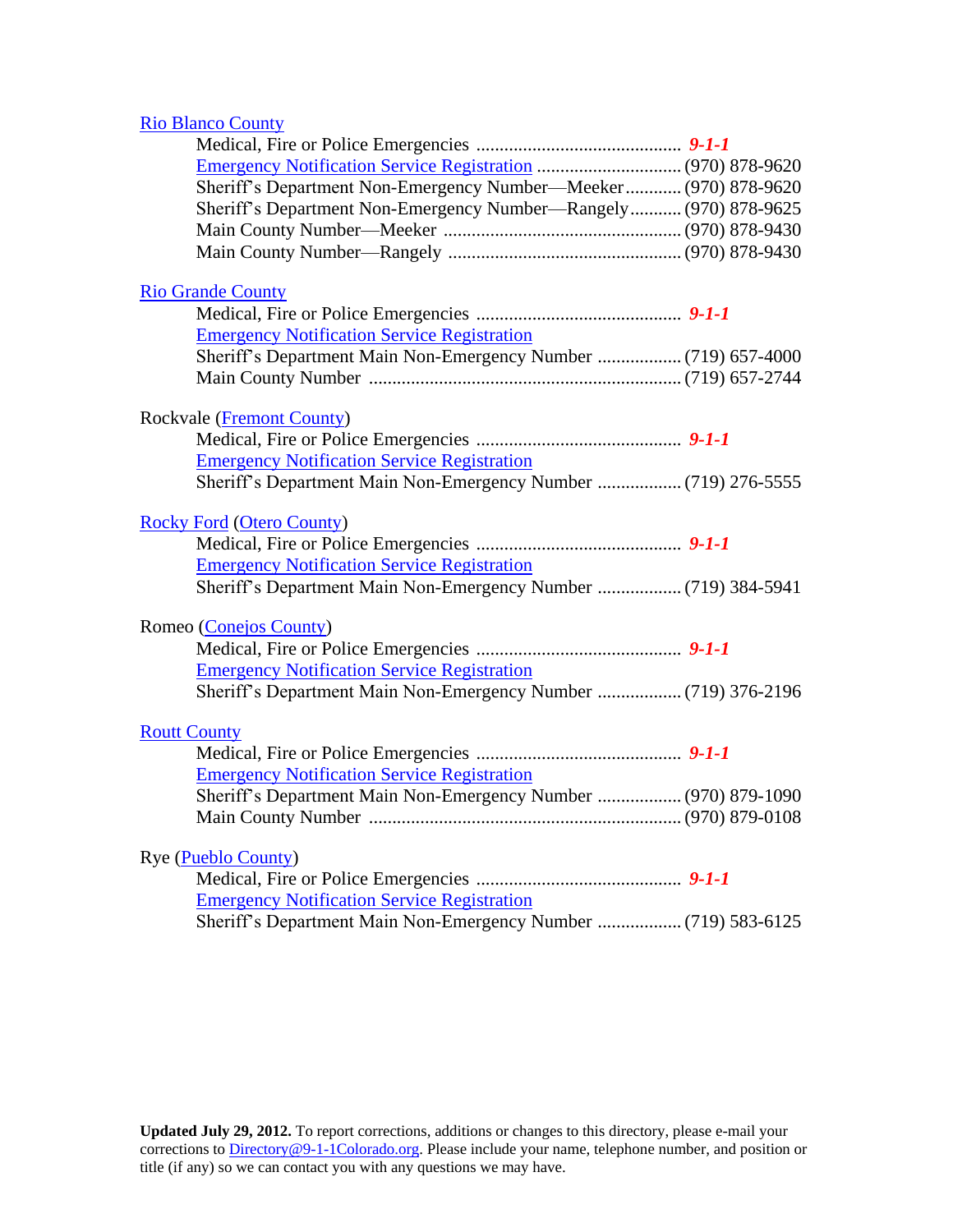Rio Blanco County

Medical, Fire or Police Emergencies ............................................ ***9-1-1***
Emergency Notification Service Registration ................................ (970) 878-9620
Sheriff's Department Non-Emergency Number—Meeker............ (970) 878-9620
Sheriff's Department Non-Emergency Number—Rangely........... (970) 878-9625
Main County Number—Meeker ................................................... (970) 878-9430
Main County Number—Rangely .................................................. (970) 878-9430

Rio Grande County

Medical, Fire or Police Emergencies ............................................ ***9-1-1***
Emergency Notification Service Registration
Sheriff's Department Main Non-Emergency Number .................. (719) 657-4000
Main County Number .................................................................. (719) 657-2744

Rockvale (Fremont County)

Medical, Fire or Police Emergencies ............................................ ***9-1-1***
Emergency Notification Service Registration
Sheriff's Department Main Non-Emergency Number .................. (719) 276-5555

Rocky Ford (Otero County)

Medical, Fire or Police Emergencies ............................................ ***9-1-1***
Emergency Notification Service Registration
Sheriff's Department Main Non-Emergency Number .................. (719) 384-5941

Romeo (Conejos County)

Medical, Fire or Police Emergencies ............................................ ***9-1-1***
Emergency Notification Service Registration
Sheriff's Department Main Non-Emergency Number .................. (719) 376-2196

Routt County

Medical, Fire or Police Emergencies ............................................ ***9-1-1***
Emergency Notification Service Registration
Sheriff's Department Main Non-Emergency Number .................. (970) 879-1090
Main County Number .................................................................. (970) 879-0108

Rye (Pueblo County)

Medical, Fire or Police Emergencies ............................................ ***9-1-1***
Emergency Notification Service Registration
Sheriff's Department Main Non-Emergency Number .................. (719) 583-6125

**Updated July 29, 2012.** To report corrections, additions or changes to this directory, please e-mail your corrections to Directory@9-1-1Colorado.org. Please include your name, telephone number, and position or title (if any) so we can contact you with any questions we may have.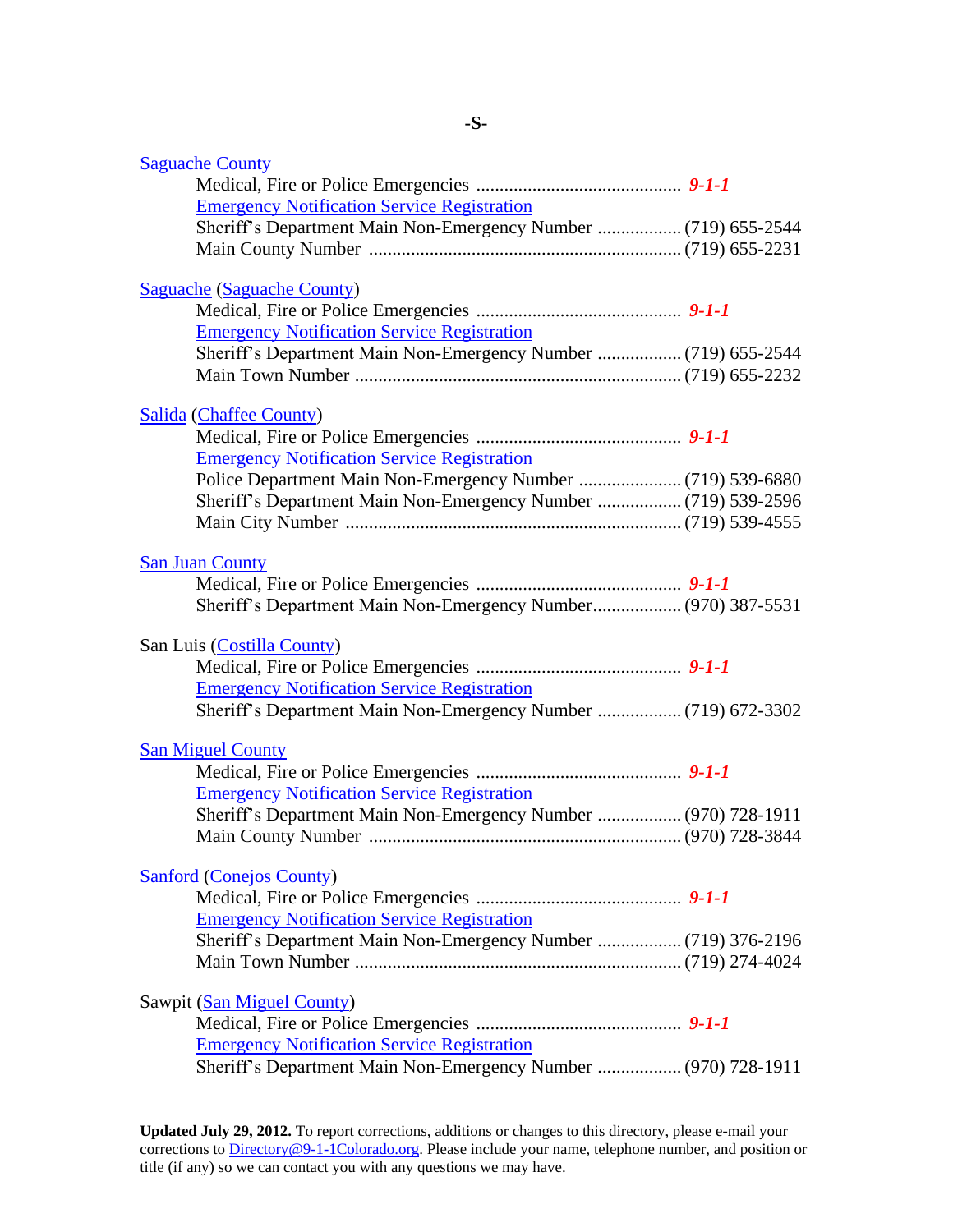## -S-

**Saguache County**
- Medical, Fire or Police Emergencies ............................................ ***9-1-1***
- Emergency Notification Service Registration
- Sheriff's Department Main Non-Emergency Number .................. (719) 655-2544
- Main County Number .................................................................. (719) 655-2231

**Saguache (Saguache County)**
- Medical, Fire or Police Emergencies ............................................ ***9-1-1***
- Emergency Notification Service Registration
- Sheriff's Department Main Non-Emergency Number .................. (719) 655-2544
- Main Town Number ..................................................................... (719) 655-2232

**Salida (Chaffee County)**
- Medical, Fire or Police Emergencies ............................................ ***9-1-1***
- Emergency Notification Service Registration
- Police Department Main Non-Emergency Number ...................... (719) 539-6880
- Sheriff's Department Main Non-Emergency Number .................. (719) 539-2596
- Main City Number ....................................................................... (719) 539-4555

**San Juan County**
- Medical, Fire or Police Emergencies ............................................ ***9-1-1***
- Sheriff's Department Main Non-Emergency Number................... (970) 387-5531

**San Luis (Costilla County)**
- Medical, Fire or Police Emergencies ............................................ ***9-1-1***
- Emergency Notification Service Registration
- Sheriff's Department Main Non-Emergency Number .................. (719) 672-3302

**San Miguel County**
- Medical, Fire or Police Emergencies ............................................ ***9-1-1***
- Emergency Notification Service Registration
- Sheriff's Department Main Non-Emergency Number .................. (970) 728-1911
- Main County Number .................................................................. (970) 728-3844

**Sanford (Conejos County)**
- Medical, Fire or Police Emergencies ............................................ ***9-1-1***
- Emergency Notification Service Registration
- Sheriff's Department Main Non-Emergency Number .................. (719) 376-2196
- Main Town Number ..................................................................... (719) 274-4024

**Sawpit (San Miguel County)**
- Medical, Fire or Police Emergencies ............................................ ***9-1-1***
- Emergency Notification Service Registration
- Sheriff's Department Main Non-Emergency Number .................. (970) 728-1911

**Updated July 29, 2012.** To report corrections, additions or changes to this directory, please e-mail your corrections to Directory@9-1-1Colorado.org. Please include your name, telephone number, and position or title (if any) so we can contact you with any questions we may have.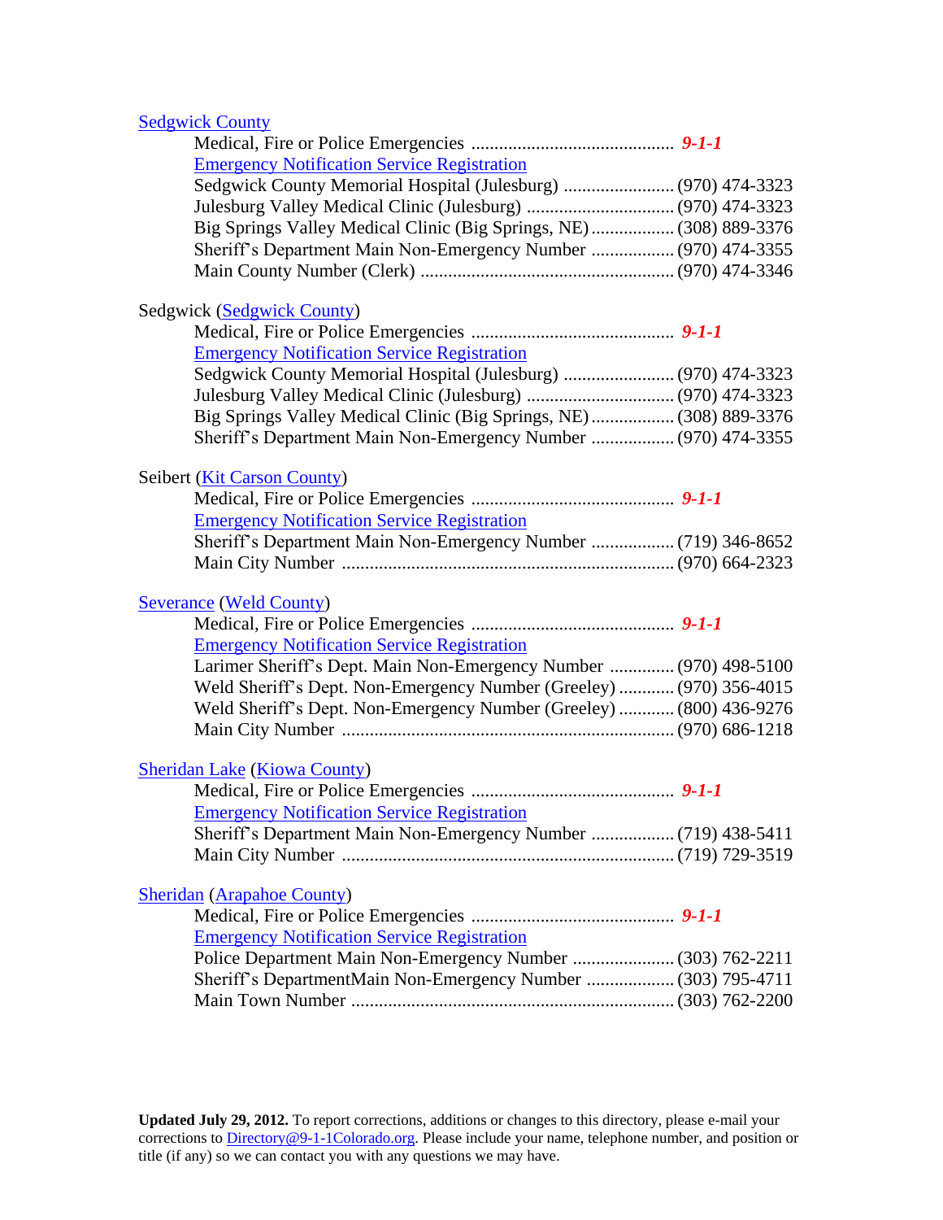Sedgwick County

- Medical, Fire or Police Emergencies ............................................ ***9-1-1***
- Emergency Notification Service Registration
- Sedgwick County Memorial Hospital (Julesburg) ........................ (970) 474-3323
- Julesburg Valley Medical Clinic (Julesburg) ................................ (970) 474-3323
- Big Springs Valley Medical Clinic (Big Springs, NE) .................. (308) 889-3376
- Sheriff's Department Main Non-Emergency Number .................. (970) 474-3355
- Main County Number (Clerk) ...................................................... (970) 474-3346

Sedgwick (Sedgwick County)

- Medical, Fire or Police Emergencies ............................................ ***9-1-1***
- Emergency Notification Service Registration
- Sedgwick County Memorial Hospital (Julesburg) ........................ (970) 474-3323
- Julesburg Valley Medical Clinic (Julesburg) ................................ (970) 474-3323
- Big Springs Valley Medical Clinic (Big Springs, NE) .................. (308) 889-3376
- Sheriff's Department Main Non-Emergency Number .................. (970) 474-3355

Seibert (Kit Carson County)

- Medical, Fire or Police Emergencies ............................................ ***9-1-1***
- Emergency Notification Service Registration
- Sheriff's Department Main Non-Emergency Number .................. (719) 346-8652
- Main City Number ........................................................................ (970) 664-2323

Severance (Weld County)

- Medical, Fire or Police Emergencies ............................................ ***9-1-1***
- Emergency Notification Service Registration
- Larimer Sheriff's Dept. Main Non-Emergency Number .............. (970) 498-5100
- Weld Sheriff's Dept. Non-Emergency Number (Greeley) ............ (970) 356-4015
- Weld Sheriff's Dept. Non-Emergency Number (Greeley) ............ (800) 436-9276
- Main City Number ........................................................................ (970) 686-1218

Sheridan Lake (Kiowa County)

- Medical, Fire or Police Emergencies ............................................ ***9-1-1***
- Emergency Notification Service Registration
- Sheriff's Department Main Non-Emergency Number .................. (719) 438-5411
- Main City Number ........................................................................ (719) 729-3519

Sheridan (Arapahoe County)

- Medical, Fire or Police Emergencies ............................................ ***9-1-1***
- Emergency Notification Service Registration
- Police Department Main Non-Emergency Number ...................... (303) 762-2211
- Sheriff's DepartmentMain Non-Emergency Number ................... (303) 795-4711
- Main Town Number ...................................................................... (303) 762-2200

**Updated July 29, 2012.** To report corrections, additions or changes to this directory, please e-mail your corrections to Directory@9-1-1Colorado.org. Please include your name, telephone number, and position or title (if any) so we can contact you with any questions we may have.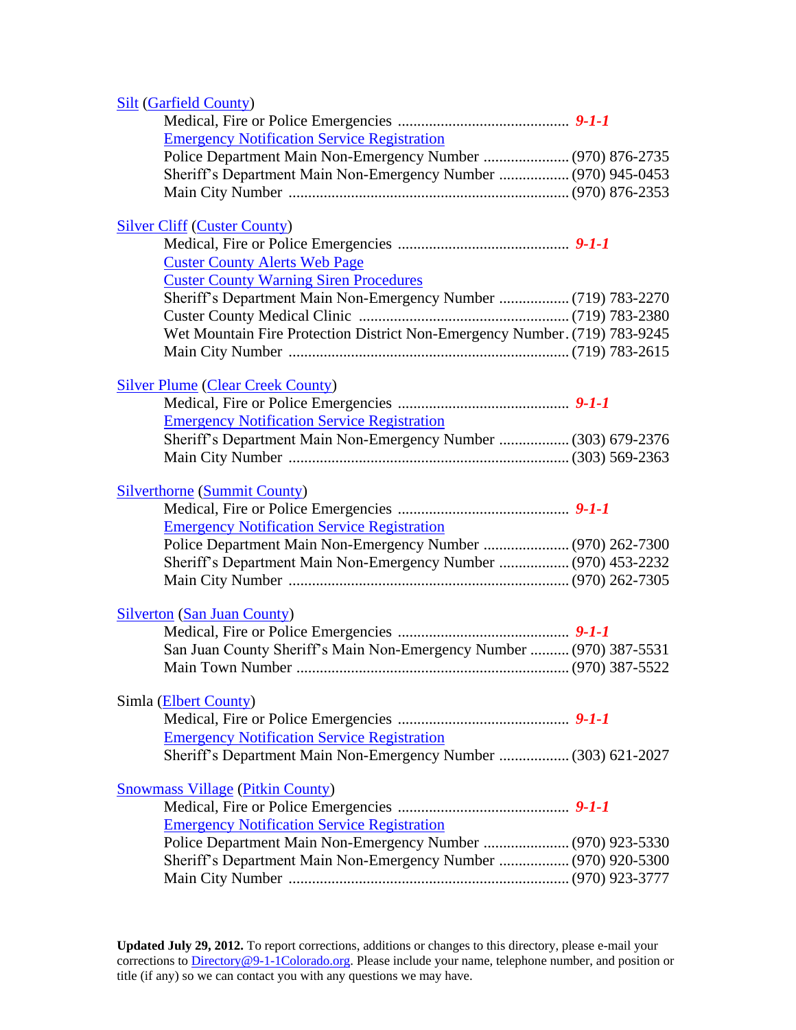Silt (Garfield County)

Medical, Fire or Police Emergencies ............................................ ***9-1-1***
Emergency Notification Service Registration
Police Department Main Non-Emergency Number ...................... (970) 876-2735
Sheriff's Department Main Non-Emergency Number .................. (970) 945-0453
Main City Number ....................................................................... (970) 876-2353

Silver Cliff (Custer County)

Medical, Fire or Police Emergencies ............................................ ***9-1-1***
Custer County Alerts Web Page
Custer County Warning Siren Procedures
Sheriff's Department Main Non-Emergency Number .................. (719) 783-2270
Custer County Medical Clinic ...................................................... (719) 783-2380
Wet Mountain Fire Protection District Non-Emergency Number. (719) 783-9245
Main City Number ....................................................................... (719) 783-2615

Silver Plume (Clear Creek County)

Medical, Fire or Police Emergencies ............................................ ***9-1-1***
Emergency Notification Service Registration
Sheriff's Department Main Non-Emergency Number .................. (303) 679-2376
Main City Number ....................................................................... (303) 569-2363

Silverthorne (Summit County)

Medical, Fire or Police Emergencies ............................................ ***9-1-1***
Emergency Notification Service Registration
Police Department Main Non-Emergency Number ...................... (970) 262-7300
Sheriff's Department Main Non-Emergency Number .................. (970) 453-2232
Main City Number ....................................................................... (970) 262-7305

Silverton (San Juan County)

Medical, Fire or Police Emergencies ............................................ ***9-1-1***
San Juan County Sheriff's Main Non-Emergency Number .......... (970) 387-5531
Main Town Number ..................................................................... (970) 387-5522

Simla (Elbert County)

Medical, Fire or Police Emergencies ............................................ ***9-1-1***
Emergency Notification Service Registration
Sheriff's Department Main Non-Emergency Number .................. (303) 621-2027

Snowmass Village (Pitkin County)

Medical, Fire or Police Emergencies ............................................ ***9-1-1***
Emergency Notification Service Registration
Police Department Main Non-Emergency Number ...................... (970) 923-5330
Sheriff's Department Main Non-Emergency Number .................. (970) 920-5300
Main City Number ....................................................................... (970) 923-3777

**Updated July 29, 2012.** To report corrections, additions or changes to this directory, please e-mail your corrections to Directory@9-1-1Colorado.org. Please include your name, telephone number, and position or title (if any) so we can contact you with any questions we may have.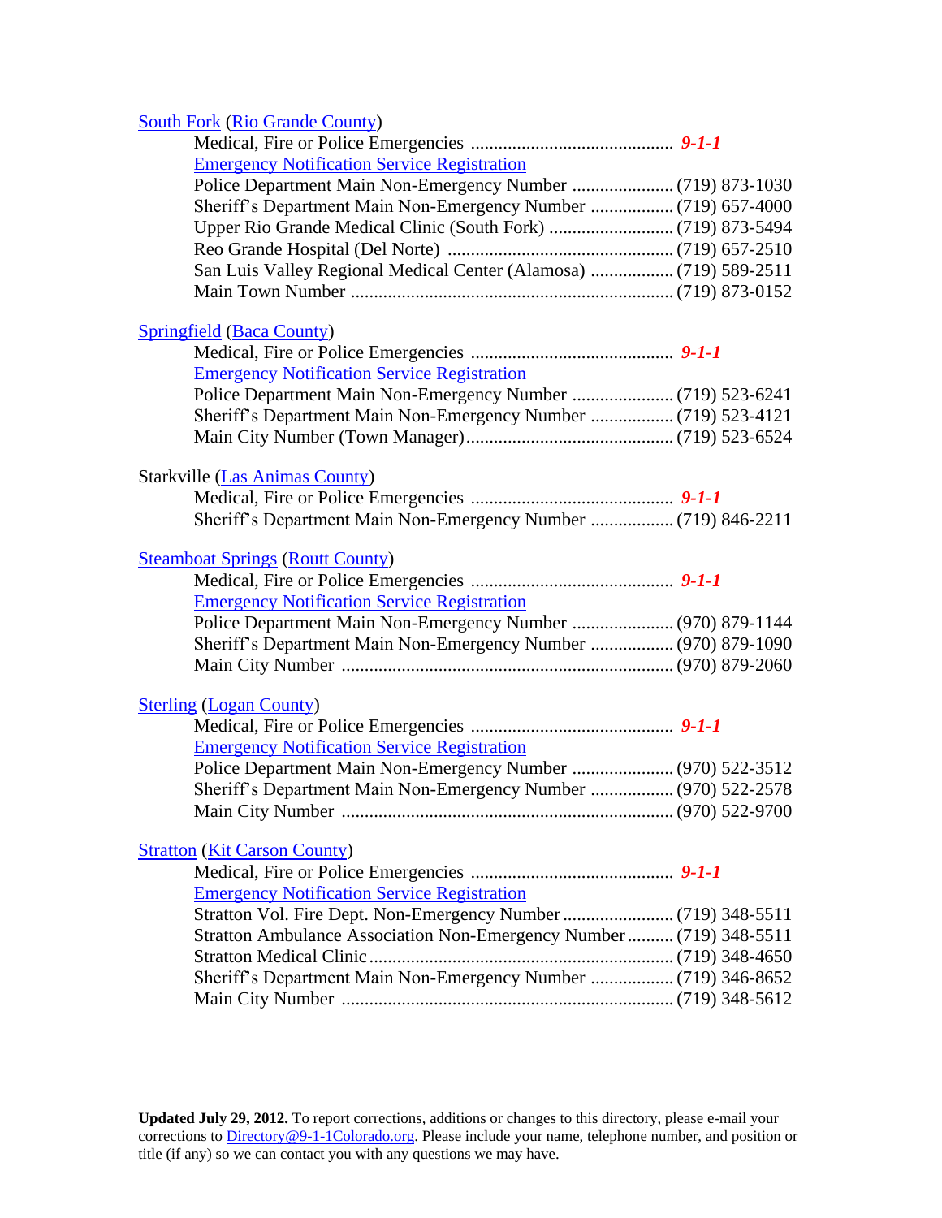South Fork (Rio Grande County)

- Medical, Fire or Police Emergencies ............................................ ***9-1-1***
- Emergency Notification Service Registration
- Police Department Main Non-Emergency Number ...................... (719) 873-1030
- Sheriff's Department Main Non-Emergency Number .................. (719) 657-4000
- Upper Rio Grande Medical Clinic (South Fork) ........................... (719) 873-5494
- Reo Grande Hospital (Del Norte) ................................................. (719) 657-2510
- San Luis Valley Regional Medical Center (Alamosa) .................. (719) 589-2511
- Main Town Number ...................................................................... (719) 873-0152

Springfield (Baca County)

- Medical, Fire or Police Emergencies ............................................ ***9-1-1***
- Emergency Notification Service Registration
- Police Department Main Non-Emergency Number ...................... (719) 523-6241
- Sheriff's Department Main Non-Emergency Number .................. (719) 523-4121
- Main City Number (Town Manager)............................................. (719) 523-6524

Starkville (Las Animas County)

- Medical, Fire or Police Emergencies ............................................ ***9-1-1***
- Sheriff's Department Main Non-Emergency Number .................. (719) 846-2211

Steamboat Springs (Routt County)

- Medical, Fire or Police Emergencies ............................................ ***9-1-1***
- Emergency Notification Service Registration
- Police Department Main Non-Emergency Number ...................... (970) 879-1144
- Sheriff's Department Main Non-Emergency Number .................. (970) 879-1090
- Main City Number ........................................................................ (970) 879-2060

Sterling (Logan County)

- Medical, Fire or Police Emergencies ............................................ ***9-1-1***
- Emergency Notification Service Registration
- Police Department Main Non-Emergency Number ...................... (970) 522-3512
- Sheriff's Department Main Non-Emergency Number .................. (970) 522-2578
- Main City Number ........................................................................ (970) 522-9700

Stratton (Kit Carson County)

- Medical, Fire or Police Emergencies ............................................ ***9-1-1***
- Emergency Notification Service Registration
- Stratton Vol. Fire Dept. Non-Emergency Number ........................ (719) 348-5511
- Stratton Ambulance Association Non-Emergency Number .......... (719) 348-5511
- Stratton Medical Clinic .................................................................. (719) 348-4650
- Sheriff's Department Main Non-Emergency Number .................. (719) 346-8652
- Main City Number ........................................................................ (719) 348-5612

**Updated July 29, 2012.** To report corrections, additions or changes to this directory, please e-mail your corrections to Directory@9-1-1Colorado.org. Please include your name, telephone number, and position or title (if any) so we can contact you with any questions we may have.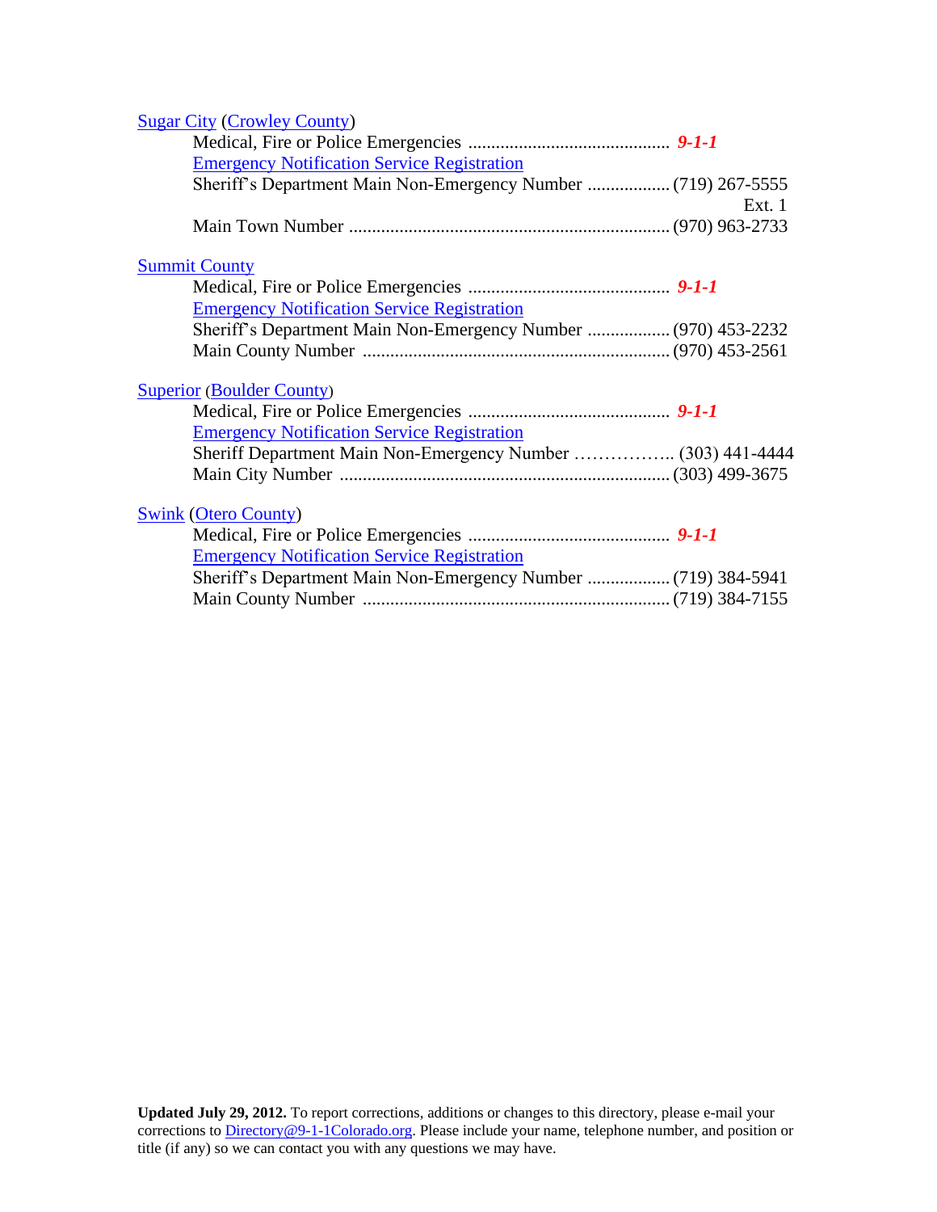Sugar City (Crowley County)

Medical, Fire or Police Emergencies ............................................ ***9-1-1***

Emergency Notification Service Registration

Sheriff's Department Main Non-Emergency Number .................. (719) 267-5555 Ext. 1

Main Town Number ...................................................................... (970) 963-2733

Summit County

Medical, Fire or Police Emergencies ............................................ ***9-1-1***

Emergency Notification Service Registration

Sheriff's Department Main Non-Emergency Number .................. (970) 453-2232

Main County Number ................................................................... (970) 453-2561

Superior (Boulder County)

Medical, Fire or Police Emergencies ............................................ ***9-1-1***

Emergency Notification Service Registration

Sheriff Department Main Non-Emergency Number …………….. (303) 441-4444

Main City Number ........................................................................ (303) 499-3675

Swink (Otero County)

Medical, Fire or Police Emergencies ............................................ ***9-1-1***

Emergency Notification Service Registration

Sheriff's Department Main Non-Emergency Number .................. (719) 384-5941

Main County Number ................................................................... (719) 384-7155

**Updated July 29, 2012.** To report corrections, additions or changes to this directory, please e-mail your corrections to Directory@9-1-1Colorado.org. Please include your name, telephone number, and position or title (if any) so we can contact you with any questions we may have.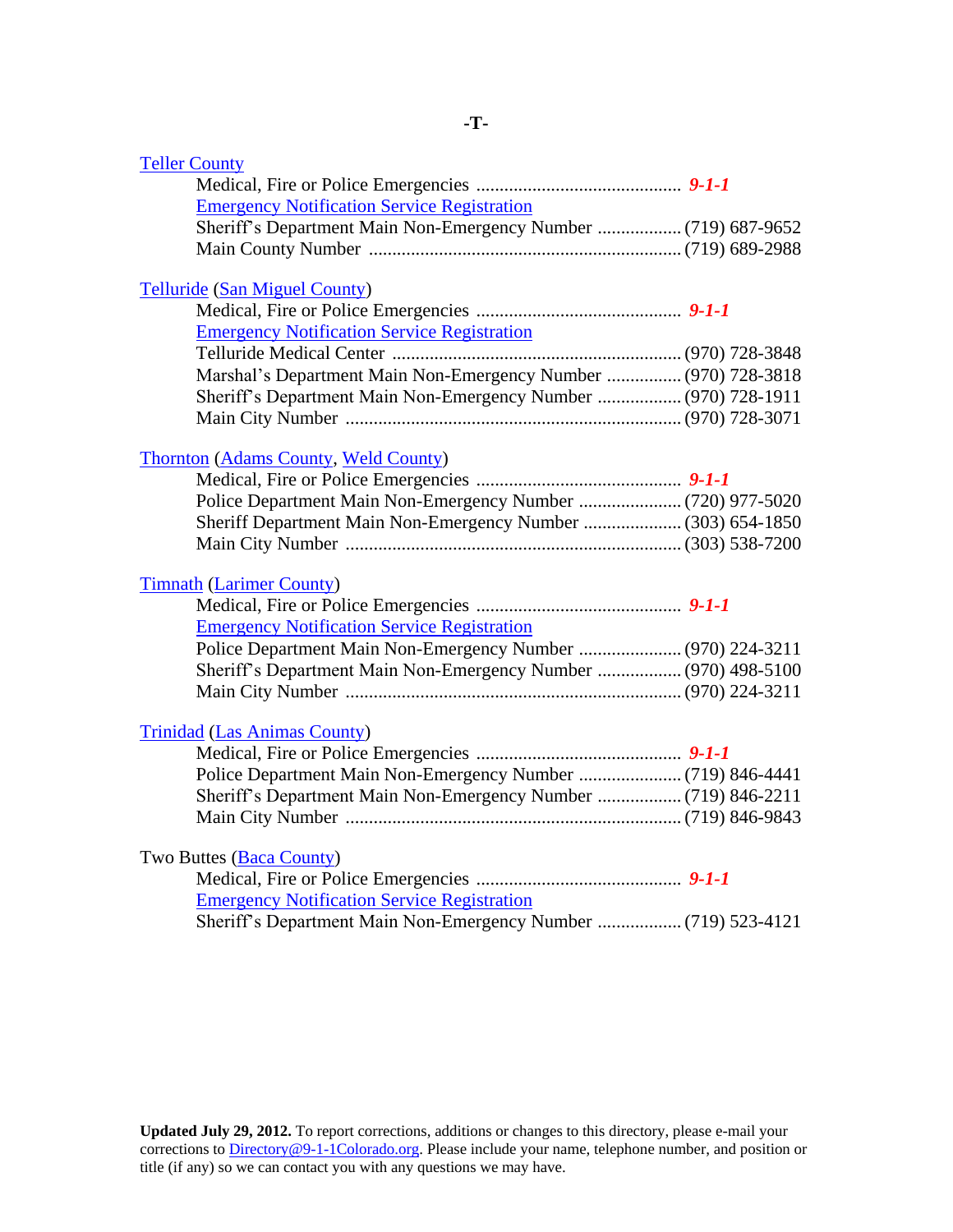# -T-

**Teller County**

Medical, Fire or Police Emergencies ............................................ ***9-1-1***
Emergency Notification Service Registration
Sheriff's Department Main Non-Emergency Number .................. (719) 687-9652
Main County Number .................................................................. (719) 689-2988

**Telluride (San Miguel County)**

Medical, Fire or Police Emergencies ............................................ ***9-1-1***
Emergency Notification Service Registration
Telluride Medical Center ............................................................. (970) 728-3848
Marshal's Department Main Non-Emergency Number ................ (970) 728-3818
Sheriff's Department Main Non-Emergency Number .................. (970) 728-1911
Main City Number ....................................................................... (970) 728-3071

**Thornton (Adams County, Weld County)**

Medical, Fire or Police Emergencies ............................................ ***9-1-1***
Police Department Main Non-Emergency Number ...................... (720) 977-5020
Sheriff Department Main Non-Emergency Number ..................... (303) 654-1850
Main City Number ....................................................................... (303) 538-7200

**Timnath (Larimer County)**

Medical, Fire or Police Emergencies ............................................ ***9-1-1***
Emergency Notification Service Registration
Police Department Main Non-Emergency Number ...................... (970) 224-3211
Sheriff's Department Main Non-Emergency Number .................. (970) 498-5100
Main City Number ....................................................................... (970) 224-3211

**Trinidad (Las Animas County)**

Medical, Fire or Police Emergencies ............................................ ***9-1-1***
Police Department Main Non-Emergency Number ...................... (719) 846-4441
Sheriff's Department Main Non-Emergency Number .................. (719) 846-2211
Main City Number ....................................................................... (719) 846-9843

**Two Buttes (Baca County)**

Medical, Fire or Police Emergencies ............................................ ***9-1-1***
Emergency Notification Service Registration
Sheriff's Department Main Non-Emergency Number .................. (719) 523-4121

**Updated July 29, 2012.** To report corrections, additions or changes to this directory, please e-mail your corrections to Directory@9-1-1Colorado.org. Please include your name, telephone number, and position or title (if any) so we can contact you with any questions we may have.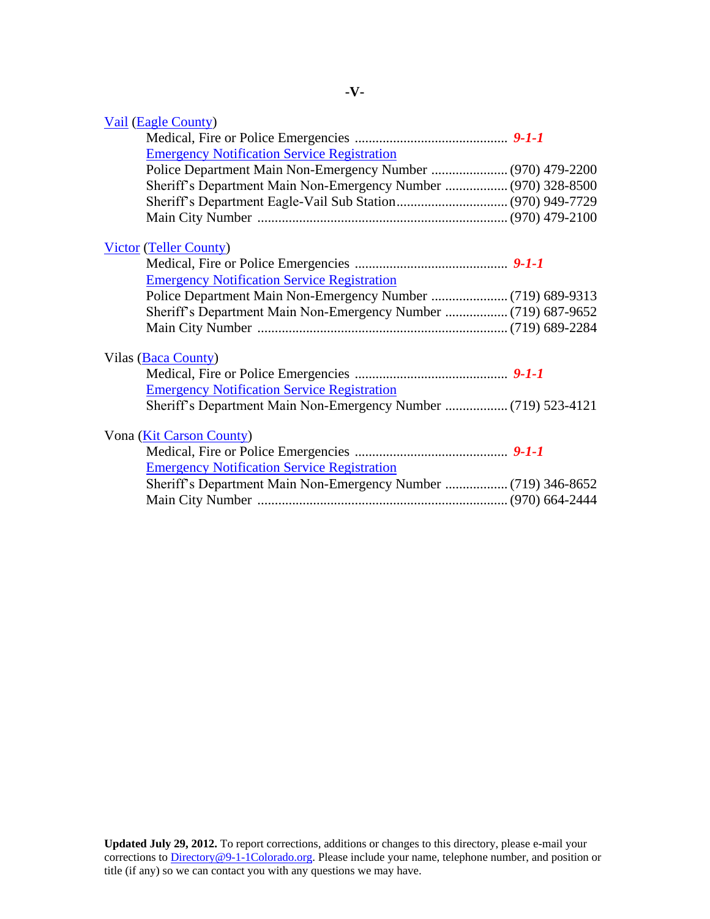# -V-

**Vail (Eagle County)**

- Medical, Fire or Police Emergencies ............................................ ***9-1-1***
- Emergency Notification Service Registration
- Police Department Main Non-Emergency Number ...................... (970) 479-2200
- Sheriff's Department Main Non-Emergency Number .................. (970) 328-8500
- Sheriff's Department Eagle-Vail Sub Station................................ (970) 949-7729
- Main City Number ....................................................................... (970) 479-2100

**Victor (Teller County)**

- Medical, Fire or Police Emergencies ............................................ ***9-1-1***
- Emergency Notification Service Registration
- Police Department Main Non-Emergency Number ...................... (719) 689-9313
- Sheriff's Department Main Non-Emergency Number .................. (719) 687-9652
- Main City Number ....................................................................... (719) 689-2284

**Vilas (Baca County)**

- Medical, Fire or Police Emergencies ............................................ ***9-1-1***
- Emergency Notification Service Registration
- Sheriff's Department Main Non-Emergency Number .................. (719) 523-4121

**Vona (Kit Carson County)**

- Medical, Fire or Police Emergencies ............................................ ***9-1-1***
- Emergency Notification Service Registration
- Sheriff's Department Main Non-Emergency Number .................. (719) 346-8652
- Main City Number ....................................................................... (970) 664-2444

**Updated July 29, 2012.** To report corrections, additions or changes to this directory, please e-mail your corrections to Directory@9-1-1Colorado.org. Please include your name, telephone number, and position or title (if any) so we can contact you with any questions we may have.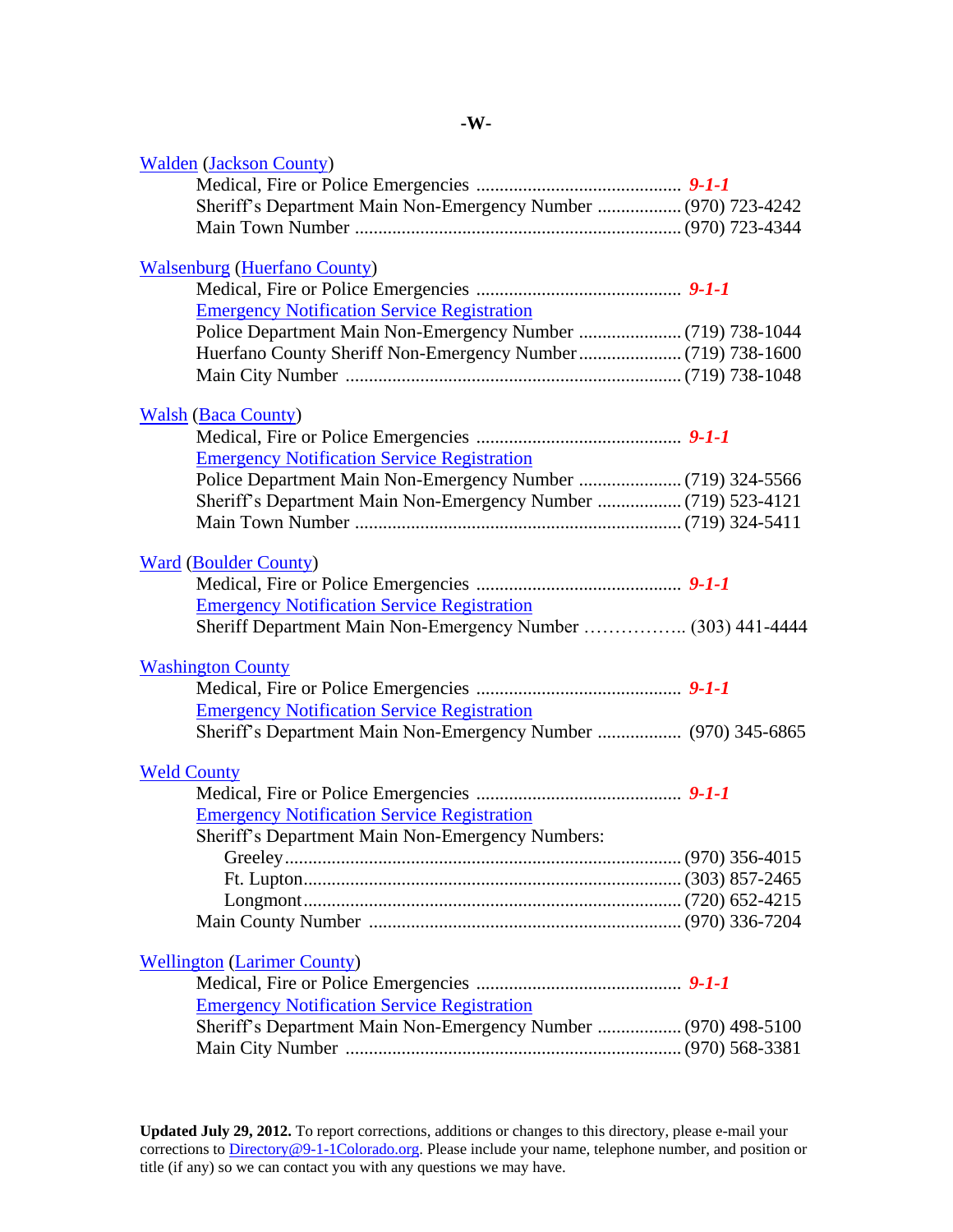## -W-

**Walden (Jackson County)**

- Medical, Fire or Police Emergencies ............................................ ***9-1-1***
- Sheriff's Department Main Non-Emergency Number .................. (970) 723-4242
- Main Town Number ..................................................................... (970) 723-4344

**Walsenburg (Huerfano County)**

- Medical, Fire or Police Emergencies ............................................ ***9-1-1***
- Emergency Notification Service Registration
- Police Department Main Non-Emergency Number ...................... (719) 738-1044
- Huerfano County Sheriff Non-Emergency Number ...................... (719) 738-1600
- Main City Number ....................................................................... (719) 738-1048

**Walsh (Baca County)**

- Medical, Fire or Police Emergencies ............................................ ***9-1-1***
- Emergency Notification Service Registration
- Police Department Main Non-Emergency Number ...................... (719) 324-5566
- Sheriff's Department Main Non-Emergency Number .................. (719) 523-4121
- Main Town Number ..................................................................... (719) 324-5411

**Ward (Boulder County)**

- Medical, Fire or Police Emergencies ............................................ ***9-1-1***
- Emergency Notification Service Registration
- Sheriff Department Main Non-Emergency Number ……………... (303) 441-4444

**Washington County**

- Medical, Fire or Police Emergencies ............................................ ***9-1-1***
- Emergency Notification Service Registration
- Sheriff's Department Main Non-Emergency Number .................. (970) 345-6865

**Weld County**

- Medical, Fire or Police Emergencies ............................................ ***9-1-1***
- Emergency Notification Service Registration
- Sheriff's Department Main Non-Emergency Numbers:
  - Greeley..................................................................................... (970) 356-4015
  - Ft. Lupton................................................................................. (303) 857-2465
  - Longmont................................................................................. (720) 652-4215
- Main County Number .................................................................. (970) 336-7204

**Wellington (Larimer County)**

- Medical, Fire or Police Emergencies ............................................ ***9-1-1***
- Emergency Notification Service Registration
- Sheriff's Department Main Non-Emergency Number .................. (970) 498-5100
- Main City Number ....................................................................... (970) 568-3381

**Updated July 29, 2012.** To report corrections, additions or changes to this directory, please e-mail your corrections to Directory@9-1-1Colorado.org. Please include your name, telephone number, and position or title (if any) so we can contact you with any questions we may have.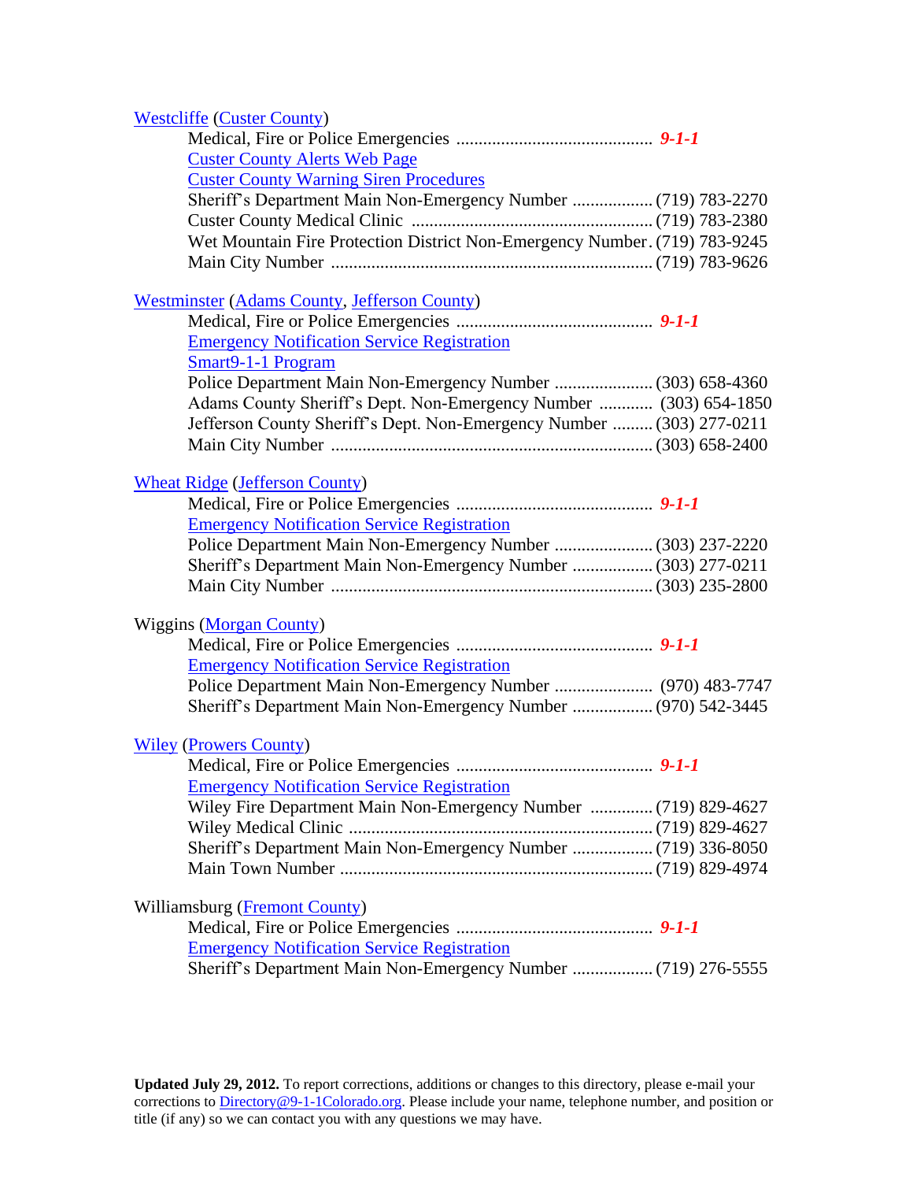Westcliffe (Custer County)

Medical, Fire or Police Emergencies ............................................ ***9-1-1***

Custer County Alerts Web Page

Custer County Warning Siren Procedures

Sheriff's Department Main Non-Emergency Number .................. (719) 783-2270

Custer County Medical Clinic ...................................................... (719) 783-2380

Wet Mountain Fire Protection District Non-Emergency Number . (719) 783-9245

Main City Number ....................................................................... (719) 783-9626

Westminster (Adams County, Jefferson County)

Medical, Fire or Police Emergencies ............................................ ***9-1-1***

Emergency Notification Service Registration

Smart9-1-1 Program

Police Department Main Non-Emergency Number ...................... (303) 658-4360

Adams County Sheriff's Dept. Non-Emergency Number ............ (303) 654-1850

Jefferson County Sheriff's Dept. Non-Emergency Number ......... (303) 277-0211

Main City Number ....................................................................... (303) 658-2400

Wheat Ridge (Jefferson County)

Medical, Fire or Police Emergencies ............................................ ***9-1-1***

Emergency Notification Service Registration

Police Department Main Non-Emergency Number ...................... (303) 237-2220

Sheriff's Department Main Non-Emergency Number .................. (303) 277-0211

Main City Number ....................................................................... (303) 235-2800

Wiggins (Morgan County)

Medical, Fire or Police Emergencies ............................................ ***9-1-1***

Emergency Notification Service Registration

Police Department Main Non-Emergency Number ...................... (970) 483-7747

Sheriff's Department Main Non-Emergency Number .................. (970) 542-3445

Wiley (Prowers County)

Medical, Fire or Police Emergencies ............................................ ***9-1-1***

Emergency Notification Service Registration

Wiley Fire Department Main Non-Emergency Number .............. (719) 829-4627

Wiley Medical Clinic ................................................................... (719) 829-4627

Sheriff's Department Main Non-Emergency Number .................. (719) 336-8050

Main Town Number ..................................................................... (719) 829-4974

Williamsburg (Fremont County)

Medical, Fire or Police Emergencies ............................................ ***9-1-1***

Emergency Notification Service Registration

Sheriff's Department Main Non-Emergency Number .................. (719) 276-5555

**Updated July 29, 2012.** To report corrections, additions or changes to this directory, please e-mail your corrections to Directory@9-1-1Colorado.org. Please include your name, telephone number, and position or title (if any) so we can contact you with any questions we may have.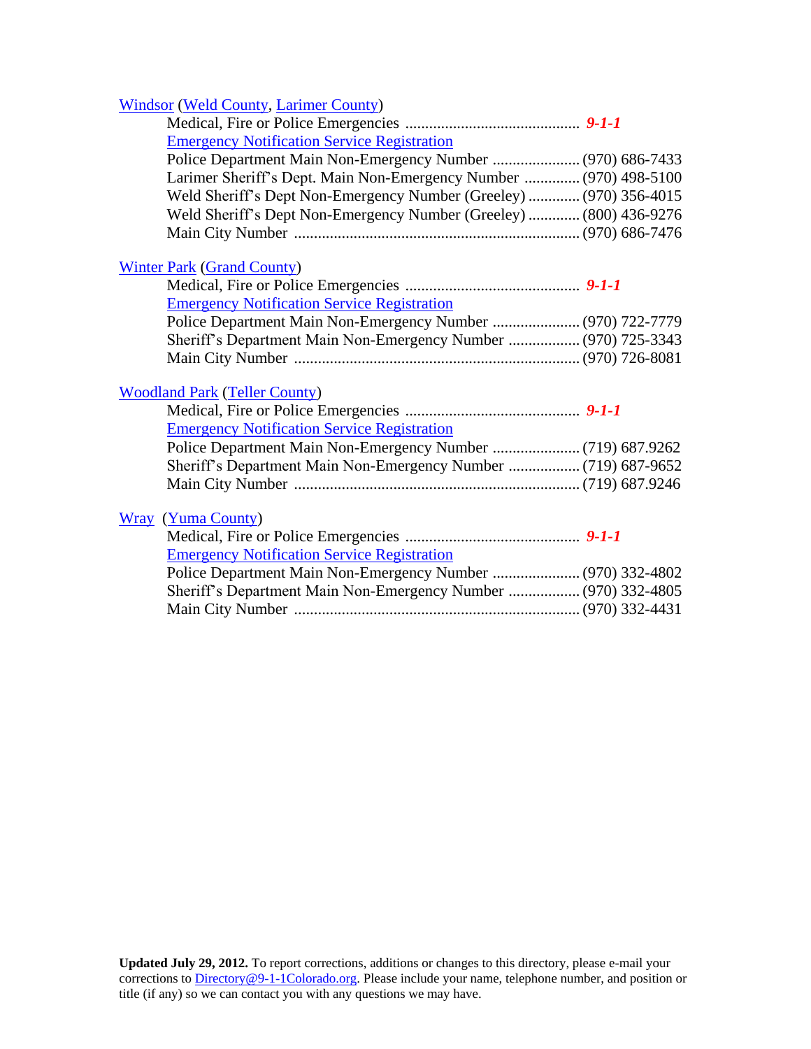Windsor (Weld County, Larimer County)

Medical, Fire or Police Emergencies ............................................ ***9-1-1***
Emergency Notification Service Registration
Police Department Main Non-Emergency Number ...................... (970) 686-7433
Larimer Sheriff's Dept. Main Non-Emergency Number .............. (970) 498-5100
Weld Sheriff's Dept Non-Emergency Number (Greeley) ............. (970) 356-4015
Weld Sheriff's Dept Non-Emergency Number (Greeley) ............. (800) 436-9276
Main City Number ....................................................................... (970) 686-7476

Winter Park (Grand County)

Medical, Fire or Police Emergencies ............................................ ***9-1-1***
Emergency Notification Service Registration
Police Department Main Non-Emergency Number ...................... (970) 722-7779
Sheriff's Department Main Non-Emergency Number .................. (970) 725-3343
Main City Number ....................................................................... (970) 726-8081

Woodland Park (Teller County)

Medical, Fire or Police Emergencies ............................................ ***9-1-1***
Emergency Notification Service Registration
Police Department Main Non-Emergency Number ...................... (719) 687.9262
Sheriff's Department Main Non-Emergency Number .................. (719) 687-9652
Main City Number ....................................................................... (719) 687.9246

Wray (Yuma County)

Medical, Fire or Police Emergencies ............................................ ***9-1-1***
Emergency Notification Service Registration
Police Department Main Non-Emergency Number ...................... (970) 332-4802
Sheriff's Department Main Non-Emergency Number .................. (970) 332-4805
Main City Number ....................................................................... (970) 332-4431

**Updated July 29, 2012.** To report corrections, additions or changes to this directory, please e-mail your corrections to Directory@9-1-1Colorado.org. Please include your name, telephone number, and position or title (if any) so we can contact you with any questions we may have.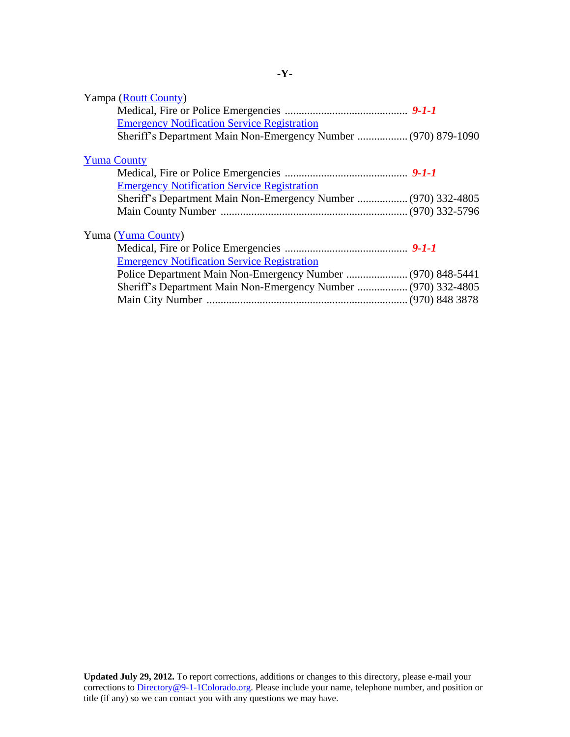## -Y-

Yampa (Routt County)

Medical, Fire or Police Emergencies ............................................ ***9-1-1***

Emergency Notification Service Registration

Sheriff's Department Main Non-Emergency Number .................. (970) 879-1090

Yuma County

Medical, Fire or Police Emergencies ............................................ ***9-1-1***

Emergency Notification Service Registration

Sheriff's Department Main Non-Emergency Number .................. (970) 332-4805

Main County Number ................................................................... (970) 332-5796

Yuma (Yuma County)

Medical, Fire or Police Emergencies ............................................ ***9-1-1***

Emergency Notification Service Registration

Police Department Main Non-Emergency Number ...................... (970) 848-5441

Sheriff's Department Main Non-Emergency Number .................. (970) 332-4805

Main City Number ........................................................................ (970) 848 3878

**Updated July 29, 2012.** To report corrections, additions or changes to this directory, please e-mail your corrections to Directory@9-1-1Colorado.org. Please include your name, telephone number, and position or title (if any) so we can contact you with any questions we may have.